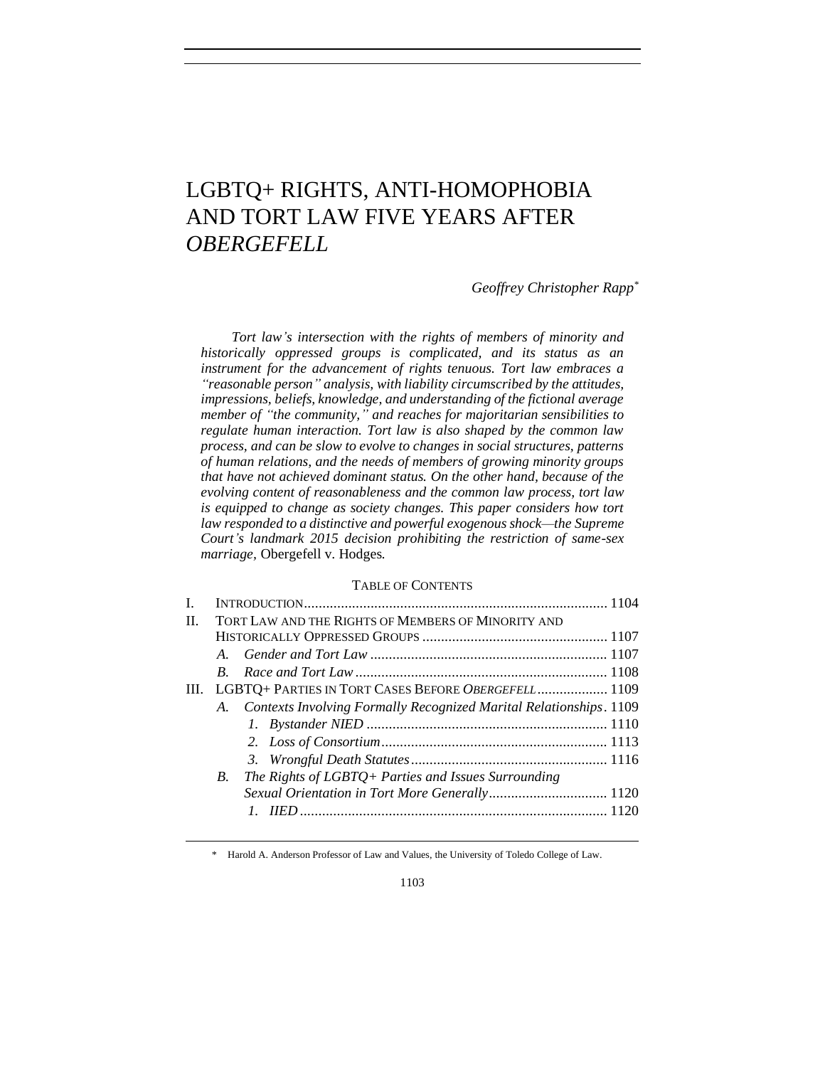# LGBTQ+ RIGHTS, ANTI-HOMOPHOBIA AND TORT LAW FIVE YEARS AFTER *OBERGEFELL*

*Geoffrey Christopher Rapp*[*]

*Tort law's intersection with the rights of members of minority and historically oppressed groups is complicated, and its status as an instrument for the advancement of rights tenuous. Tort law embraces a "reasonable person" analysis, with liability circumscribed by the attitudes, impressions, beliefs, knowledge, and understanding of the fictional average member of "the community," and reaches for majoritarian sensibilities to regulate human interaction. Tort law is also shaped by the common law process, and can be slow to evolve to changes in social structures, patterns of human relations, and the needs of members of growing minority groups that have not achieved dominant status. On the other hand, because of the evolving content of reasonableness and the common law process, tort law is equipped to change as society changes. This paper considers how tort law responded to a distinctive and powerful exogenous shock—the Supreme Court's landmark 2015 decision prohibiting the restriction of same-sex marriage,* Obergefell v. Hodges*.*

TABLE OF CONTENTS

- I. INTRODUCTION .................................................................................. 1104
- II. TORT LAW AND THE RIGHTS OF MEMBERS OF MINORITY AND HISTORICALLY OPPRESSED GROUPS .................................................. 1107
  - *A. Gender and Tort Law* ................................................................ 1107
  - *B. Race and Tort Law* .................................................................... 1108
- III. LGBTQ+ PARTIES IN TORT CASES BEFORE *OBERGEFELL* ................... 1109
  - *A. Contexts Involving Formally Recognized Marital Relationships* . 1109
    - *1. Bystander NIED* ................................................................. 1110
    - *2. Loss of Consortium* ............................................................. 1113
    - *3. Wrongful Death Statutes* ..................................................... 1116
  - *B. The Rights of LGBTQ+ Parties and Issues Surrounding Sexual Orientation in Tort More Generally* ................................ 1120
    - *1. IIED* .................................................................................. 1120

[*] Harold A. Anderson Professor of Law and Values, the University of Toledo College of Law.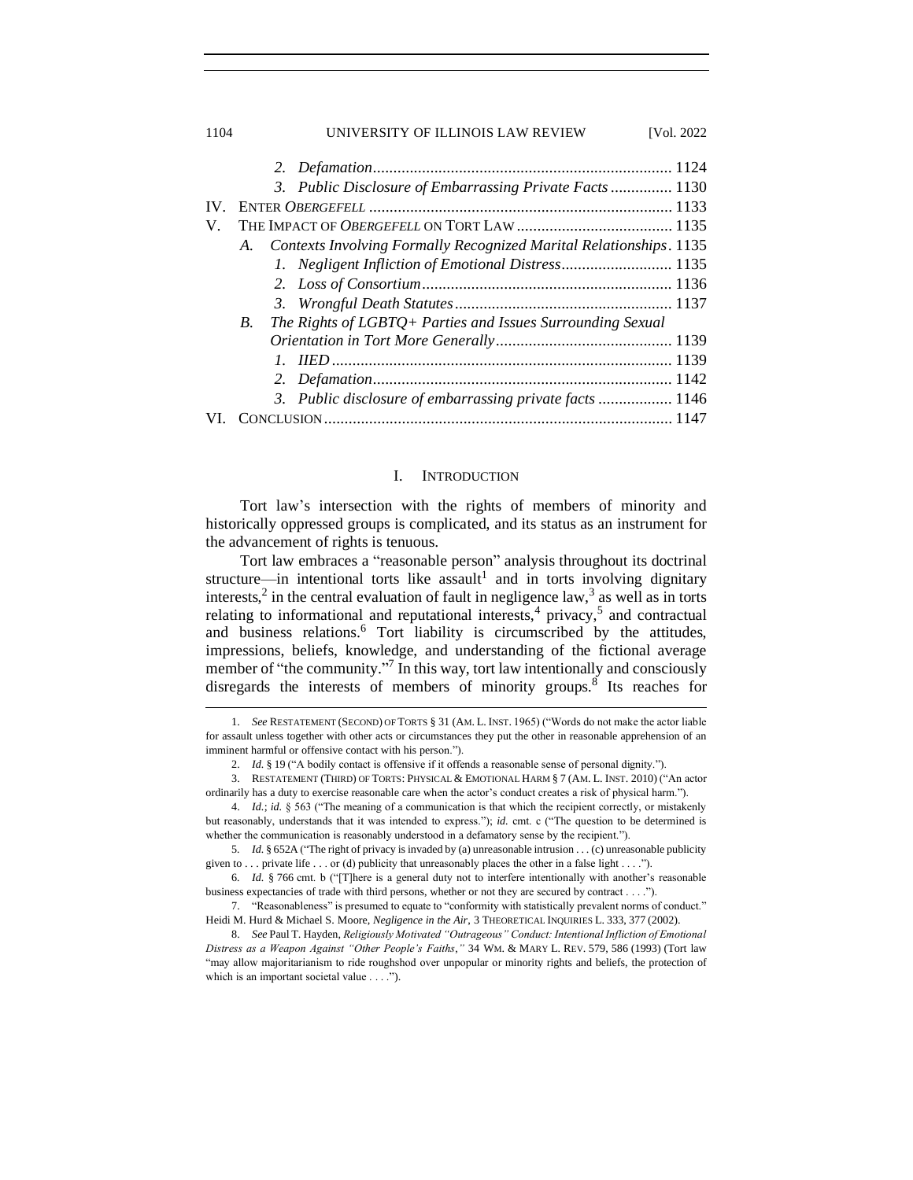2. *Defamation* ........................................................................ 1124
3. *Public Disclosure of Embarrassing Private Facts* ............... 1130

IV. ENTER *OBERGEFELL* .......................................................................... 1133

V. THE IMPACT OF *OBERGEFELL* ON TORT LAW ...................................... 1135

A. *Contexts Involving Formally Recognized Marital Relationships*. 1135
1. *Negligent Infliction of Emotional Distress* ........................... 1135
2. *Loss of Consortium* ............................................................ 1136
3. *Wrongful Death Statutes* .................................................... 1137

B. *The Rights of LGBTQ+ Parties and Issues Surrounding Sexual Orientation in Tort More Generally* ........................................... 1139
1. *IIED* .................................................................................. 1139
2. *Defamation* ........................................................................ 1142
3. *Public disclosure of embarrassing private facts* .................. 1146

VI. CONCLUSION .................................................................................... 1147

## I. INTRODUCTION

Tort law's intersection with the rights of members of minority and historically oppressed groups is complicated, and its status as an instrument for the advancement of rights is tenuous.

Tort law embraces a "reasonable person" analysis throughout its doctrinal structure—in intentional torts like assault[1] and in torts involving dignitary interests,[2] in the central evaluation of fault in negligence law,[3] as well as in torts relating to informational and reputational interests,[4] privacy,[5] and contractual and business relations.[6] Tort liability is circumscribed by the attitudes, impressions, beliefs, knowledge, and understanding of the fictional average member of "the community."[7] In this way, tort law intentionally and consciously disregards the interests of members of minority groups.[8] Its reaches for

---

1. *See* RESTATEMENT (SECOND) OF TORTS § 31 (AM. L. INST. 1965) ("Words do not make the actor liable for assault unless together with other acts or circumstances they put the other in reasonable apprehension of an imminent harmful or offensive contact with his person.").

2. *Id.* § 19 ("A bodily contact is offensive if it offends a reasonable sense of personal dignity.").

3. RESTATEMENT (THIRD) OF TORTS: PHYSICAL & EMOTIONAL HARM § 7 (AM. L. INST. 2010) ("An actor ordinarily has a duty to exercise reasonable care when the actor's conduct creates a risk of physical harm.").

4. *Id.*; *id.* § 563 ("The meaning of a communication is that which the recipient correctly, or mistakenly but reasonably, understands that it was intended to express."); *id.* cmt. c ("The question to be determined is whether the communication is reasonably understood in a defamatory sense by the recipient.").

5. *Id.* § 652A ("The right of privacy is invaded by (a) unreasonable intrusion . . . (c) unreasonable publicity given to . . . private life . . . or (d) publicity that unreasonably places the other in a false light . . . .").

6. *Id.* § 766 cmt. b ("[T]here is a general duty not to interfere intentionally with another's reasonable business expectancies of trade with third persons, whether or not they are secured by contract . . . .").

7. "Reasonableness" is presumed to equate to "conformity with statistically prevalent norms of conduct." Heidi M. Hurd & Michael S. Moore, *Negligence in the Air*, 3 THEORETICAL INQUIRIES L. 333, 377 (2002).

8. *See* Paul T. Hayden, *Religiously Motivated "Outrageous" Conduct: Intentional Infliction of Emotional Distress as a Weapon Against "Other People's Faiths*,*"* 34 WM. & MARY L. REV. 579, 586 (1993) (Tort law "may allow majoritarianism to ride roughshod over unpopular or minority rights and beliefs, the protection of which is an important societal value . . . .").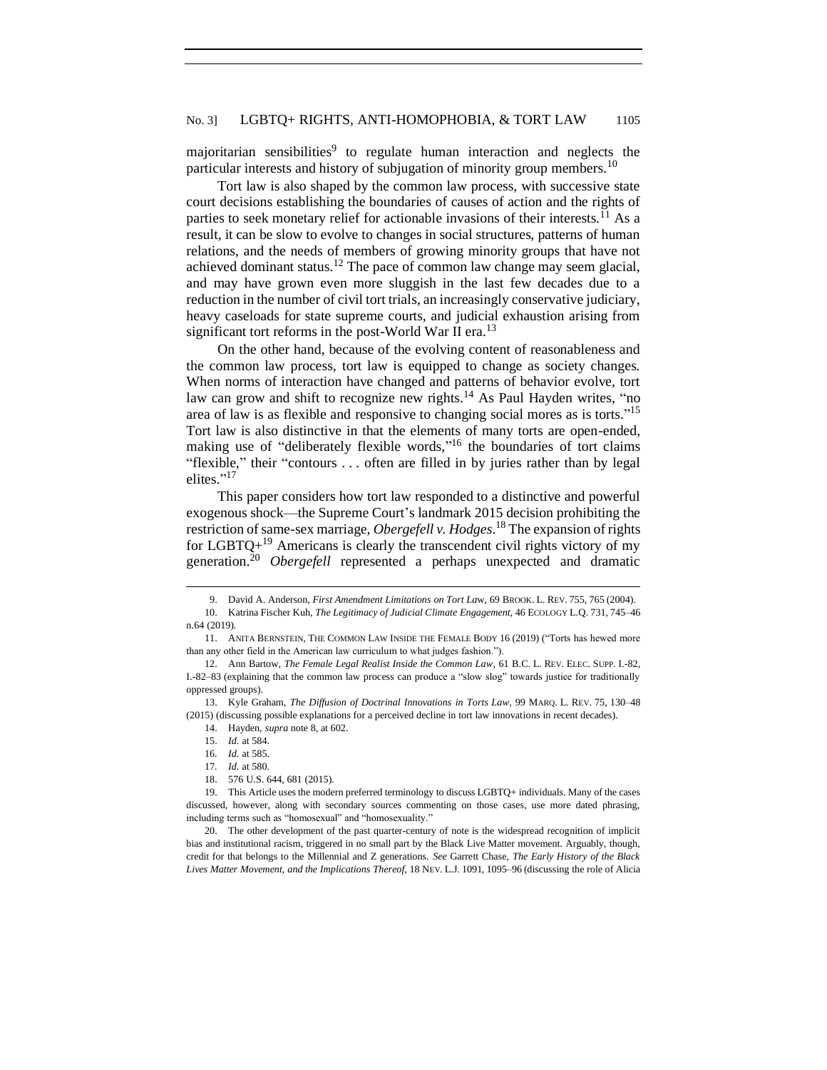majoritarian sensibilities[9] to regulate human interaction and neglects the particular interests and history of subjugation of minority group members.[10]

Tort law is also shaped by the common law process, with successive state court decisions establishing the boundaries of causes of action and the rights of parties to seek monetary relief for actionable invasions of their interests.[11] As a result, it can be slow to evolve to changes in social structures, patterns of human relations, and the needs of members of growing minority groups that have not achieved dominant status.[12] The pace of common law change may seem glacial, and may have grown even more sluggish in the last few decades due to a reduction in the number of civil tort trials, an increasingly conservative judiciary, heavy caseloads for state supreme courts, and judicial exhaustion arising from significant tort reforms in the post-World War II era.[13]

On the other hand, because of the evolving content of reasonableness and the common law process, tort law is equipped to change as society changes. When norms of interaction have changed and patterns of behavior evolve, tort law can grow and shift to recognize new rights.[14] As Paul Hayden writes, "no area of law is as flexible and responsive to changing social mores as is torts."[15] Tort law is also distinctive in that the elements of many torts are open-ended, making use of "deliberately flexible words,"[16] the boundaries of tort claims "flexible," their "contours . . . often are filled in by juries rather than by legal elites."[17]

This paper considers how tort law responded to a distinctive and powerful exogenous shock—the Supreme Court's landmark 2015 decision prohibiting the restriction of same-sex marriage, *Obergefell v. Hodges*.[18] The expansion of rights for LGBTQ+[19] Americans is clearly the transcendent civil rights victory of my generation.[20] *Obergefell* represented a perhaps unexpected and dramatic

9. David A. Anderson, *First Amendment Limitations on Tort Law*, 69 BROOK. L. REV. 755, 765 (2004).

10. Katrina Fischer Kuh, *The Legitimacy of Judicial Climate Engagement*, 46 ECOLOGY L.Q. 731, 745–46 n.64 (2019).

11. ANITA BERNSTEIN, THE COMMON LAW INSIDE THE FEMALE BODY 16 (2019) ("Torts has hewed more than any other field in the American law curriculum to what judges fashion.").

12. Ann Bartow, *The Female Legal Realist Inside the Common Law*, 61 B.C. L. REV. ELEC. SUPP. I.-82, I.-82–83 (explaining that the common law process can produce a "slow slog" towards justice for traditionally oppressed groups).

13. Kyle Graham, *The Diffusion of Doctrinal Innovations in Torts Law*, 99 MARQ. L. REV. 75, 130–48 (2015) (discussing possible explanations for a perceived decline in tort law innovations in recent decades).

14. Hayden, *supra* note 8, at 602.

15. *Id.* at 584.

16. *Id.* at 585.

17. *Id.* at 580.

18. 576 U.S. 644, 681 (2015).

19. This Article uses the modern preferred terminology to discuss LGBTQ+ individuals. Many of the cases discussed, however, along with secondary sources commenting on those cases, use more dated phrasing, including terms such as "homosexual" and "homosexuality."

20. The other development of the past quarter-century of note is the widespread recognition of implicit bias and institutional racism, triggered in no small part by the Black Live Matter movement. Arguably, though, credit for that belongs to the Millennial and Z generations. *See* Garrett Chase, *The Early History of the Black Lives Matter Movement, and the Implications Thereof*, 18 NEV. L.J. 1091, 1095–96 (discussing the role of Alicia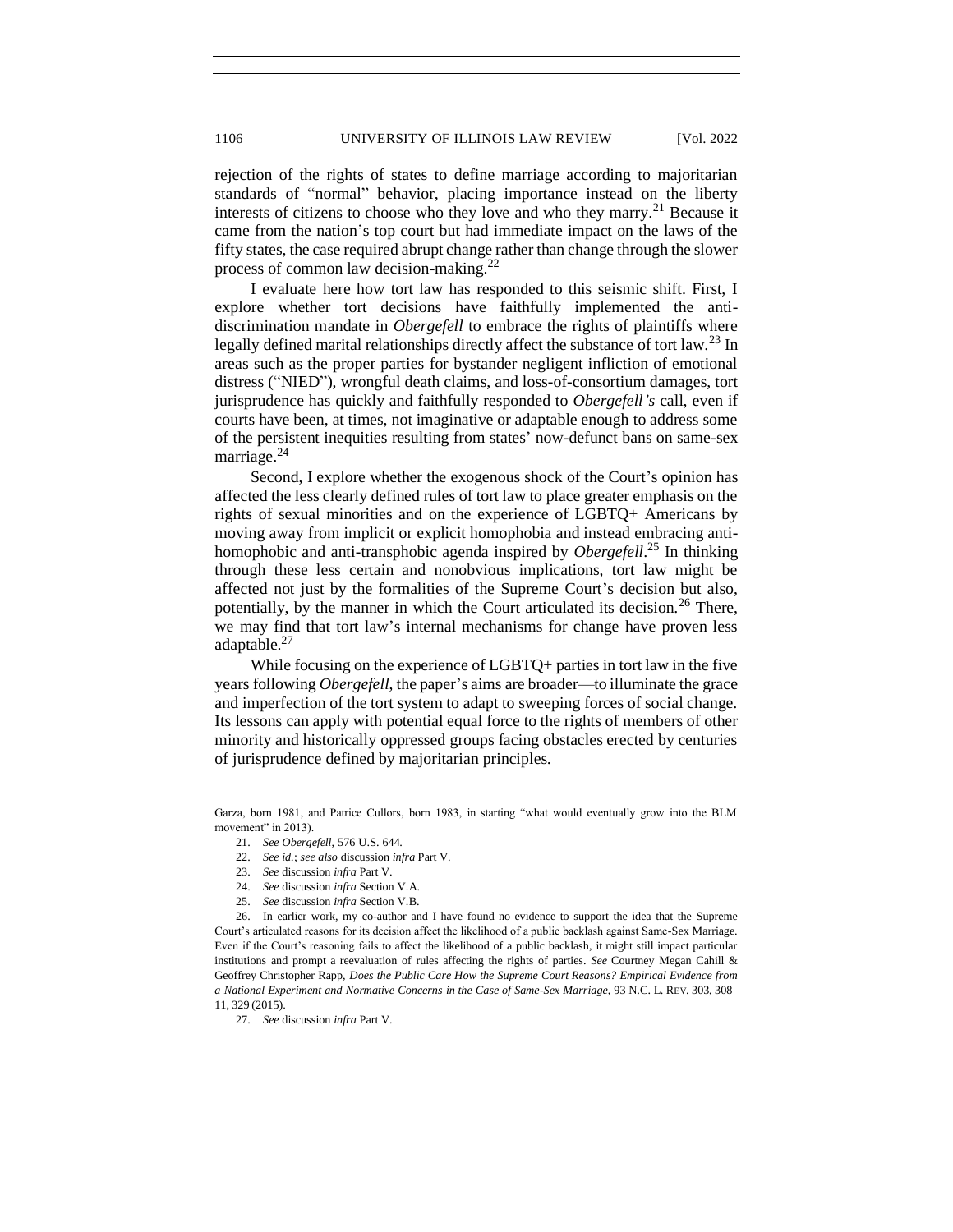rejection of the rights of states to define marriage according to majoritarian standards of "normal" behavior, placing importance instead on the liberty interests of citizens to choose who they love and who they marry.[21] Because it came from the nation's top court but had immediate impact on the laws of the fifty states, the case required abrupt change rather than change through the slower process of common law decision-making.[22]

I evaluate here how tort law has responded to this seismic shift. First, I explore whether tort decisions have faithfully implemented the anti-discrimination mandate in *Obergefell* to embrace the rights of plaintiffs where legally defined marital relationships directly affect the substance of tort law.[23] In areas such as the proper parties for bystander negligent infliction of emotional distress ("NIED"), wrongful death claims, and loss-of-consortium damages, tort jurisprudence has quickly and faithfully responded to *Obergefell's* call, even if courts have been, at times, not imaginative or adaptable enough to address some of the persistent inequities resulting from states' now-defunct bans on same-sex marriage.[24]

Second, I explore whether the exogenous shock of the Court's opinion has affected the less clearly defined rules of tort law to place greater emphasis on the rights of sexual minorities and on the experience of LGBTQ+ Americans by moving away from implicit or explicit homophobia and instead embracing anti-homophobic and anti-transphobic agenda inspired by *Obergefell*.[25] In thinking through these less certain and nonobvious implications, tort law might be affected not just by the formalities of the Supreme Court's decision but also, potentially, by the manner in which the Court articulated its decision.[26] There, we may find that tort law's internal mechanisms for change have proven less adaptable.[27]

While focusing on the experience of LGBTQ+ parties in tort law in the five years following *Obergefell*, the paper's aims are broader—to illuminate the grace and imperfection of the tort system to adapt to sweeping forces of social change. Its lessons can apply with potential equal force to the rights of members of other minority and historically oppressed groups facing obstacles erected by centuries of jurisprudence defined by majoritarian principles.

---

Garza, born 1981, and Patrice Cullors, born 1983, in starting "what would eventually grow into the BLM movement" in 2013).

21. *See Obergefell*, 576 U.S. 644.

22. *See id.*; *see also* discussion *infra* Part V.

23. *See* discussion *infra* Part V.

24. *See* discussion *infra* Section V.A.

25. *See* discussion *infra* Section V.B.

26. In earlier work, my co-author and I have found no evidence to support the idea that the Supreme Court's articulated reasons for its decision affect the likelihood of a public backlash against Same-Sex Marriage. Even if the Court's reasoning fails to affect the likelihood of a public backlash, it might still impact particular institutions and prompt a reevaluation of rules affecting the rights of parties. *See* Courtney Megan Cahill & Geoffrey Christopher Rapp, *Does the Public Care How the Supreme Court Reasons? Empirical Evidence from a National Experiment and Normative Concerns in the Case of Same-Sex Marriage*, 93 N.C. L. REV. 303, 308–11, 329 (2015).

27. *See* discussion *infra* Part V.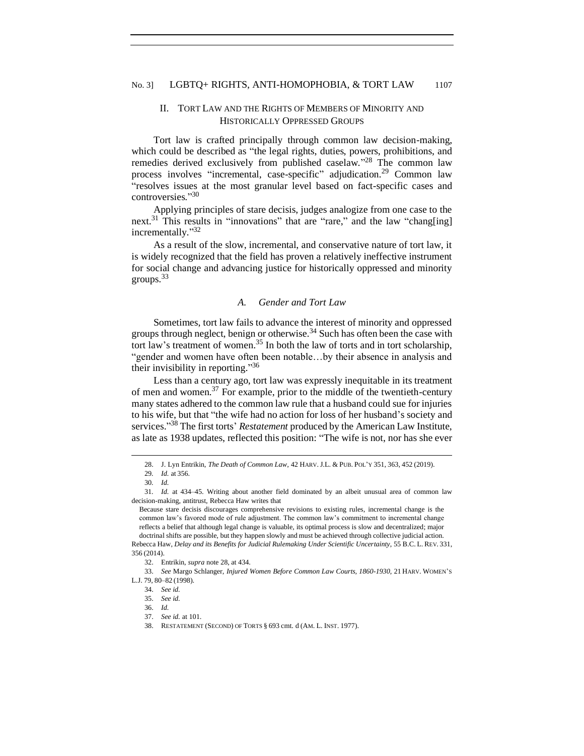## II. Tort Law and the Rights of Members of Minority and Historically Oppressed Groups

Tort law is crafted principally through common law decision-making, which could be described as "the legal rights, duties, powers, prohibitions, and remedies derived exclusively from published caselaw."[28] The common law process involves "incremental, case-specific" adjudication.[29] Common law "resolves issues at the most granular level based on fact-specific cases and controversies."[30]

Applying principles of stare decisis, judges analogize from one case to the next.[31] This results in "innovations" that are "rare," and the law "chang[ing] incrementally."[32]

As a result of the slow, incremental, and conservative nature of tort law, it is widely recognized that the field has proven a relatively ineffective instrument for social change and advancing justice for historically oppressed and minority groups.[33]

### *A. Gender and Tort Law*

Sometimes, tort law fails to advance the interest of minority and oppressed groups through neglect, benign or otherwise.[34] Such has often been the case with tort law's treatment of women.[35] In both the law of torts and in tort scholarship, "gender and women have often been notable…by their absence in analysis and their invisibility in reporting."[36]

Less than a century ago, tort law was expressly inequitable in its treatment of men and women.[37] For example, prior to the middle of the twentieth-century many states adhered to the common law rule that a husband could sue for injuries to his wife, but that "the wife had no action for loss of her husband's society and services."[38] The first torts' *Restatement* produced by the American Law Institute, as late as 1938 updates, reflected this position: "The wife is not, nor has she ever

---

28. J. Lyn Entrikin, *The Death of Common Law*, 42 HARV. J.L. & PUB. POL'Y 351, 363, 452 (2019).

29. *Id.* at 356.

30. *Id.*

31. *Id.* at 434–45. Writing about another field dominated by an albeit unusual area of common law decision-making, antitrust, Rebecca Haw writes that

> Because stare decisis discourages comprehensive revisions to existing rules, incremental change is the common law's favored mode of rule adjustment. The common law's commitment to incremental change reflects a belief that although legal change is valuable, its optimal process is slow and decentralized; major doctrinal shifts are possible, but they happen slowly and must be achieved through collective judicial action.

Rebecca Haw, *Delay and its Benefits for Judicial Rulemaking Under Scientific Uncertainty*, 55 B.C. L. REV. 331, 356 (2014).

32. Entrikin, *supra* note 28, at 434.

33. *See* Margo Schlanger, *Injured Women Before Common Law Courts, 1860-1930*, 21 HARV. WOMEN'S L.J. 79, 80–82 (1998).

34. *See id.*

35. *See id.*

36. *Id.*

37. *See id.* at 101.

38. RESTATEMENT (SECOND) OF TORTS § 693 cmt. d (AM. L. INST. 1977).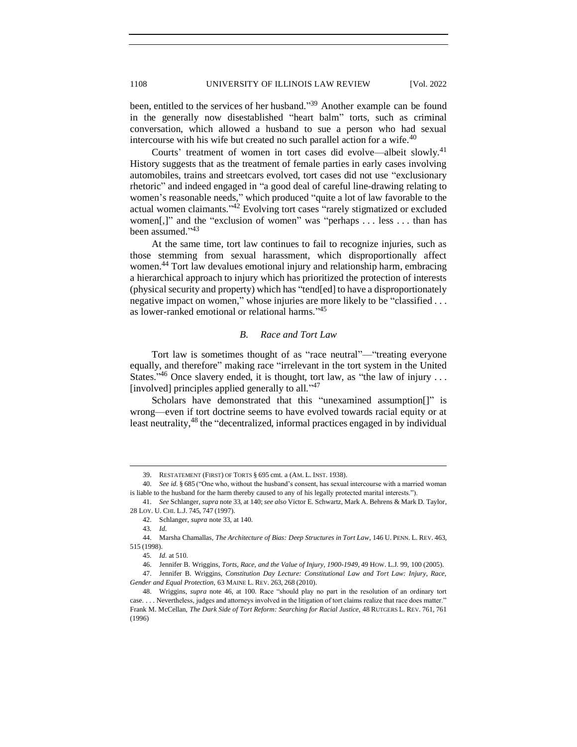been, entitled to the services of her husband."[39] Another example can be found in the generally now disestablished "heart balm" torts, such as criminal conversation, which allowed a husband to sue a person who had sexual intercourse with his wife but created no such parallel action for a wife.[40]

Courts' treatment of women in tort cases did evolve—albeit slowly.[41] History suggests that as the treatment of female parties in early cases involving automobiles, trains and streetcars evolved, tort cases did not use "exclusionary rhetoric" and indeed engaged in "a good deal of careful line-drawing relating to women's reasonable needs," which produced "quite a lot of law favorable to the actual women claimants."[42] Evolving tort cases "rarely stigmatized or excluded women[,]" and the "exclusion of women" was "perhaps . . . less . . . than has been assumed."[43]

At the same time, tort law continues to fail to recognize injuries, such as those stemming from sexual harassment, which disproportionally affect women.[44] Tort law devalues emotional injury and relationship harm, embracing a hierarchical approach to injury which has prioritized the protection of interests (physical security and property) which has "tend[ed] to have a disproportionately negative impact on women," whose injuries are more likely to be "classified . . . as lower-ranked emotional or relational harms."[45]

### *B. Race and Tort Law*

Tort law is sometimes thought of as "race neutral"—"treating everyone equally, and therefore" making race "irrelevant in the tort system in the United States."[46] Once slavery ended, it is thought, tort law, as "the law of injury . . . [involved] principles applied generally to all."[47]

Scholars have demonstrated that this "unexamined assumption[]" is wrong—even if tort doctrine seems to have evolved towards racial equity or at least neutrality,[48] the "decentralized, informal practices engaged in by individual

---

39. RESTATEMENT (FIRST) OF TORTS § 695 cmt. a (AM. L. INST. 1938).

40. *See id.* § 685 ("One who, without the husband's consent, has sexual intercourse with a married woman is liable to the husband for the harm thereby caused to any of his legally protected marital interests.").

41. *See* Schlanger, *supra* note 33, at 140; *see also* Victor E. Schwartz, Mark A. Behrens & Mark D. Taylor, 28 LOY. U. CHI. L.J. 745, 747 (1997).

42. Schlanger, *supra* note 33, at 140.

43. *Id.*

44. Marsha Chamallas, *The Architecture of Bias: Deep Structures in Tort Law*, 146 U. PENN. L. REV. 463, 515 (1998).

45. *Id.* at 510.

46. Jennifer B. Wriggins, *Torts, Race, and the Value of Injury, 1900-1949*, 49 HOW. L.J. 99, 100 (2005).

47. Jennifer B. Wriggins, *Constitution Day Lecture: Constitutional Law and Tort Law: Injury, Race, Gender and Equal Protection*, 63 MAINE L. REV. 263, 268 (2010).

48. Wriggins, *supra* note 46, at 100. Race "should play no part in the resolution of an ordinary tort case. . . . Nevertheless, judges and attorneys involved in the litigation of tort claims realize that race does matter." Frank M. McCellan, *The Dark Side of Tort Reform: Searching for Racial Justice*, 48 RUTGERS L. REV. 761, 761 (1996)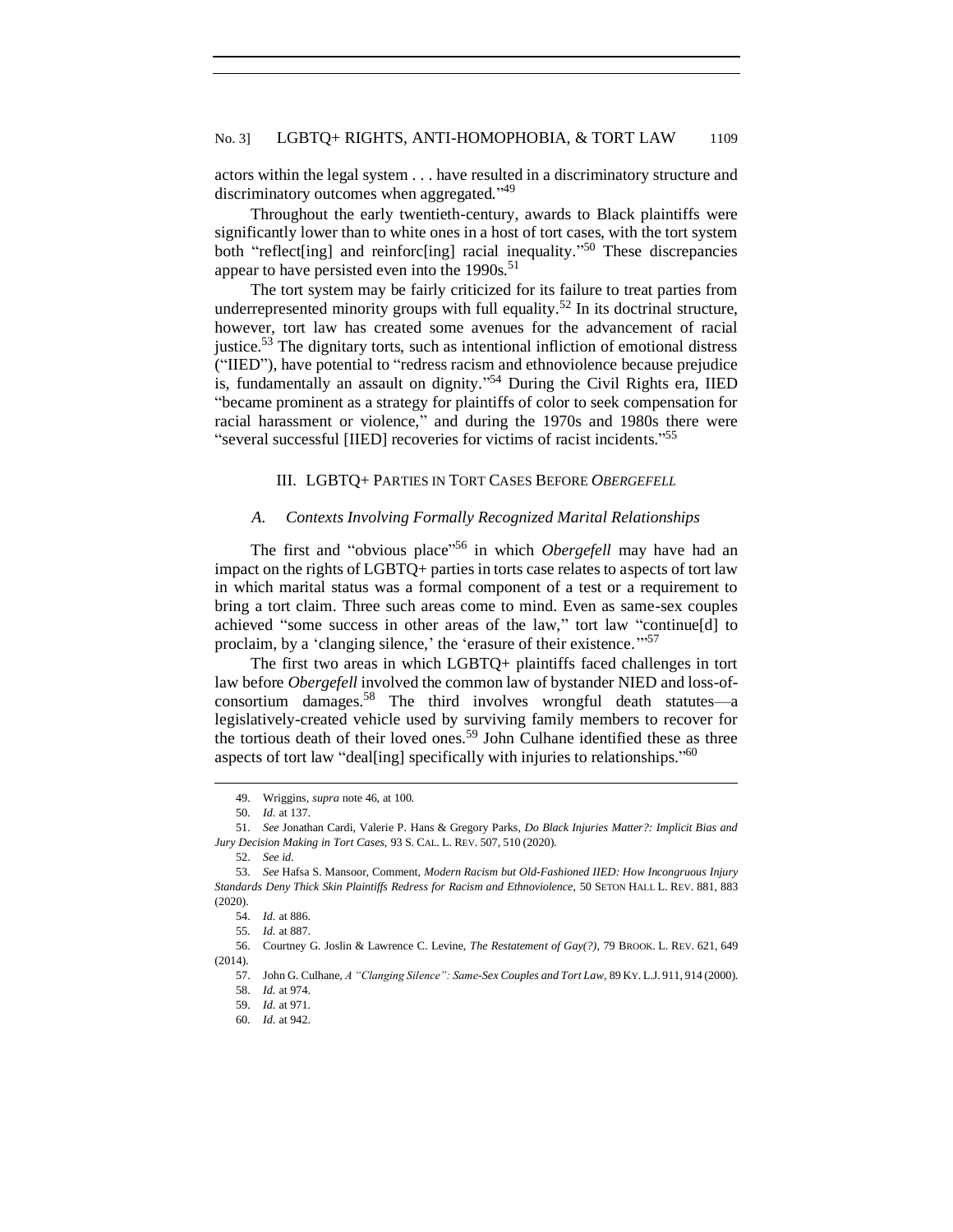actors within the legal system . . . have resulted in a discriminatory structure and discriminatory outcomes when aggregated."[49]

Throughout the early twentieth-century, awards to Black plaintiffs were significantly lower than to white ones in a host of tort cases, with the tort system both "reflect[ing] and reinforc[ing] racial inequality."[50] These discrepancies appear to have persisted even into the 1990s.[51]

The tort system may be fairly criticized for its failure to treat parties from underrepresented minority groups with full equality.[52] In its doctrinal structure, however, tort law has created some avenues for the advancement of racial justice.[53] The dignitary torts, such as intentional infliction of emotional distress ("IIED"), have potential to "redress racism and ethnoviolence because prejudice is, fundamentally an assault on dignity."[54] During the Civil Rights era, IIED "became prominent as a strategy for plaintiffs of color to seek compensation for racial harassment or violence," and during the 1970s and 1980s there were "several successful [IIED] recoveries for victims of racist incidents."[55]

## III. LGBTQ+ PARTIES IN TORT CASES BEFORE *OBERGEFELL*

### *A. Contexts Involving Formally Recognized Marital Relationships*

The first and "obvious place"[56] in which *Obergefell* may have had an impact on the rights of LGBTQ+ parties in torts case relates to aspects of tort law in which marital status was a formal component of a test or a requirement to bring a tort claim. Three such areas come to mind. Even as same-sex couples achieved "some success in other areas of the law," tort law "continue[d] to proclaim, by a 'clanging silence,' the 'erasure of their existence.'"[57]

The first two areas in which LGBTQ+ plaintiffs faced challenges in tort law before *Obergefell* involved the common law of bystander NIED and loss-of-consortium damages.[58] The third involves wrongful death statutes—a legislatively-created vehicle used by surviving family members to recover for the tortious death of their loved ones.[59] John Culhane identified these as three aspects of tort law "deal[ing] specifically with injuries to relationships."[60]

---

49. Wriggins, *supra* note 46, at 100.

50. *Id.* at 137.

51. *See* Jonathan Cardi, Valerie P. Hans & Gregory Parks, *Do Black Injuries Matter?: Implicit Bias and Jury Decision Making in Tort Cases*, 93 S. CAL. L. REV. 507, 510 (2020).

52. *See id.*

53. *See* Hafsa S. Mansoor, Comment, *Modern Racism but Old-Fashioned IIED: How Incongruous Injury Standards Deny Thick Skin Plaintiffs Redress for Racism and Ethnoviolence*, 50 SETON HALL L. REV. 881, 883 (2020).

54. *Id.* at 886.

55. *Id.* at 887.

56. Courtney G. Joslin & Lawrence C. Levine, *The Restatement of Gay(?)*, 79 BROOK. L. REV. 621, 649 (2014).

57. John G. Culhane, *A "Clanging Silence": Same-Sex Couples and Tort Law*, 89 KY. L.J. 911, 914 (2000).

58. *Id.* at 974.

59. *Id.* at 971.

60. *Id.* at 942.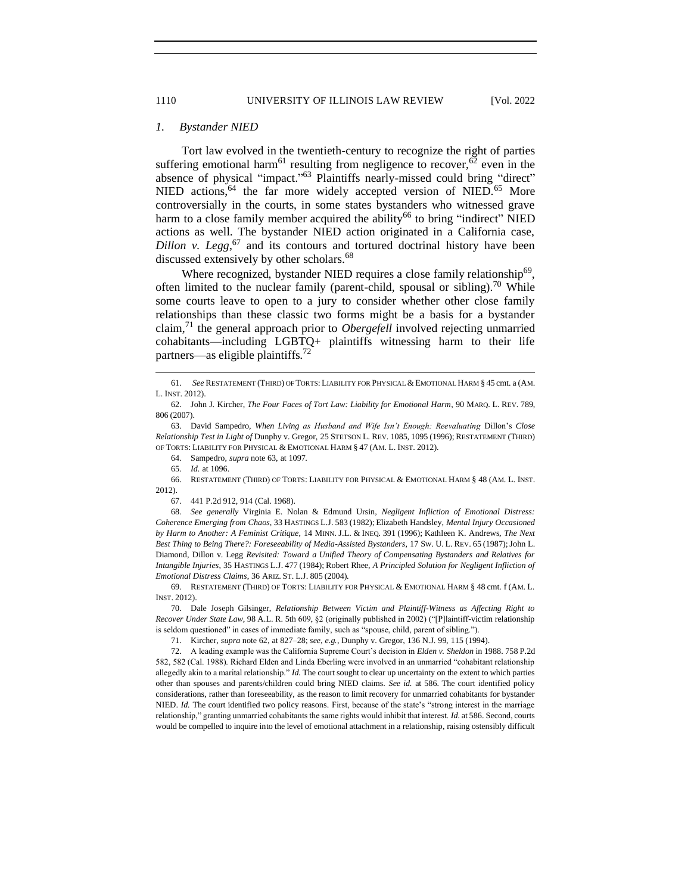### 1. *Bystander NIED*

Tort law evolved in the twentieth-century to recognize the right of parties suffering emotional harm[61] resulting from negligence to recover,[62] even in the absence of physical "impact."[63] Plaintiffs nearly-missed could bring "direct" NIED actions,[64] the far more widely accepted version of NIED.[65] More controversially in the courts, in some states bystanders who witnessed grave harm to a close family member acquired the ability[66] to bring "indirect" NIED actions as well. The bystander NIED action originated in a California case, *Dillon v. Legg*,[67] and its contours and tortured doctrinal history have been discussed extensively by other scholars.[68]

Where recognized, bystander NIED requires a close family relationship[69], often limited to the nuclear family (parent-child, spousal or sibling).[70] While some courts leave to open to a jury to consider whether other close family relationships than these classic two forms might be a basis for a bystander claim,[71] the general approach prior to *Obergefell* involved rejecting unmarried cohabitants—including LGBTQ+ plaintiffs witnessing harm to their life partners—as eligible plaintiffs.[72]

---

61. *See* RESTATEMENT (THIRD) OF TORTS: LIABILITY FOR PHYSICAL & EMOTIONAL HARM § 45 cmt. a (AM. L. INST. 2012).

62. John J. Kircher, *The Four Faces of Tort Law: Liability for Emotional Harm*, 90 MARQ. L. REV. 789, 806 (2007).

63. David Sampedro, *When Living as Husband and Wife Isn't Enough: Reevaluating* Dillon's *Close Relationship Test in Light of* Dunphy v. Gregor, 25 STETSON L. REV. 1085, 1095 (1996); RESTATEMENT (THIRD) OF TORTS: LIABILITY FOR PHYSICAL & EMOTIONAL HARM § 47 (AM. L. INST. 2012).

64. Sampedro, *supra* note 63, at 1097.

65. *Id.* at 1096.

66. RESTATEMENT (THIRD) OF TORTS: LIABILITY FOR PHYSICAL & EMOTIONAL HARM § 48 (AM. L. INST. 2012).

67. 441 P.2d 912, 914 (Cal. 1968).

68. *See generally* Virginia E. Nolan & Edmund Ursin, *Negligent Infliction of Emotional Distress: Coherence Emerging from Chaos*, 33 HASTINGS L.J. 583 (1982); Elizabeth Handsley, *Mental Injury Occasioned by Harm to Another: A Feminist Critique*, 14 MINN. J.L. & INEQ. 391 (1996); Kathleen K. Andrews, *The Next Best Thing to Being There?: Foreseeability of Media-Assisted Bystanders*, 17 SW. U. L. REV. 65 (1987); John L. Diamond, Dillon v. Legg *Revisited: Toward a Unified Theory of Compensating Bystanders and Relatives for Intangible Injuries*, 35 HASTINGS L.J. 477 (1984); Robert Rhee, *A Principled Solution for Negligent Infliction of Emotional Distress Claims*, 36 ARIZ. ST. L.J. 805 (2004).

69. RESTATEMENT (THIRD) OF TORTS: LIABILITY FOR PHYSICAL & EMOTIONAL HARM § 48 cmt. f (AM. L. INST. 2012).

70. Dale Joseph Gilsinger, *Relationship Between Victim and Plaintiff-Witness as Affecting Right to Recover Under State Law*, 98 A.L.R. 5th 609, §2 (originally published in 2002) ("[P]laintiff-victim relationship is seldom questioned" in cases of immediate family, such as "spouse, child, parent of sibling.").

71. Kircher, *supra* note 62, at 827–28; *see, e.g.*, Dunphy v. Gregor, 136 N.J. 99, 115 (1994).

72. A leading example was the California Supreme Court's decision in *Elden v. Sheldon* in 1988. 758 P.2d 582, 582 (Cal. 1988). Richard Elden and Linda Eberling were involved in an unmarried "cohabitant relationship allegedly akin to a marital relationship." *Id.* The court sought to clear up uncertainty on the extent to which parties other than spouses and parents/children could bring NIED claims. *See id.* at 586. The court identified policy considerations, rather than foreseeability, as the reason to limit recovery for unmarried cohabitants for bystander NIED. *Id.* The court identified two policy reasons. First, because of the state's "strong interest in the marriage relationship," granting unmarried cohabitants the same rights would inhibit that interest. *Id.* at 586. Second, courts would be compelled to inquire into the level of emotional attachment in a relationship, raising ostensibly difficult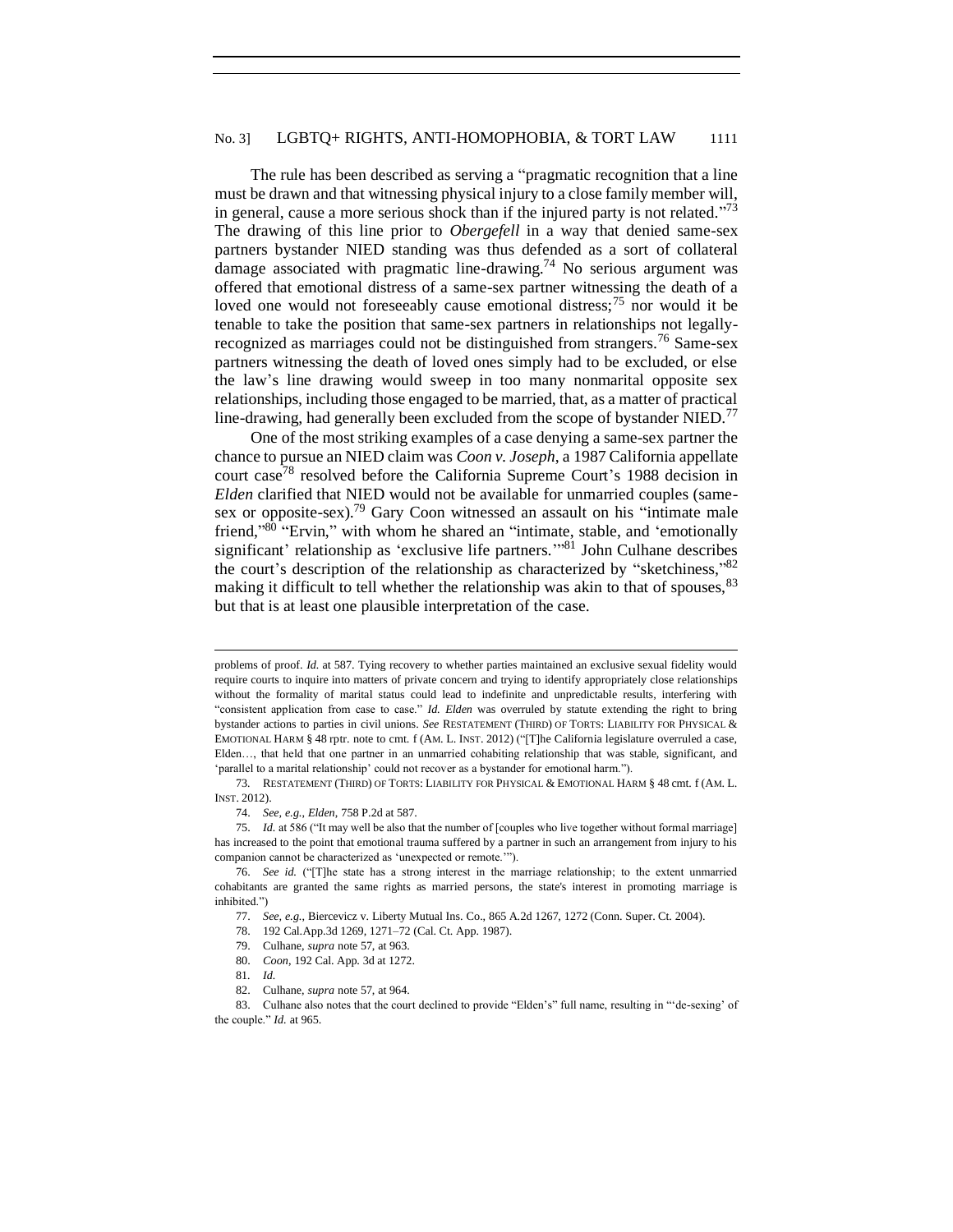The rule has been described as serving a "pragmatic recognition that a line must be drawn and that witnessing physical injury to a close family member will, in general, cause a more serious shock than if the injured party is not related."[73] The drawing of this line prior to *Obergefell* in a way that denied same-sex partners bystander NIED standing was thus defended as a sort of collateral damage associated with pragmatic line-drawing.[74] No serious argument was offered that emotional distress of a same-sex partner witnessing the death of a loved one would not foreseeably cause emotional distress;[75] nor would it be tenable to take the position that same-sex partners in relationships not legally-recognized as marriages could not be distinguished from strangers.[76] Same-sex partners witnessing the death of loved ones simply had to be excluded, or else the law's line drawing would sweep in too many nonmarital opposite sex relationships, including those engaged to be married, that, as a matter of practical line-drawing, had generally been excluded from the scope of bystander NIED.[77]

One of the most striking examples of a case denying a same-sex partner the chance to pursue an NIED claim was *Coon v. Joseph*, a 1987 California appellate court case[78] resolved before the California Supreme Court's 1988 decision in *Elden* clarified that NIED would not be available for unmarried couples (same-sex or opposite-sex).[79] Gary Coon witnessed an assault on his "intimate male friend,"[80] "Ervin," with whom he shared an "intimate, stable, and 'emotionally significant' relationship as 'exclusive life partners.'"[81] John Culhane describes the court's description of the relationship as characterized by "sketchiness,"[82] making it difficult to tell whether the relationship was akin to that of spouses,[83] but that is at least one plausible interpretation of the case.

---

problems of proof. *Id.* at 587. Tying recovery to whether parties maintained an exclusive sexual fidelity would require courts to inquire into matters of private concern and trying to identify appropriately close relationships without the formality of marital status could lead to indefinite and unpredictable results, interfering with "consistent application from case to case." *Id. Elden* was overruled by statute extending the right to bring bystander actions to parties in civil unions. *See* RESTATEMENT (THIRD) OF TORTS: LIABILITY FOR PHYSICAL & EMOTIONAL HARM § 48 rptr. note to cmt. f (AM. L. INST. 2012) ("[T]he California legislature overruled a case, Elden…, that held that one partner in an unmarried cohabiting relationship that was stable, significant, and 'parallel to a marital relationship' could not recover as a bystander for emotional harm.").

73. RESTATEMENT (THIRD) OF TORTS: LIABILITY FOR PHYSICAL & EMOTIONAL HARM § 48 cmt. f (AM. L. INST. 2012).

74. *See, e.g.*, *Elden*, 758 P.2d at 587.

75. *Id.* at 586 ("It may well be also that the number of [couples who live together without formal marriage] has increased to the point that emotional trauma suffered by a partner in such an arrangement from injury to his companion cannot be characterized as 'unexpected or remote.'").

76. *See id.* ("[T]he state has a strong interest in the marriage relationship; to the extent unmarried cohabitants are granted the same rights as married persons, the state's interest in promoting marriage is inhibited.")

77. *See, e.g.*, Biercevicz v. Liberty Mutual Ins. Co., 865 A.2d 1267, 1272 (Conn. Super. Ct. 2004).

78. 192 Cal.App.3d 1269, 1271–72 (Cal. Ct. App. 1987).

79. Culhane, *supra* note 57, at 963.

80. *Coon*, 192 Cal. App. 3d at 1272.

81. *Id.*

82. Culhane, *supra* note 57, at 964.

83. Culhane also notes that the court declined to provide "Elden's" full name, resulting in "'de-sexing' of the couple." *Id.* at 965.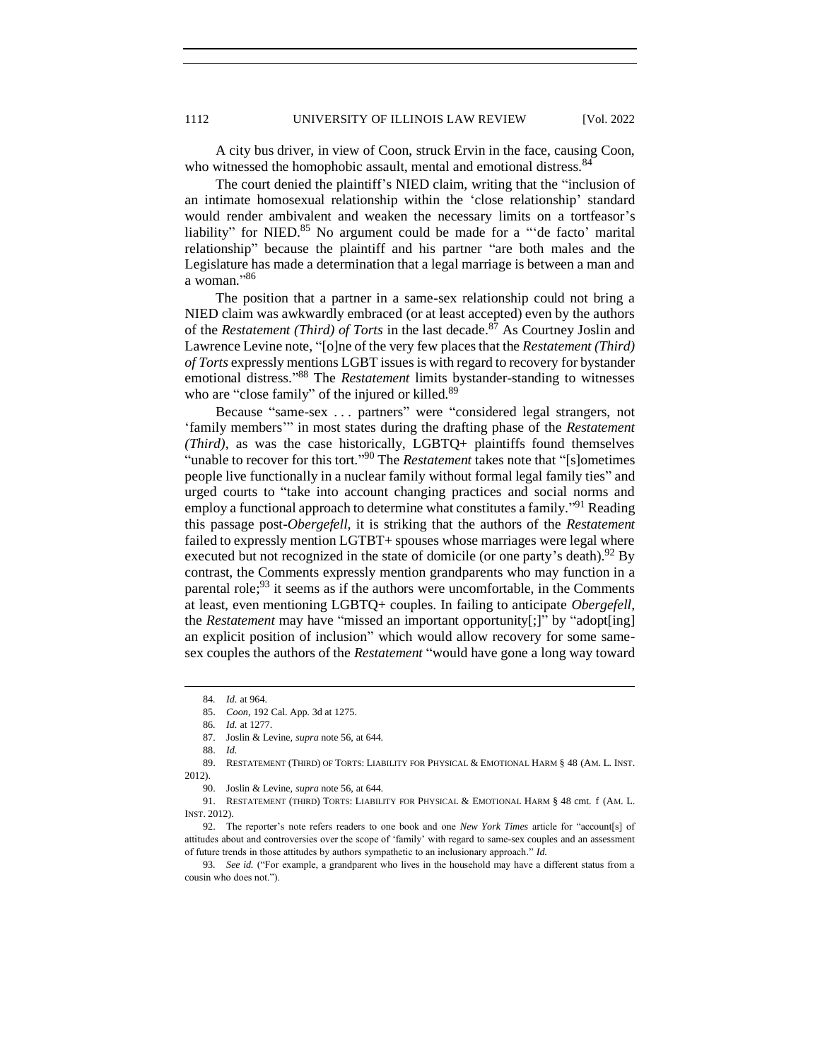A city bus driver, in view of Coon, struck Ervin in the face, causing Coon, who witnessed the homophobic assault, mental and emotional distress.[84]

The court denied the plaintiff's NIED claim, writing that the "inclusion of an intimate homosexual relationship within the 'close relationship' standard would render ambivalent and weaken the necessary limits on a tortfeasor's liability" for NIED.[85] No argument could be made for a "'de facto' marital relationship" because the plaintiff and his partner "are both males and the Legislature has made a determination that a legal marriage is between a man and a woman."[86]

The position that a partner in a same-sex relationship could not bring a NIED claim was awkwardly embraced (or at least accepted) even by the authors of the *Restatement (Third) of Torts* in the last decade.[87] As Courtney Joslin and Lawrence Levine note, "[o]ne of the very few places that the *Restatement (Third) of Torts* expressly mentions LGBT issues is with regard to recovery for bystander emotional distress."[88] The *Restatement* limits bystander-standing to witnesses who are "close family" of the injured or killed.[89]

Because "same-sex . . . partners" were "considered legal strangers, not 'family members'" in most states during the drafting phase of the *Restatement (Third)*, as was the case historically, LGBTQ+ plaintiffs found themselves "unable to recover for this tort."[90] The *Restatement* takes note that "[s]ometimes people live functionally in a nuclear family without formal legal family ties" and urged courts to "take into account changing practices and social norms and employ a functional approach to determine what constitutes a family."[91] Reading this passage post-*Obergefell,* it is striking that the authors of the *Restatement* failed to expressly mention LGTBT+ spouses whose marriages were legal where executed but not recognized in the state of domicile (or one party's death).[92] By contrast, the Comments expressly mention grandparents who may function in a parental role;[93] it seems as if the authors were uncomfortable, in the Comments at least, even mentioning LGBTQ+ couples. In failing to anticipate *Obergefell*, the *Restatement* may have "missed an important opportunity[;]" by "adopt[ing] an explicit position of inclusion" which would allow recovery for some same-sex couples the authors of the *Restatement* "would have gone a long way toward

---

84. *Id.* at 964.

85. *Coon*, 192 Cal. App. 3d at 1275.

86. *Id.* at 1277.

87. Joslin & Levine, *supra* note 56, at 644.

88. *Id.*

89. RESTATEMENT (THIRD) OF TORTS: LIABILITY FOR PHYSICAL & EMOTIONAL HARM § 48 (AM. L. INST. 2012).

90. Joslin & Levine, *supra* note 56, at 644.

91. RESTATEMENT (THIRD) TORTS: LIABILITY FOR PHYSICAL & EMOTIONAL HARM § 48 cmt. f (AM. L. INST. 2012).

92. The reporter's note refers readers to one book and one *New York Times* article for "account[s] of attitudes about and controversies over the scope of 'family' with regard to same-sex couples and an assessment of future trends in those attitudes by authors sympathetic to an inclusionary approach." *Id.*

93. *See id.* ("For example, a grandparent who lives in the household may have a different status from a cousin who does not.").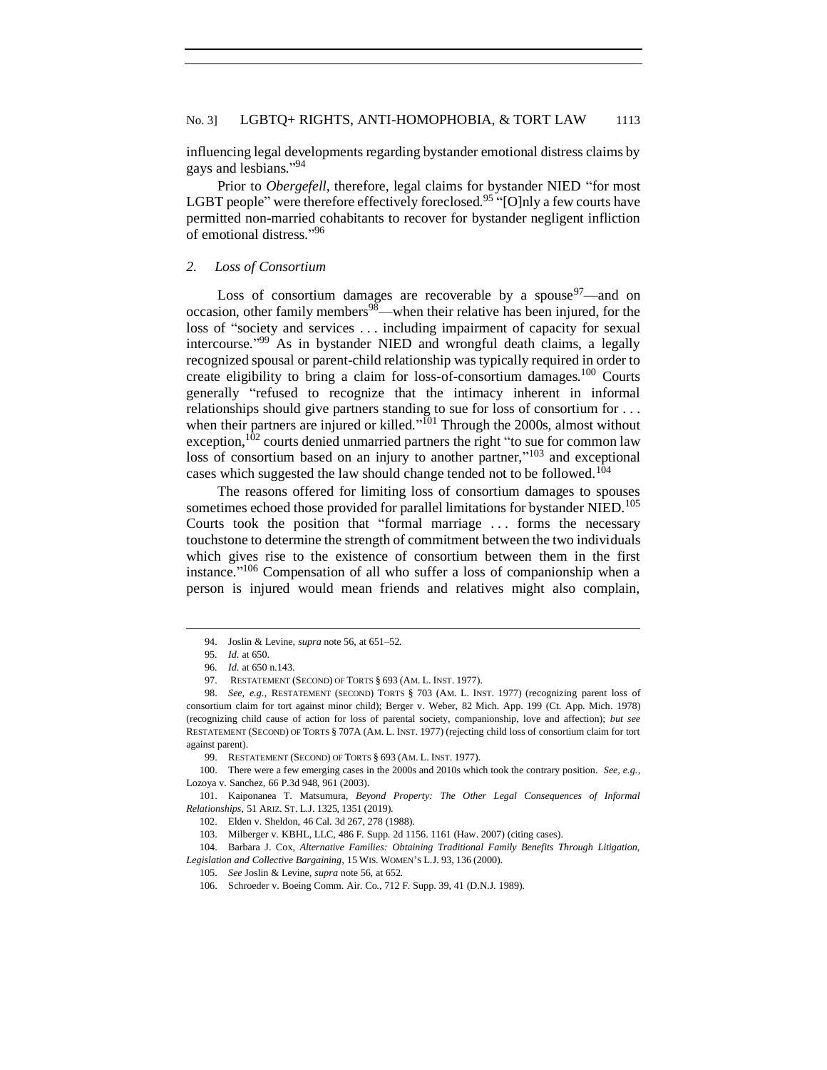influencing legal developments regarding bystander emotional distress claims by gays and lesbians."[94]

Prior to *Obergefell*, therefore, legal claims for bystander NIED "for most LGBT people" were therefore effectively foreclosed.[95] "[O]nly a few courts have permitted non-married cohabitants to recover for bystander negligent infliction of emotional distress."[96]

### 2. *Loss of Consortium*

Loss of consortium damages are recoverable by a spouse[97]—and on occasion, other family members[98]—when their relative has been injured, for the loss of "society and services . . . including impairment of capacity for sexual intercourse."[99] As in bystander NIED and wrongful death claims, a legally recognized spousal or parent-child relationship was typically required in order to create eligibility to bring a claim for loss-of-consortium damages.[100] Courts generally "refused to recognize that the intimacy inherent in informal relationships should give partners standing to sue for loss of consortium for . . . when their partners are injured or killed."[101] Through the 2000s, almost without exception,[102] courts denied unmarried partners the right "to sue for common law loss of consortium based on an injury to another partner,"[103] and exceptional cases which suggested the law should change tended not to be followed.[104]

The reasons offered for limiting loss of consortium damages to spouses sometimes echoed those provided for parallel limitations for bystander NIED.[105] Courts took the position that "formal marriage . . . forms the necessary touchstone to determine the strength of commitment between the two individuals which gives rise to the existence of consortium between them in the first instance."[106] Compensation of all who suffer a loss of companionship when a person is injured would mean friends and relatives might also complain,

---

94. Joslin & Levine, *supra* note 56, at 651–52.

95. *Id.* at 650.

96. *Id.* at 650 n.143.

97. RESTATEMENT (SECOND) OF TORTS § 693 (AM. L. INST. 1977).

98. *See, e.g.*, RESTATEMENT (SECOND) TORTS § 703 (AM. L. INST. 1977) (recognizing parent loss of consortium claim for tort against minor child); Berger v. Weber, 82 Mich. App. 199 (Ct. App. Mich. 1978) (recognizing child cause of action for loss of parental society, companionship, love and affection); *but see* RESTATEMENT (SECOND) OF TORTS § 707A (AM. L. INST. 1977) (rejecting child loss of consortium claim for tort against parent).

99. RESTATEMENT (SECOND) OF TORTS § 693 (AM. L. INST. 1977).

100. There were a few emerging cases in the 2000s and 2010s which took the contrary position. *See, e.g.*, Lozoya v. Sanchez, 66 P.3d 948, 961 (2003).

101. Kaiponanea T. Matsumura, *Beyond Property: The Other Legal Consequences of Informal Relationships*, 51 ARIZ. ST. L.J. 1325, 1351 (2019).

102. Elden v. Sheldon, 46 Cal. 3d 267, 278 (1988).

103. Milberger v. KBHL, LLC, 486 F. Supp. 2d 1156. 1161 (Haw. 2007) (citing cases).

104. Barbara J. Cox, *Alternative Families: Obtaining Traditional Family Benefits Through Litigation, Legislation and Collective Bargaining*, 15 WIS. WOMEN'S L.J. 93, 136 (2000).

105. *See* Joslin & Levine, *supra* note 56, at 652.

106. Schroeder v. Boeing Comm. Air. Co., 712 F. Supp. 39, 41 (D.N.J. 1989).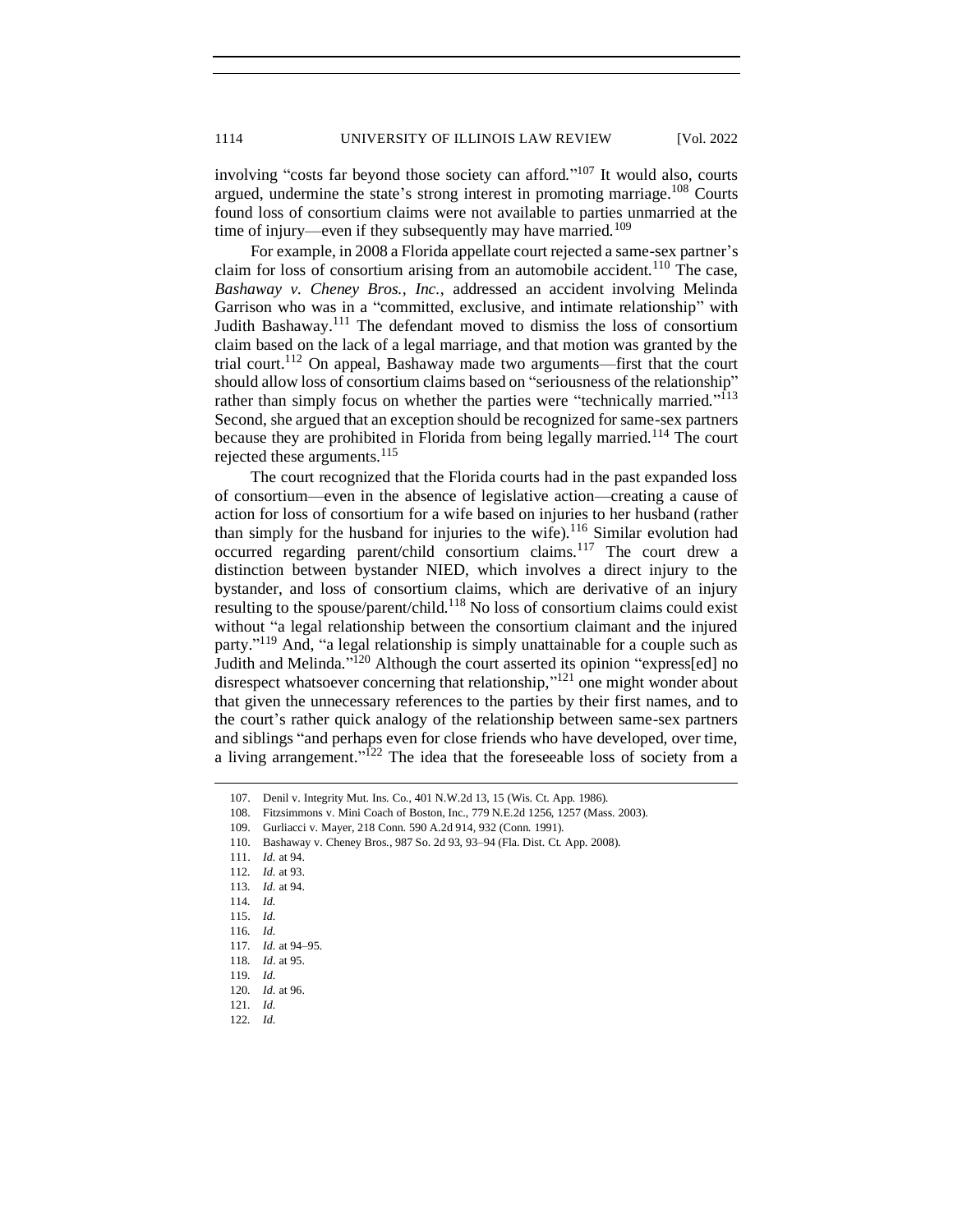involving "costs far beyond those society can afford."[107] It would also, courts argued, undermine the state's strong interest in promoting marriage.[108] Courts found loss of consortium claims were not available to parties unmarried at the time of injury—even if they subsequently may have married.[109]

For example, in 2008 a Florida appellate court rejected a same-sex partner's claim for loss of consortium arising from an automobile accident.[110] The case, *Bashaway v. Cheney Bros., Inc.*, addressed an accident involving Melinda Garrison who was in a "committed, exclusive, and intimate relationship" with Judith Bashaway.[111] The defendant moved to dismiss the loss of consortium claim based on the lack of a legal marriage, and that motion was granted by the trial court.[112] On appeal, Bashaway made two arguments—first that the court should allow loss of consortium claims based on "seriousness of the relationship" rather than simply focus on whether the parties were "technically married."[113] Second, she argued that an exception should be recognized for same-sex partners because they are prohibited in Florida from being legally married.[114] The court rejected these arguments.[115]

The court recognized that the Florida courts had in the past expanded loss of consortium—even in the absence of legislative action—creating a cause of action for loss of consortium for a wife based on injuries to her husband (rather than simply for the husband for injuries to the wife).[116] Similar evolution had occurred regarding parent/child consortium claims.[117] The court drew a distinction between bystander NIED, which involves a direct injury to the bystander, and loss of consortium claims, which are derivative of an injury resulting to the spouse/parent/child.[118] No loss of consortium claims could exist without "a legal relationship between the consortium claimant and the injured party."[119] And, "a legal relationship is simply unattainable for a couple such as Judith and Melinda."[120] Although the court asserted its opinion "express[ed] no disrespect whatsoever concerning that relationship,"[121] one might wonder about that given the unnecessary references to the parties by their first names, and to the court's rather quick analogy of the relationship between same-sex partners and siblings "and perhaps even for close friends who have developed, over time, a living arrangement."[122] The idea that the foreseeable loss of society from a

107. Denil v. Integrity Mut. Ins. Co., 401 N.W.2d 13, 15 (Wis. Ct. App. 1986).

108. Fitzsimmons v. Mini Coach of Boston, Inc., 779 N.E.2d 1256, 1257 (Mass. 2003).

109. Gurliacci v. Mayer, 218 Conn. 590 A.2d 914, 932 (Conn. 1991).

110. Bashaway v. Cheney Bros., 987 So. 2d 93, 93–94 (Fla. Dist. Ct. App. 2008).

111. *Id.* at 94.

112. *Id.* at 93.

113. *Id.* at 94.

114. *Id.*

115. *Id.*

116. *Id.*

117. *Id.* at 94–95.

118. *Id*. at 95.

119. *Id.*

120. *Id.* at 96.

121. *Id.*

122. *Id.*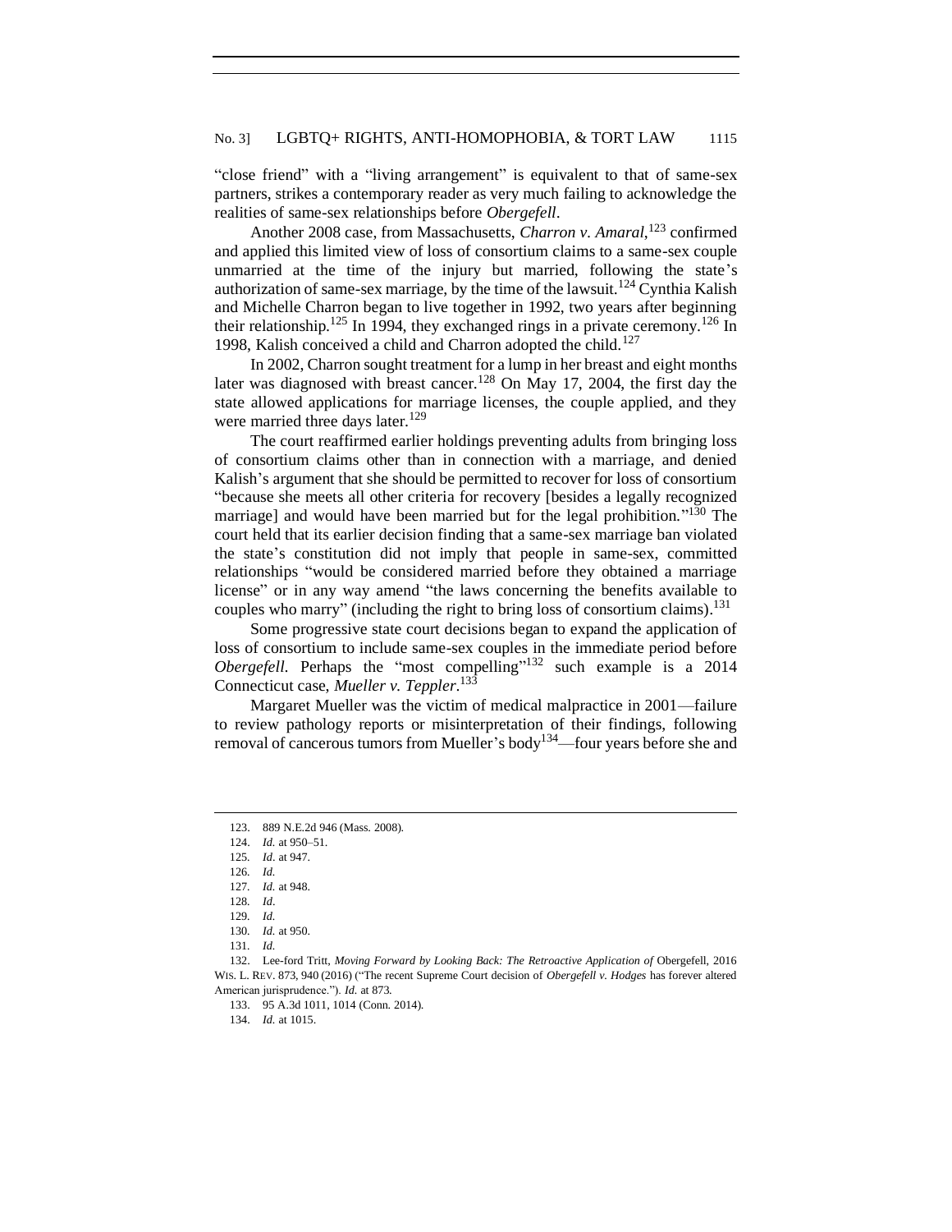"close friend" with a "living arrangement" is equivalent to that of same-sex partners, strikes a contemporary reader as very much failing to acknowledge the realities of same-sex relationships before *Obergefell*.

Another 2008 case, from Massachusetts, *Charron v. Amaral*,[123] confirmed and applied this limited view of loss of consortium claims to a same-sex couple unmarried at the time of the injury but married, following the state's authorization of same-sex marriage, by the time of the lawsuit.[124] Cynthia Kalish and Michelle Charron began to live together in 1992, two years after beginning their relationship.[125] In 1994, they exchanged rings in a private ceremony.[126] In 1998, Kalish conceived a child and Charron adopted the child.[127]

In 2002, Charron sought treatment for a lump in her breast and eight months later was diagnosed with breast cancer.[128] On May 17, 2004, the first day the state allowed applications for marriage licenses, the couple applied, and they were married three days later.[129]

The court reaffirmed earlier holdings preventing adults from bringing loss of consortium claims other than in connection with a marriage, and denied Kalish's argument that she should be permitted to recover for loss of consortium "because she meets all other criteria for recovery [besides a legally recognized marriage] and would have been married but for the legal prohibition."[130] The court held that its earlier decision finding that a same-sex marriage ban violated the state's constitution did not imply that people in same-sex, committed relationships "would be considered married before they obtained a marriage license" or in any way amend "the laws concerning the benefits available to couples who marry" (including the right to bring loss of consortium claims).[131]

Some progressive state court decisions began to expand the application of loss of consortium to include same-sex couples in the immediate period before *Obergefell*. Perhaps the "most compelling"[132] such example is a 2014 Connecticut case, *Mueller v. Teppler*.[133]

Margaret Mueller was the victim of medical malpractice in 2001—failure to review pathology reports or misinterpretation of their findings, following removal of cancerous tumors from Mueller's body[134]—four years before she and

---

123. 889 N.E.2d 946 (Mass. 2008).

124. *Id.* at 950–51.

125. *Id*. at 947.

126. *Id.*

127. *Id.* at 948.

128. *Id*.

129. *Id.*

130. *Id.* at 950.

131. *Id.*

132. Lee-ford Tritt, *Moving Forward by Looking Back: The Retroactive Application of* Obergefell, 2016 WIS. L. REV. 873, 940 (2016) ("The recent Supreme Court decision of *Obergefell v. Hodges* has forever altered American jurisprudence."). *Id.* at 873.

133. 95 A.3d 1011, 1014 (Conn. 2014).

134. *Id.* at 1015.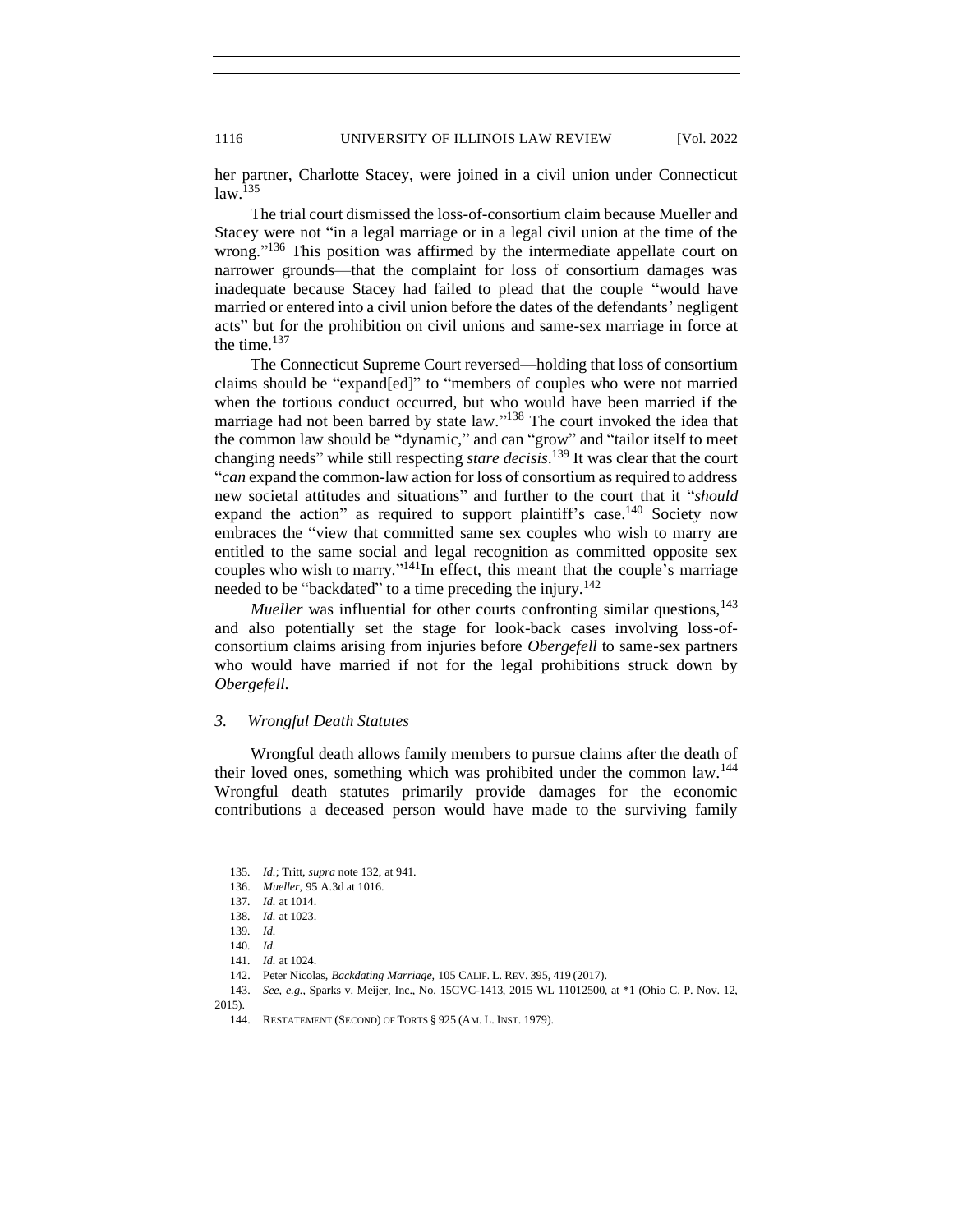her partner, Charlotte Stacey, were joined in a civil union under Connecticut law.[135]

The trial court dismissed the loss-of-consortium claim because Mueller and Stacey were not "in a legal marriage or in a legal civil union at the time of the wrong."[136] This position was affirmed by the intermediate appellate court on narrower grounds—that the complaint for loss of consortium damages was inadequate because Stacey had failed to plead that the couple "would have married or entered into a civil union before the dates of the defendants' negligent acts" but for the prohibition on civil unions and same-sex marriage in force at the time.[137]

The Connecticut Supreme Court reversed—holding that loss of consortium claims should be "expand[ed]" to "members of couples who were not married when the tortious conduct occurred, but who would have been married if the marriage had not been barred by state law."[138] The court invoked the idea that the common law should be "dynamic," and can "grow" and "tailor itself to meet changing needs" while still respecting *stare decisis*.[139] It was clear that the court "*can* expand the common-law action for loss of consortium as required to address new societal attitudes and situations" and further to the court that it "*should* expand the action" as required to support plaintiff's case.[140] Society now embraces the "view that committed same sex couples who wish to marry are entitled to the same social and legal recognition as committed opposite sex couples who wish to marry."[141] In effect, this meant that the couple's marriage needed to be "backdated" to a time preceding the injury.[142]

*Mueller* was influential for other courts confronting similar questions,[143] and also potentially set the stage for look-back cases involving loss-of-consortium claims arising from injuries before *Obergefell* to same-sex partners who would have married if not for the legal prohibitions struck down by *Obergefell*.

### 3. *Wrongful Death Statutes*

Wrongful death allows family members to pursue claims after the death of their loved ones, something which was prohibited under the common law.[144] Wrongful death statutes primarily provide damages for the economic contributions a deceased person would have made to the surviving family

---

135. *Id.*; Tritt, *supra* note 132, at 941.

136. *Mueller*, 95 A.3d at 1016.

137. *Id.* at 1014.

138. *Id.* at 1023.

139. *Id.*

140. *Id.*

141. *Id.* at 1024.

142. Peter Nicolas, *Backdating Marriage*, 105 CALIF. L. REV. 395, 419 (2017).

143. *See, e.g.*, Sparks v. Meijer, Inc., No. 15CVC-1413, 2015 WL 11012500, at *1 (Ohio C. P. Nov. 12, 2015).

144. RESTATEMENT (SECOND) OF TORTS § 925 (AM. L. INST. 1979).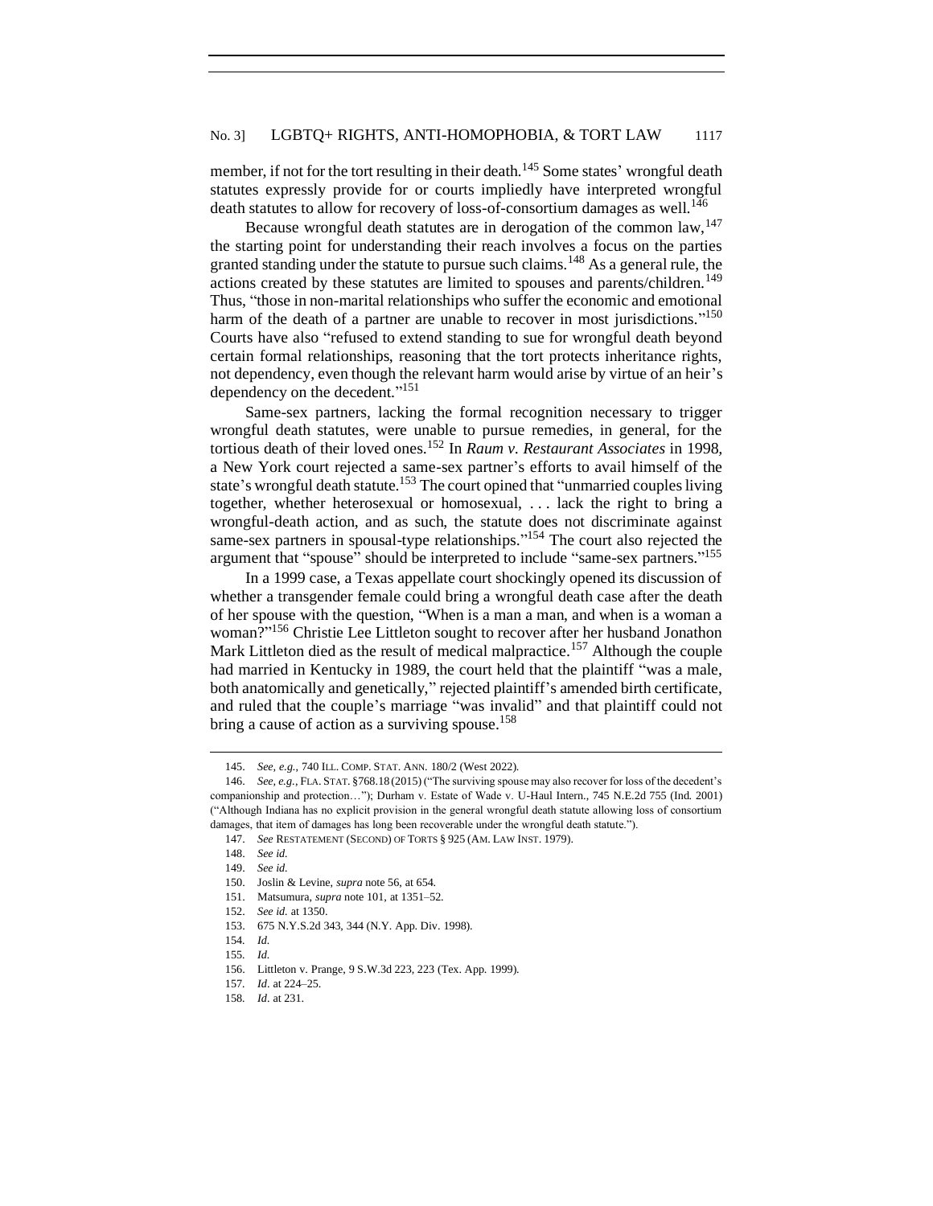member, if not for the tort resulting in their death.[145] Some states' wrongful death statutes expressly provide for or courts impliedly have interpreted wrongful death statutes to allow for recovery of loss-of-consortium damages as well.[146]

Because wrongful death statutes are in derogation of the common law,[147] the starting point for understanding their reach involves a focus on the parties granted standing under the statute to pursue such claims.[148] As a general rule, the actions created by these statutes are limited to spouses and parents/children.[149] Thus, "those in non-marital relationships who suffer the economic and emotional harm of the death of a partner are unable to recover in most jurisdictions."[150] Courts have also "refused to extend standing to sue for wrongful death beyond certain formal relationships, reasoning that the tort protects inheritance rights, not dependency, even though the relevant harm would arise by virtue of an heir's dependency on the decedent."[151]

Same-sex partners, lacking the formal recognition necessary to trigger wrongful death statutes, were unable to pursue remedies, in general, for the tortious death of their loved ones.[152] In *Raum v. Restaurant Associates* in 1998, a New York court rejected a same-sex partner's efforts to avail himself of the state's wrongful death statute.[153] The court opined that "unmarried couples living together, whether heterosexual or homosexual, . . . lack the right to bring a wrongful-death action, and as such, the statute does not discriminate against same-sex partners in spousal-type relationships."[154] The court also rejected the argument that "spouse" should be interpreted to include "same-sex partners."[155]

In a 1999 case, a Texas appellate court shockingly opened its discussion of whether a transgender female could bring a wrongful death case after the death of her spouse with the question, "When is a man a man, and when is a woman a woman?"[156] Christie Lee Littleton sought to recover after her husband Jonathon Mark Littleton died as the result of medical malpractice.[157] Although the couple had married in Kentucky in 1989, the court held that the plaintiff "was a male, both anatomically and genetically," rejected plaintiff's amended birth certificate, and ruled that the couple's marriage "was invalid" and that plaintiff could not bring a cause of action as a surviving spouse.[158]

---

145. *See, e.g.*, 740 ILL. COMP. STAT. ANN. 180/2 (West 2022).

146. *See, e.g.*, FLA. STAT. §768.18 (2015) ("The surviving spouse may also recover for loss of the decedent's companionship and protection…"); Durham v. Estate of Wade v. U-Haul Intern., 745 N.E.2d 755 (Ind. 2001) ("Although Indiana has no explicit provision in the general wrongful death statute allowing loss of consortium damages, that item of damages has long been recoverable under the wrongful death statute.").

147. *See* RESTATEMENT (SECOND) OF TORTS § 925 (AM. LAW INST. 1979).

148. *See id.*

149. *See id.*

150. Joslin & Levine, *supra* note 56, at 654.

151. Matsumura, *supra* note 101, at 1351–52.

152. *See id.* at 1350.

153. 675 N.Y.S.2d 343, 344 (N.Y. App. Div. 1998).

154. *Id.*

155. *Id.*

156. Littleton v. Prange, 9 S.W.3d 223, 223 (Tex. App. 1999).

157. *Id*. at 224–25.

158. *Id*. at 231.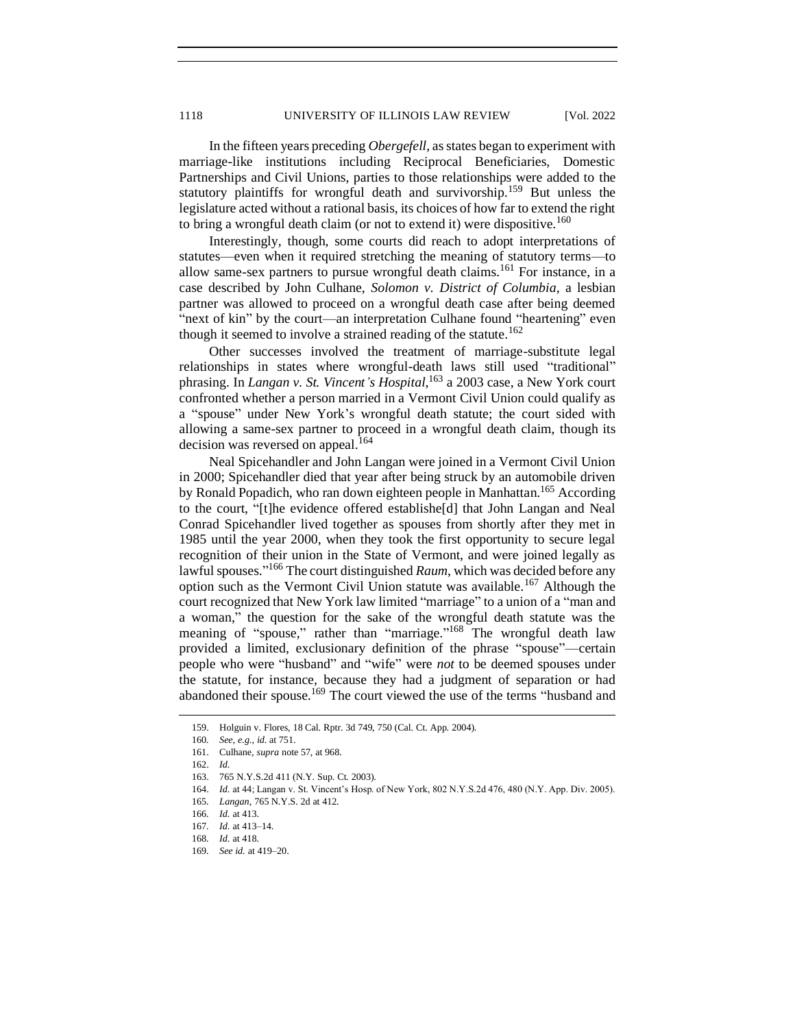In the fifteen years preceding *Obergefell*, as states began to experiment with marriage-like institutions including Reciprocal Beneficiaries, Domestic Partnerships and Civil Unions, parties to those relationships were added to the statutory plaintiffs for wrongful death and survivorship.[159] But unless the legislature acted without a rational basis, its choices of how far to extend the right to bring a wrongful death claim (or not to extend it) were dispositive.[160]

Interestingly, though, some courts did reach to adopt interpretations of statutes—even when it required stretching the meaning of statutory terms—to allow same-sex partners to pursue wrongful death claims.[161] For instance, in a case described by John Culhane, *Solomon v. District of Columbia*, a lesbian partner was allowed to proceed on a wrongful death case after being deemed "next of kin" by the court—an interpretation Culhane found "heartening" even though it seemed to involve a strained reading of the statute.[162]

Other successes involved the treatment of marriage-substitute legal relationships in states where wrongful-death laws still used "traditional" phrasing. In *Langan v. St. Vincent's Hospital*,[163] a 2003 case, a New York court confronted whether a person married in a Vermont Civil Union could qualify as a "spouse" under New York's wrongful death statute; the court sided with allowing a same-sex partner to proceed in a wrongful death claim, though its decision was reversed on appeal.[164]

Neal Spicehandler and John Langan were joined in a Vermont Civil Union in 2000; Spicehandler died that year after being struck by an automobile driven by Ronald Popadich, who ran down eighteen people in Manhattan.[165] According to the court, "[t]he evidence offered establishe[d] that John Langan and Neal Conrad Spicehandler lived together as spouses from shortly after they met in 1985 until the year 2000, when they took the first opportunity to secure legal recognition of their union in the State of Vermont, and were joined legally as lawful spouses."[166] The court distinguished *Raum*, which was decided before any option such as the Vermont Civil Union statute was available.[167] Although the court recognized that New York law limited "marriage" to a union of a "man and a woman," the question for the sake of the wrongful death statute was the meaning of "spouse," rather than "marriage."[168] The wrongful death law provided a limited, exclusionary definition of the phrase "spouse"—certain people who were "husband" and "wife" were *not* to be deemed spouses under the statute, for instance, because they had a judgment of separation or had abandoned their spouse.[169] The court viewed the use of the terms "husband and

---

159. Holguin v. Flores, 18 Cal. Rptr. 3d 749, 750 (Cal. Ct. App. 2004).

160. *See, e.g.*, *id.* at 751.

161. Culhane, *supra* note 57, at 968.

162. *Id.*

163. 765 N.Y.S.2d 411 (N.Y. Sup. Ct. 2003).

164. *Id.* at 44; Langan v. St. Vincent's Hosp. of New York, 802 N.Y.S.2d 476, 480 (N.Y. App. Div. 2005).

165. *Langan*, 765 N.Y.S. 2d at 412.

166. *Id.* at 413.

167. *Id.* at 413–14.

168. *Id.* at 418.

169. *See id.* at 419–20.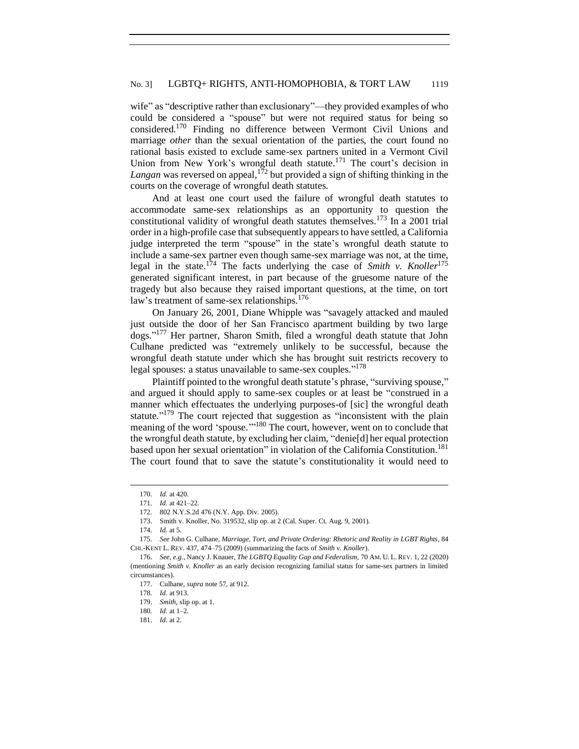wife" as "descriptive rather than exclusionary"—they provided examples of who could be considered a "spouse" but were not required status for being so considered.[170] Finding no difference between Vermont Civil Unions and marriage *other* than the sexual orientation of the parties, the court found no rational basis existed to exclude same-sex partners united in a Vermont Civil Union from New York's wrongful death statute.[171] The court's decision in *Langan* was reversed on appeal,[172] but provided a sign of shifting thinking in the courts on the coverage of wrongful death statutes.

And at least one court used the failure of wrongful death statutes to accommodate same-sex relationships as an opportunity to question the constitutional validity of wrongful death statutes themselves.[173] In a 2001 trial order in a high-profile case that subsequently appears to have settled, a California judge interpreted the term "spouse" in the state's wrongful death statute to include a same-sex partner even though same-sex marriage was not, at the time, legal in the state.[174] The facts underlying the case of *Smith v. Knoller*[175] generated significant interest, in part because of the gruesome nature of the tragedy but also because they raised important questions, at the time, on tort law's treatment of same-sex relationships.[176]

On January 26, 2001, Diane Whipple was "savagely attacked and mauled just outside the door of her San Francisco apartment building by two large dogs."[177] Her partner, Sharon Smith, filed a wrongful death statute that John Culhane predicted was "extremely unlikely to be successful, because the wrongful death statute under which she has brought suit restricts recovery to legal spouses: a status unavailable to same-sex couples."[178]

Plaintiff pointed to the wrongful death statute's phrase, "surviving spouse," and argued it should apply to same-sex couples or at least be "construed in a manner which effectuates the underlying purposes-of [sic] the wrongful death statute."[179] The court rejected that suggestion as "inconsistent with the plain meaning of the word 'spouse.'"[180] The court, however, went on to conclude that the wrongful death statute, by excluding her claim, "denie[d] her equal protection based upon her sexual orientation" in violation of the California Constitution.[181] The court found that to save the statute's constitutionality it would need to

---

170. *Id.* at 420.

171. *Id.* at 421–22.

172. 802 N.Y.S.2d 476 (N.Y. App. Div. 2005).

173. Smith v. Knoller, No. 319532, slip op. at 2 (Cal. Super. Ct. Aug. 9, 2001).

174. *Id.* at 5.

175. *See* John G. Culhane, *Marriage, Tort, and Private Ordering: Rhetoric and Reality in LGBT Rights*, 84 CHI.-KENT L. REV. 437, 474–75 (2009) (summarizing the facts of *Smith v. Knoller*).

176. *See, e.g.*, Nancy J. Knauer, *The LGBTQ Equality Gap and Federalism*, 70 AM. U. L. REV. 1, 22 (2020) (mentioning *Smith v. Knoller* as an early decision recognizing familial status for same-sex partners in limited circumstances).

177. Culhane, *supra* note 57, at 912.

178. *Id.* at 913.

179. *Smith*, slip op. at 1.

180. *Id.* at 1–2.

181. *Id.* at 2.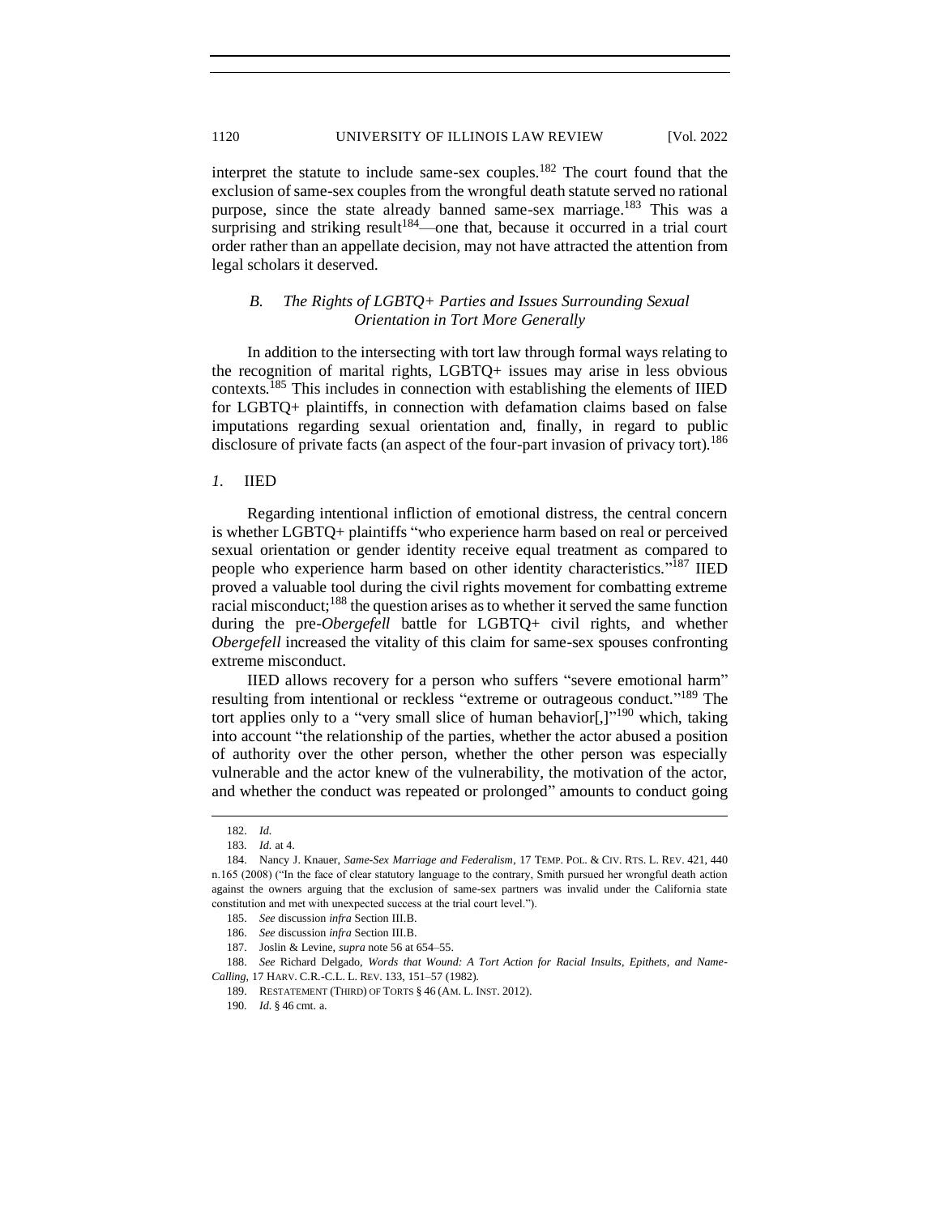interpret the statute to include same-sex couples.[182] The court found that the exclusion of same-sex couples from the wrongful death statute served no rational purpose, since the state already banned same-sex marriage.[183] This was a surprising and striking result[184]—one that, because it occurred in a trial court order rather than an appellate decision, may not have attracted the attention from legal scholars it deserved.

### *B. The Rights of LGBTQ+ Parties and Issues Surrounding Sexual Orientation in Tort More Generally*

In addition to the intersecting with tort law through formal ways relating to the recognition of marital rights, LGBTQ+ issues may arise in less obvious contexts.[185] This includes in connection with establishing the elements of IIED for LGBTQ+ plaintiffs, in connection with defamation claims based on false imputations regarding sexual orientation and, finally, in regard to public disclosure of private facts (an aspect of the four-part invasion of privacy tort).[186]

#### *1.* IIED

Regarding intentional infliction of emotional distress, the central concern is whether LGBTQ+ plaintiffs "who experience harm based on real or perceived sexual orientation or gender identity receive equal treatment as compared to people who experience harm based on other identity characteristics."[187] IIED proved a valuable tool during the civil rights movement for combatting extreme racial misconduct;[188] the question arises as to whether it served the same function during the pre-*Obergefell* battle for LGBTQ+ civil rights, and whether *Obergefell* increased the vitality of this claim for same-sex spouses confronting extreme misconduct.

IIED allows recovery for a person who suffers "severe emotional harm" resulting from intentional or reckless "extreme or outrageous conduct."[189] The tort applies only to a "very small slice of human behavior[,]"[190] which, taking into account "the relationship of the parties, whether the actor abused a position of authority over the other person, whether the other person was especially vulnerable and the actor knew of the vulnerability, the motivation of the actor, and whether the conduct was repeated or prolonged" amounts to conduct going

---

182. *Id.*

183. *Id.* at 4.

184. Nancy J. Knauer, *Same-Sex Marriage and Federalism*, 17 TEMP. POL. & CIV. RTS. L. REV. 421, 440 n.165 (2008) ("In the face of clear statutory language to the contrary, Smith pursued her wrongful death action against the owners arguing that the exclusion of same-sex partners was invalid under the California state constitution and met with unexpected success at the trial court level.").

185. *See* discussion *infra* Section III.B.

186. *See* discussion *infra* Section III.B.

187. Joslin & Levine, *supra* note 56 at 654–55.

188. *See* Richard Delgado, *Words that Wound: A Tort Action for Racial Insults, Epithets, and Name-Calling*, 17 HARV. C.R.-C.L. L. REV. 133, 151–57 (1982).

189. RESTATEMENT (THIRD) OF TORTS § 46 (AM. L. INST. 2012).

190. *Id.* § 46 cmt. a.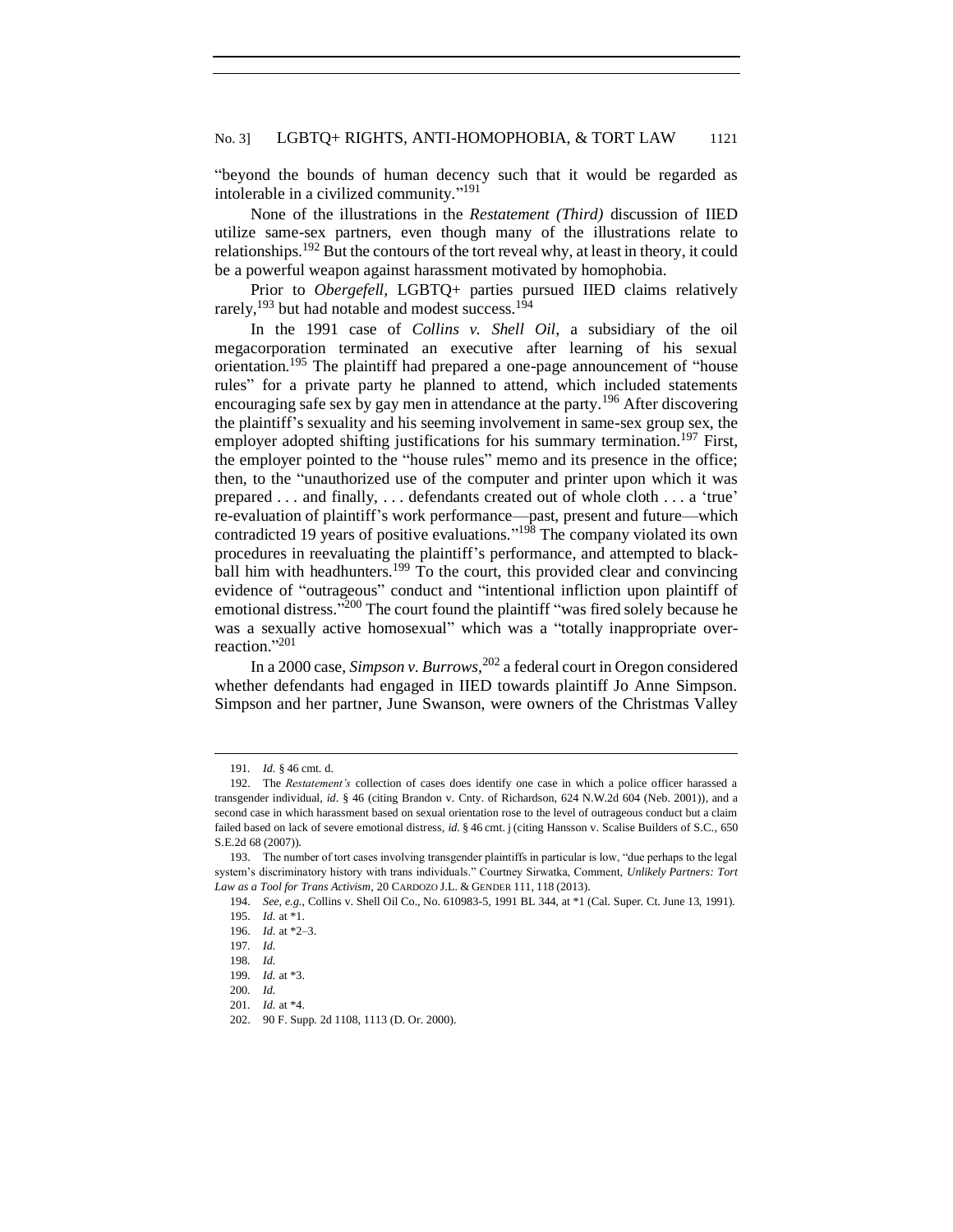"beyond the bounds of human decency such that it would be regarded as intolerable in a civilized community."[191]

None of the illustrations in the *Restatement (Third)* discussion of IIED utilize same-sex partners, even though many of the illustrations relate to relationships.[192] But the contours of the tort reveal why, at least in theory, it could be a powerful weapon against harassment motivated by homophobia.

Prior to *Obergefell*, LGBTQ+ parties pursued IIED claims relatively rarely,[193] but had notable and modest success.[194]

In the 1991 case of *Collins v. Shell Oil*, a subsidiary of the oil megacorporation terminated an executive after learning of his sexual orientation.[195] The plaintiff had prepared a one-page announcement of "house rules" for a private party he planned to attend, which included statements encouraging safe sex by gay men in attendance at the party.[196] After discovering the plaintiff's sexuality and his seeming involvement in same-sex group sex, the employer adopted shifting justifications for his summary termination.[197] First, the employer pointed to the "house rules" memo and its presence in the office; then, to the "unauthorized use of the computer and printer upon which it was prepared . . . and finally, . . . defendants created out of whole cloth . . . a 'true' re-evaluation of plaintiff's work performance—past, present and future—which contradicted 19 years of positive evaluations."[198] The company violated its own procedures in reevaluating the plaintiff's performance, and attempted to black-ball him with headhunters.[199] To the court, this provided clear and convincing evidence of "outrageous" conduct and "intentional infliction upon plaintiff of emotional distress."[200] The court found the plaintiff "was fired solely because he was a sexually active homosexual" which was a "totally inappropriate over-reaction."[201]

In a 2000 case, *Simpson v. Burrows*,[202] a federal court in Oregon considered whether defendants had engaged in IIED towards plaintiff Jo Anne Simpson. Simpson and her partner, June Swanson, were owners of the Christmas Valley

---

191. *Id.* § 46 cmt. d.

192. The *Restatement's* collection of cases does identify one case in which a police officer harassed a transgender individual, *id*. § 46 (citing Brandon v. Cnty. of Richardson, 624 N.W.2d 604 (Neb. 2001)), and a second case in which harassment based on sexual orientation rose to the level of outrageous conduct but a claim failed based on lack of severe emotional distress, *id.* § 46 cmt. j (citing Hansson v. Scalise Builders of S.C., 650 S.E.2d 68 (2007)).

193. The number of tort cases involving transgender plaintiffs in particular is low, "due perhaps to the legal system's discriminatory history with trans individuals." Courtney Sirwatka, Comment, *Unlikely Partners: Tort Law as a Tool for Trans Activism*, 20 CARDOZO J.L. & GENDER 111, 118 (2013).

194. *See, e.g.*, Collins v. Shell Oil Co., No. 610983-5, 1991 BL 344, at *1 (Cal. Super. Ct. June 13, 1991).

195. *Id.* at *1.

196. *Id.* at *2–3.

197. *Id.*

198. *Id.*

199. *Id.* at *3.

200. *Id.*

201. *Id.* at *4.

202. 90 F. Supp. 2d 1108, 1113 (D. Or. 2000).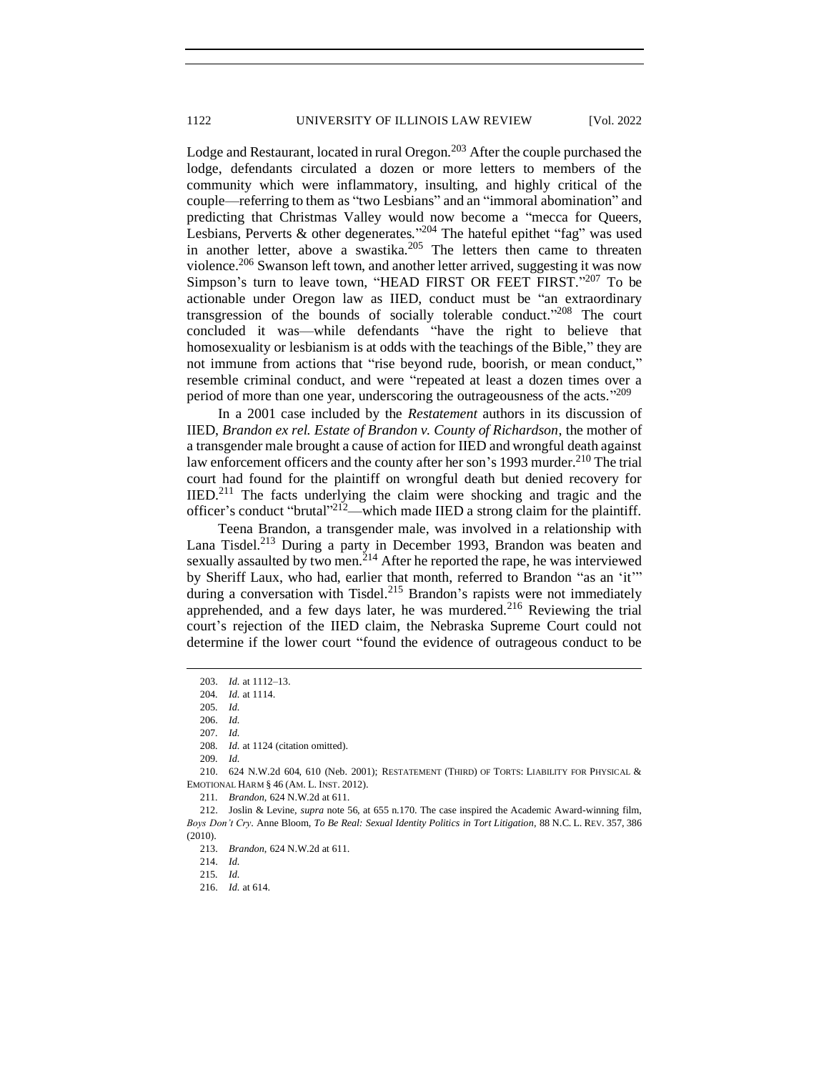Lodge and Restaurant, located in rural Oregon.[203] After the couple purchased the lodge, defendants circulated a dozen or more letters to members of the community which were inflammatory, insulting, and highly critical of the couple—referring to them as "two Lesbians" and an "immoral abomination" and predicting that Christmas Valley would now become a "mecca for Queers, Lesbians, Perverts & other degenerates."[204] The hateful epithet "fag" was used in another letter, above a swastika.[205] The letters then came to threaten violence.[206] Swanson left town, and another letter arrived, suggesting it was now Simpson's turn to leave town, "HEAD FIRST OR FEET FIRST."[207] To be actionable under Oregon law as IIED, conduct must be "an extraordinary transgression of the bounds of socially tolerable conduct."[208] The court concluded it was—while defendants "have the right to believe that homosexuality or lesbianism is at odds with the teachings of the Bible," they are not immune from actions that "rise beyond rude, boorish, or mean conduct," resemble criminal conduct, and were "repeated at least a dozen times over a period of more than one year, underscoring the outrageousness of the acts."[209]

In a 2001 case included by the *Restatement* authors in its discussion of IIED, *Brandon ex rel. Estate of Brandon v. County of Richardson*, the mother of a transgender male brought a cause of action for IIED and wrongful death against law enforcement officers and the county after her son's 1993 murder.[210] The trial court had found for the plaintiff on wrongful death but denied recovery for IIED.[211] The facts underlying the claim were shocking and tragic and the officer's conduct "brutal"[212]—which made IIED a strong claim for the plaintiff.

Teena Brandon, a transgender male, was involved in a relationship with Lana Tisdel.[213] During a party in December 1993, Brandon was beaten and sexually assaulted by two men.[214] After he reported the rape, he was interviewed by Sheriff Laux, who had, earlier that month, referred to Brandon "as an 'it'" during a conversation with Tisdel.[215] Brandon's rapists were not immediately apprehended, and a few days later, he was murdered.[216] Reviewing the trial court's rejection of the IIED claim, the Nebraska Supreme Court could not determine if the lower court "found the evidence of outrageous conduct to be

---

203. *Id.* at 1112–13.

204. *Id.* at 1114.

205. *Id.*

206. *Id.*

207. *Id.*

208. *Id.* at 1124 (citation omitted).

209. *Id.*

210. 624 N.W.2d 604, 610 (Neb. 2001); RESTATEMENT (THIRD) OF TORTS: LIABILITY FOR PHYSICAL & EMOTIONAL HARM § 46 (AM. L. INST. 2012).

211. *Brandon*, 624 N.W.2d at 611.

212. Joslin & Levine, *supra* note 56, at 655 n.170. The case inspired the Academic Award-winning film, *Boys Don't Cry*. Anne Bloom, *To Be Real: Sexual Identity Politics in Tort Litigation*, 88 N.C. L. REV. 357, 386 (2010).

213. *Brandon*, 624 N.W.2d at 611.

214. *Id.*

215. *Id.*

216. *Id.* at 614.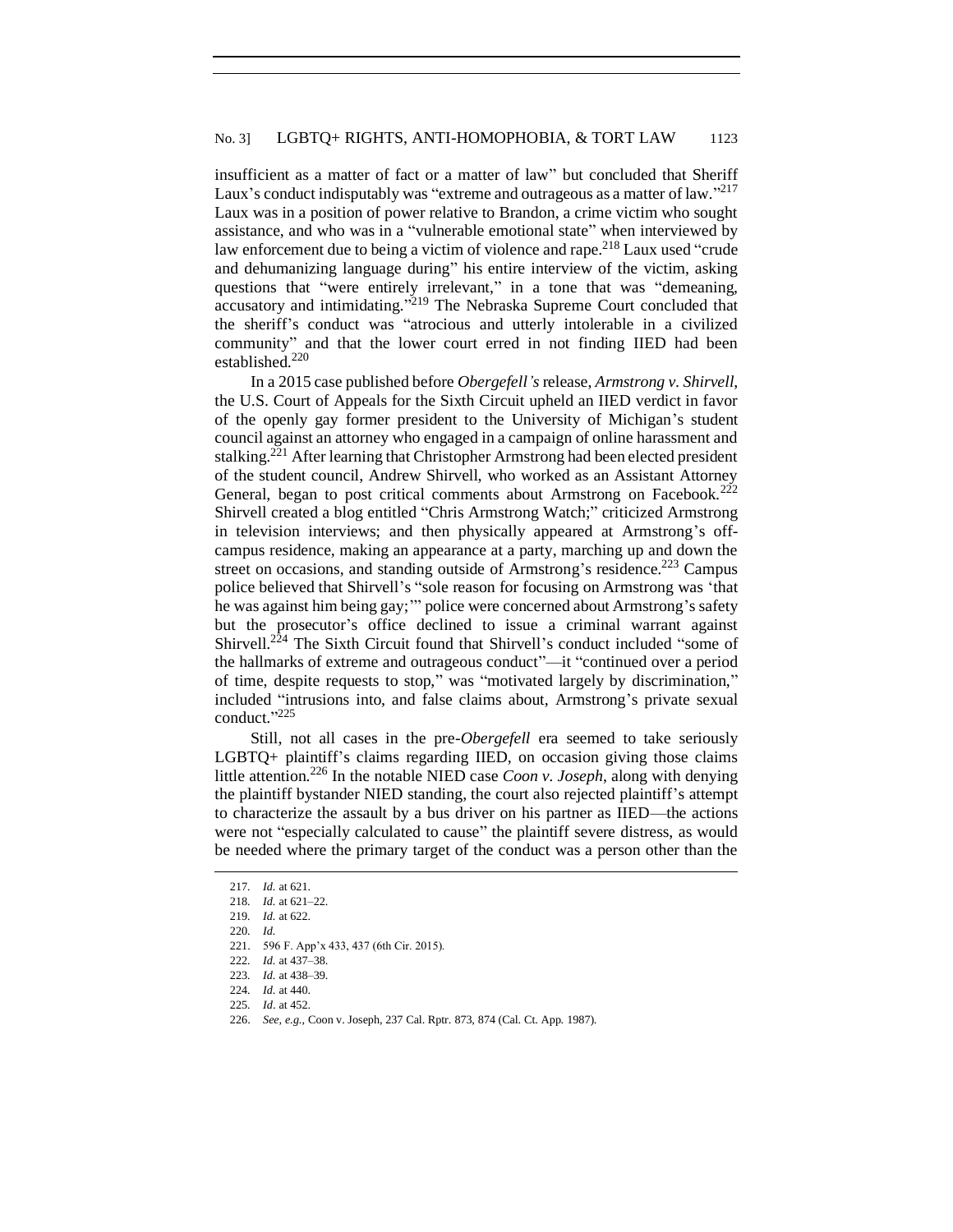insufficient as a matter of fact or a matter of law" but concluded that Sheriff Laux's conduct indisputably was "extreme and outrageous as a matter of law."[217] Laux was in a position of power relative to Brandon, a crime victim who sought assistance, and who was in a "vulnerable emotional state" when interviewed by law enforcement due to being a victim of violence and rape.[218] Laux used "crude and dehumanizing language during" his entire interview of the victim, asking questions that "were entirely irrelevant," in a tone that was "demeaning, accusatory and intimidating."[219] The Nebraska Supreme Court concluded that the sheriff's conduct was "atrocious and utterly intolerable in a civilized community" and that the lower court erred in not finding IIED had been established.[220]

In a 2015 case published before *Obergefell's* release, *Armstrong v. Shirvell*, the U.S. Court of Appeals for the Sixth Circuit upheld an IIED verdict in favor of the openly gay former president to the University of Michigan's student council against an attorney who engaged in a campaign of online harassment and stalking.[221] After learning that Christopher Armstrong had been elected president of the student council, Andrew Shirvell, who worked as an Assistant Attorney General, began to post critical comments about Armstrong on Facebook.[222] Shirvell created a blog entitled "Chris Armstrong Watch;" criticized Armstrong in television interviews; and then physically appeared at Armstrong's off-campus residence, making an appearance at a party, marching up and down the street on occasions, and standing outside of Armstrong's residence.[223] Campus police believed that Shirvell's "sole reason for focusing on Armstrong was 'that he was against him being gay;'" police were concerned about Armstrong's safety but the prosecutor's office declined to issue a criminal warrant against Shirvell.[224] The Sixth Circuit found that Shirvell's conduct included "some of the hallmarks of extreme and outrageous conduct"—it "continued over a period of time, despite requests to stop," was "motivated largely by discrimination," included "intrusions into, and false claims about, Armstrong's private sexual conduct."[225]

Still, not all cases in the pre-*Obergefell* era seemed to take seriously LGBTQ+ plaintiff's claims regarding IIED, on occasion giving those claims little attention.[226] In the notable NIED case *Coon v. Joseph*, along with denying the plaintiff bystander NIED standing, the court also rejected plaintiff's attempt to characterize the assault by a bus driver on his partner as IIED—the actions were not "especially calculated to cause" the plaintiff severe distress, as would be needed where the primary target of the conduct was a person other than the

217. *Id.* at 621.

218. *Id.* at 621–22.

219. *Id.* at 622.

220. *Id.*

221. 596 F. App'x 433, 437 (6th Cir. 2015).

222. *Id.* at 437–38.

223. *Id.* at 438–39.

224. *Id.* at 440.

225. *Id*. at 452.

226. *See, e.g.*, Coon v. Joseph, 237 Cal. Rptr. 873, 874 (Cal. Ct. App. 1987).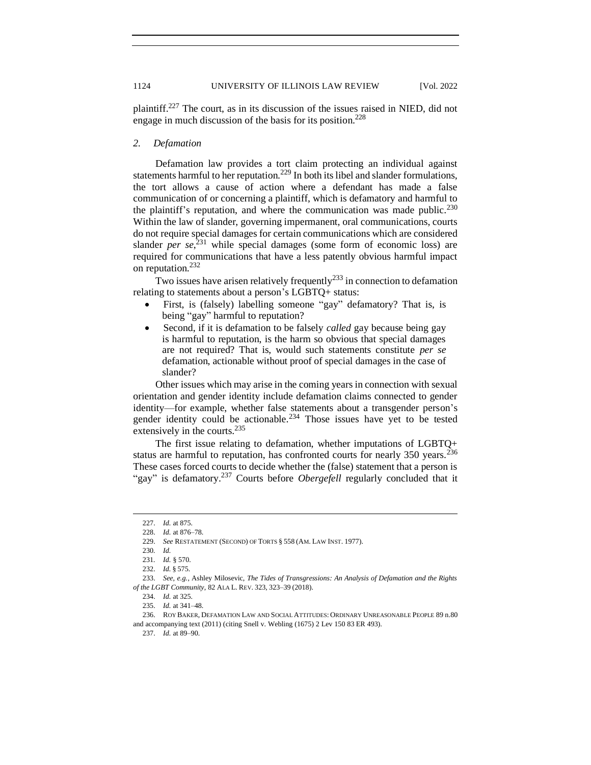plaintiff.[227] The court, as in its discussion of the issues raised in NIED, did not engage in much discussion of the basis for its position.[228]

### *2. Defamation*

Defamation law provides a tort claim protecting an individual against statements harmful to her reputation.[229] In both its libel and slander formulations, the tort allows a cause of action where a defendant has made a false communication of or concerning a plaintiff, which is defamatory and harmful to the plaintiff's reputation, and where the communication was made public.[230] Within the law of slander, governing impermanent, oral communications, courts do not require special damages for certain communications which are considered slander *per se*,[231] while special damages (some form of economic loss) are required for communications that have a less patently obvious harmful impact on reputation.[232]

Two issues have arisen relatively frequently[233] in connection to defamation relating to statements about a person's LGBTQ+ status:

- First, is (falsely) labelling someone "gay" defamatory? That is, is being "gay" harmful to reputation?
- Second, if it is defamation to be falsely *called* gay because being gay is harmful to reputation, is the harm so obvious that special damages are not required? That is, would such statements constitute *per se* defamation, actionable without proof of special damages in the case of slander?

Other issues which may arise in the coming years in connection with sexual orientation and gender identity include defamation claims connected to gender identity—for example, whether false statements about a transgender person's gender identity could be actionable.[234] Those issues have yet to be tested extensively in the courts.[235]

The first issue relating to defamation, whether imputations of LGBTQ+ status are harmful to reputation, has confronted courts for nearly 350 years.[236] These cases forced courts to decide whether the (false) statement that a person is "gay" is defamatory.[237] Courts before *Obergefell* regularly concluded that it

---

227. *Id.* at 875.

228. *Id.* at 876–78.

229. *See* RESTATEMENT (SECOND) OF TORTS § 558 (AM. LAW INST. 1977).

230. *Id.*

231. *Id.* § 570.

232. *Id.* § 575.

233. *See, e.g.*, Ashley Milosevic, *The Tides of Transgressions: An Analysis of Defamation and the Rights of the LGBT Community*, 82 ALA L. REV. 323, 323–39 (2018).

234. *Id.* at 325.

235. *Id.* at 341–48.

236. ROY BAKER, DEFAMATION LAW AND SOCIAL ATTITUDES: ORDINARY UNREASONABLE PEOPLE 89 n.80 and accompanying text (2011) (citing Snell v. Webling (1675) 2 Lev 150 83 ER 493).

237. *Id.* at 89–90.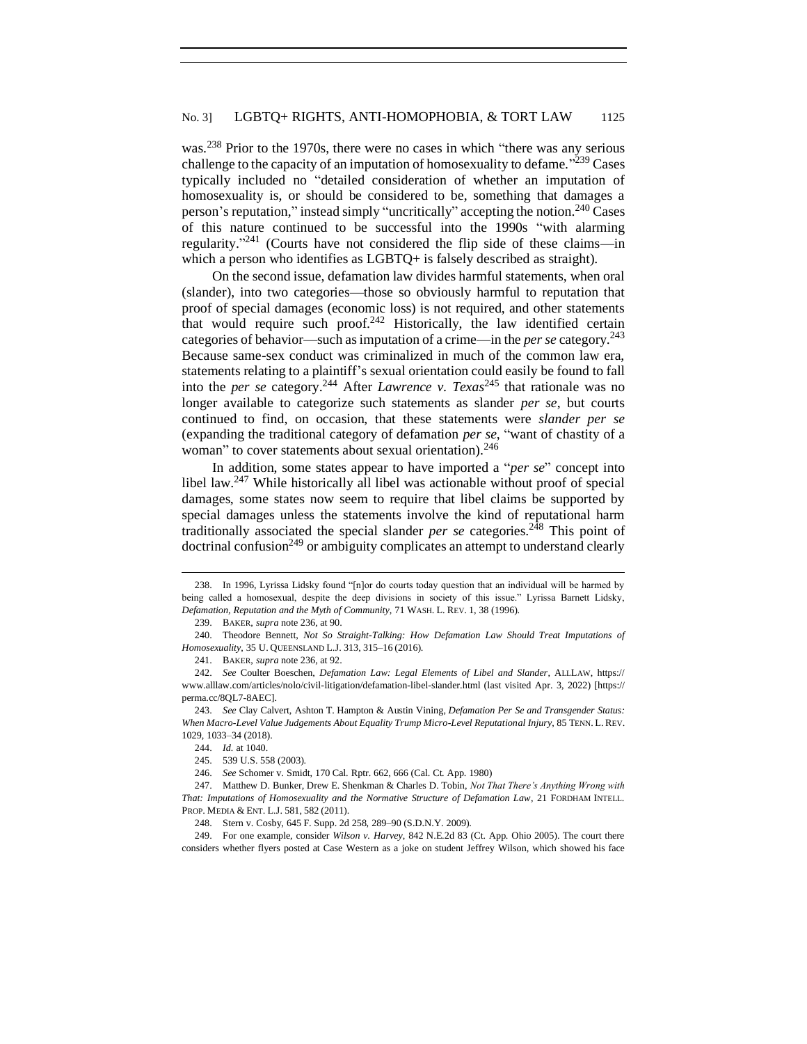was.[238] Prior to the 1970s, there were no cases in which "there was any serious challenge to the capacity of an imputation of homosexuality to defame."[239] Cases typically included no "detailed consideration of whether an imputation of homosexuality is, or should be considered to be, something that damages a person's reputation," instead simply "uncritically" accepting the notion.[240] Cases of this nature continued to be successful into the 1990s "with alarming regularity."[241] (Courts have not considered the flip side of these claims—in which a person who identifies as LGBTQ+ is falsely described as straight).

On the second issue, defamation law divides harmful statements, when oral (slander), into two categories—those so obviously harmful to reputation that proof of special damages (economic loss) is not required, and other statements that would require such proof.[242] Historically, the law identified certain categories of behavior—such as imputation of a crime—in the *per se* category.[243] Because same-sex conduct was criminalized in much of the common law era, statements relating to a plaintiff's sexual orientation could easily be found to fall into the *per se* category.[244] After *Lawrence v. Texas*[245] that rationale was no longer available to categorize such statements as slander *per se*, but courts continued to find, on occasion, that these statements were *slander per se* (expanding the traditional category of defamation *per se*, "want of chastity of a woman" to cover statements about sexual orientation).[246]

In addition, some states appear to have imported a "*per se*" concept into libel law.[247] While historically all libel was actionable without proof of special damages, some states now seem to require that libel claims be supported by special damages unless the statements involve the kind of reputational harm traditionally associated the special slander *per se* categories.[248] This point of doctrinal confusion[249] or ambiguity complicates an attempt to understand clearly

---

238. In 1996, Lyrissa Lidsky found "[n]or do courts today question that an individual will be harmed by being called a homosexual, despite the deep divisions in society of this issue." Lyrissa Barnett Lidsky, *Defamation, Reputation and the Myth of Community*, 71 WASH. L. REV. 1, 38 (1996).

239. BAKER, *supra* note 236, at 90.

240. Theodore Bennett, *Not So Straight-Talking: How Defamation Law Should Treat Imputations of Homosexuality*, 35 U. QUEENSLAND L.J. 313, 315–16 (2016).

241. BAKER, *supra* note 236, at 92.

242. *See* Coulter Boeschen, *Defamation Law: Legal Elements of Libel and Slander*, ALLLAW, https://www.alllaw.com/articles/nolo/civil-litigation/defamation-libel-slander.html (last visited Apr. 3, 2022) [https://perma.cc/8QL7-8AEC].

243. *See* Clay Calvert, Ashton T. Hampton & Austin Vining, *Defamation Per Se and Transgender Status: When Macro-Level Value Judgements About Equality Trump Micro-Level Reputational Injury*, 85 TENN. L. REV. 1029, 1033–34 (2018).

244. *Id.* at 1040.

245. 539 U.S. 558 (2003).

246. *See* Schomer v. Smidt, 170 Cal. Rptr. 662, 666 (Cal. Ct. App. 1980)

247. Matthew D. Bunker, Drew E. Shenkman & Charles D. Tobin, *Not That There's Anything Wrong with That: Imputations of Homosexuality and the Normative Structure of Defamation Law*, 21 FORDHAM INTELL. PROP. MEDIA & ENT. L.J. 581, 582 (2011).

248. Stern v. Cosby, 645 F. Supp. 2d 258, 289–90 (S.D.N.Y. 2009).

249. For one example, consider *Wilson v. Harvey*, 842 N.E.2d 83 (Ct. App. Ohio 2005). The court there considers whether flyers posted at Case Western as a joke on student Jeffrey Wilson, which showed his face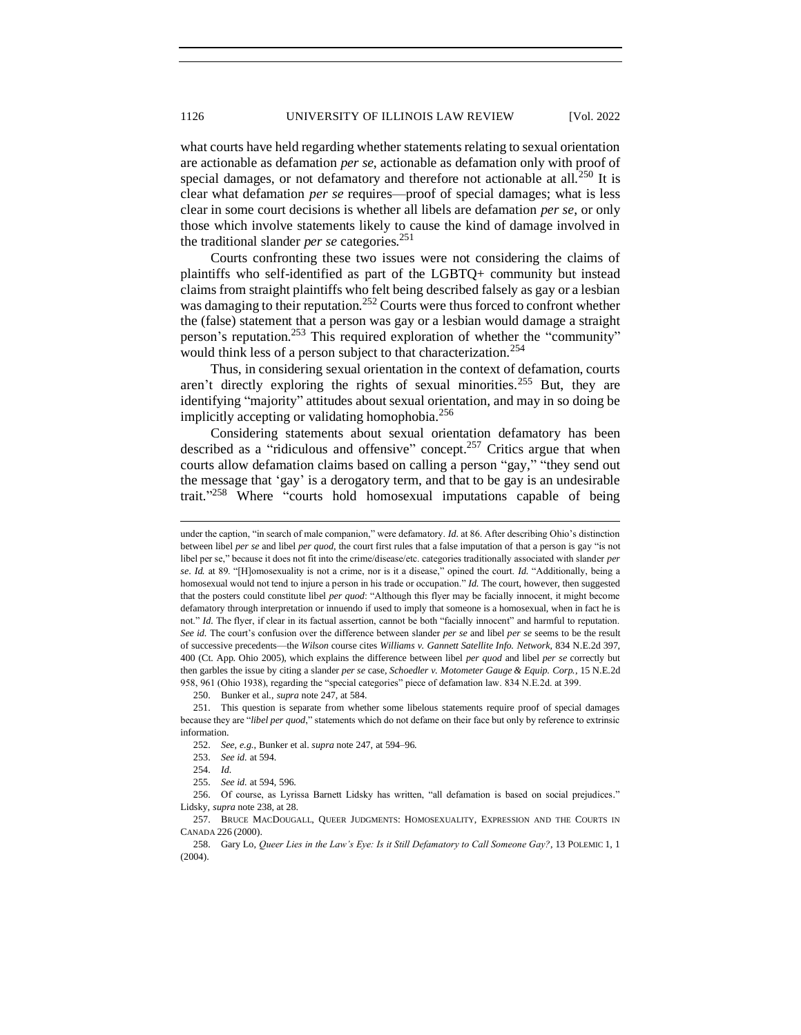what courts have held regarding whether statements relating to sexual orientation are actionable as defamation *per se*, actionable as defamation only with proof of special damages, or not defamatory and therefore not actionable at all.[250] It is clear what defamation *per se* requires—proof of special damages; what is less clear in some court decisions is whether all libels are defamation *per se*, or only those which involve statements likely to cause the kind of damage involved in the traditional slander *per se* categories.[251]

Courts confronting these two issues were not considering the claims of plaintiffs who self-identified as part of the LGBTQ+ community but instead claims from straight plaintiffs who felt being described falsely as gay or a lesbian was damaging to their reputation.[252] Courts were thus forced to confront whether the (false) statement that a person was gay or a lesbian would damage a straight person's reputation.[253] This required exploration of whether the "community" would think less of a person subject to that characterization.[254]

Thus, in considering sexual orientation in the context of defamation, courts aren't directly exploring the rights of sexual minorities.[255] But, they are identifying "majority" attitudes about sexual orientation, and may in so doing be implicitly accepting or validating homophobia.[256]

Considering statements about sexual orientation defamatory has been described as a "ridiculous and offensive" concept.[257] Critics argue that when courts allow defamation claims based on calling a person "gay," "they send out the message that 'gay' is a derogatory term, and that to be gay is an undesirable trait."[258] Where "courts hold homosexual imputations capable of being

---

under the caption, "in search of male companion," were defamatory. *Id.* at 86. After describing Ohio's distinction between libel *per se* and libel *per quod*, the court first rules that a false imputation of that a person is gay "is not libel per se," because it does not fit into the crime/disease/etc. categories traditionally associated with slander *per se*. *Id.* at 89. "[H]omosexuality is not a crime, nor is it a disease," opined the court. *Id.* "Additionally, being a homosexual would not tend to injure a person in his trade or occupation." *Id.* The court, however, then suggested that the posters could constitute libel *per quod*: "Although this flyer may be facially innocent, it might become defamatory through interpretation or innuendo if used to imply that someone is a homosexual, when in fact he is not." *Id.* The flyer, if clear in its factual assertion, cannot be both "facially innocent" and harmful to reputation. *See id.* The court's confusion over the difference between slander *per se* and libel *per se* seems to be the result of successive precedents—the *Wilson* course cites *Williams v. Gannett Satellite Info. Network*, 834 N.E.2d 397, 400 (Ct. App. Ohio 2005), which explains the difference between libel *per quod* and libel *per se* correctly but then garbles the issue by citing a slander *per se* case, *Schoedler v. Motometer Gauge & Equip. Corp.*, 15 N.E.2d 958, 961 (Ohio 1938), regarding the "special categories" piece of defamation law. 834 N.E.2d. at 399.

250. Bunker et al., *supra* note 247, at 584.

251. This question is separate from whether some libelous statements require proof of special damages because they are "*libel per quod*," statements which do not defame on their face but only by reference to extrinsic information.

252. *See, e.g.*, Bunker et al. *supra* note 247, at 594–96.

253. *See id.* at 594.

254. *Id.*

255. *See id.* at 594, 596.

256. Of course, as Lyrissa Barnett Lidsky has written, "all defamation is based on social prejudices." Lidsky, *supra* note 238, at 28.

257. BRUCE MACDOUGALL, QUEER JUDGMENTS: HOMOSEXUALITY, EXPRESSION AND THE COURTS IN CANADA 226 (2000).

258. Gary Lo, *Queer Lies in the Law's Eye: Is it Still Defamatory to Call Someone Gay?*, 13 POLEMIC 1, 1 (2004).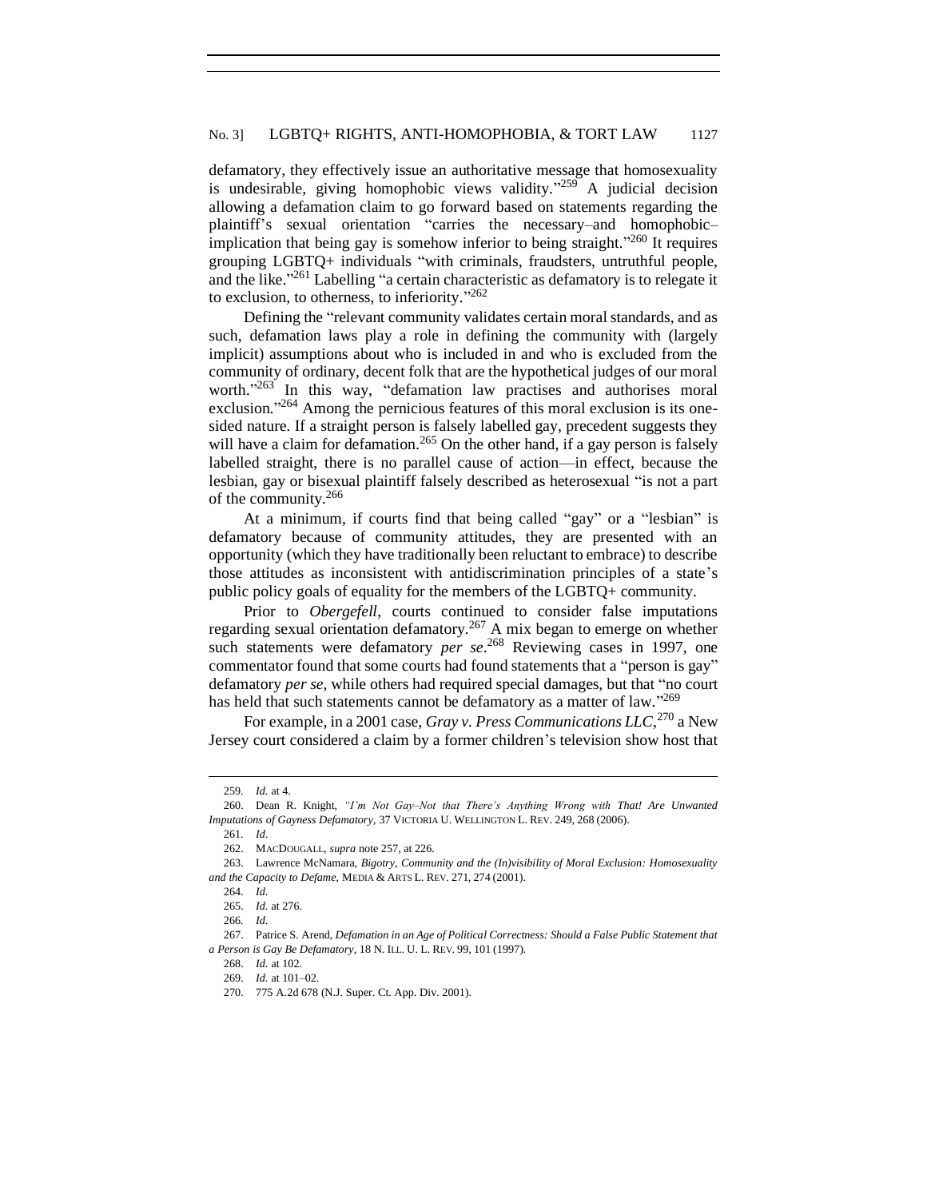defamatory, they effectively issue an authoritative message that homosexuality is undesirable, giving homophobic views validity."[259] A judicial decision allowing a defamation claim to go forward based on statements regarding the plaintiff's sexual orientation "carries the necessary–and homophobic–implication that being gay is somehow inferior to being straight."[260] It requires grouping LGBTQ+ individuals "with criminals, fraudsters, untruthful people, and the like."[261] Labelling "a certain characteristic as defamatory is to relegate it to exclusion, to otherness, to inferiority."[262]

Defining the "relevant community validates certain moral standards, and as such, defamation laws play a role in defining the community with (largely implicit) assumptions about who is included in and who is excluded from the community of ordinary, decent folk that are the hypothetical judges of our moral worth."[263] In this way, "defamation law practises and authorises moral exclusion."[264] Among the pernicious features of this moral exclusion is its one-sided nature. If a straight person is falsely labelled gay, precedent suggests they will have a claim for defamation.[265] On the other hand, if a gay person is falsely labelled straight, there is no parallel cause of action—in effect, because the lesbian, gay or bisexual plaintiff falsely described as heterosexual "is not a part of the community.[266]

At a minimum, if courts find that being called "gay" or a "lesbian" is defamatory because of community attitudes, they are presented with an opportunity (which they have traditionally been reluctant to embrace) to describe those attitudes as inconsistent with antidiscrimination principles of a state's public policy goals of equality for the members of the LGBTQ+ community.

Prior to *Obergefell*, courts continued to consider false imputations regarding sexual orientation defamatory.[267] A mix began to emerge on whether such statements were defamatory *per se*.[268] Reviewing cases in 1997, one commentator found that some courts had found statements that a "person is gay" defamatory *per se*, while others had required special damages, but that "no court has held that such statements cannot be defamatory as a matter of law."[269]

For example, in a 2001 case, *Gray v. Press Communications LLC*,[270] a New Jersey court considered a claim by a former children's television show host that

---

259. *Id.* at 4.

260. Dean R. Knight, *"I'm Not Gay–Not that There's Anything Wrong with That! Are Unwanted Imputations of Gayness Defamatory*, 37 VICTORIA U. WELLINGTON L. REV. 249, 268 (2006).

261. *Id*.

262. MACDOUGALL, *supra* note 257, at 226.

263. Lawrence McNamara, *Bigotry, Community and the (In)visibility of Moral Exclusion: Homosexuality and the Capacity to Defame*, MEDIA & ARTS L. REV. 271, 274 (2001).

264. *Id.*

265. *Id.* at 276.

266. *Id.*

267. Patrice S. Arend, *Defamation in an Age of Political Correctness: Should a False Public Statement that a Person is Gay Be Defamatory*, 18 N. ILL. U. L. REV. 99, 101 (1997).

268. *Id.* at 102.

269. *Id.* at 101–02.

270. 775 A.2d 678 (N.J. Super. Ct. App. Div. 2001).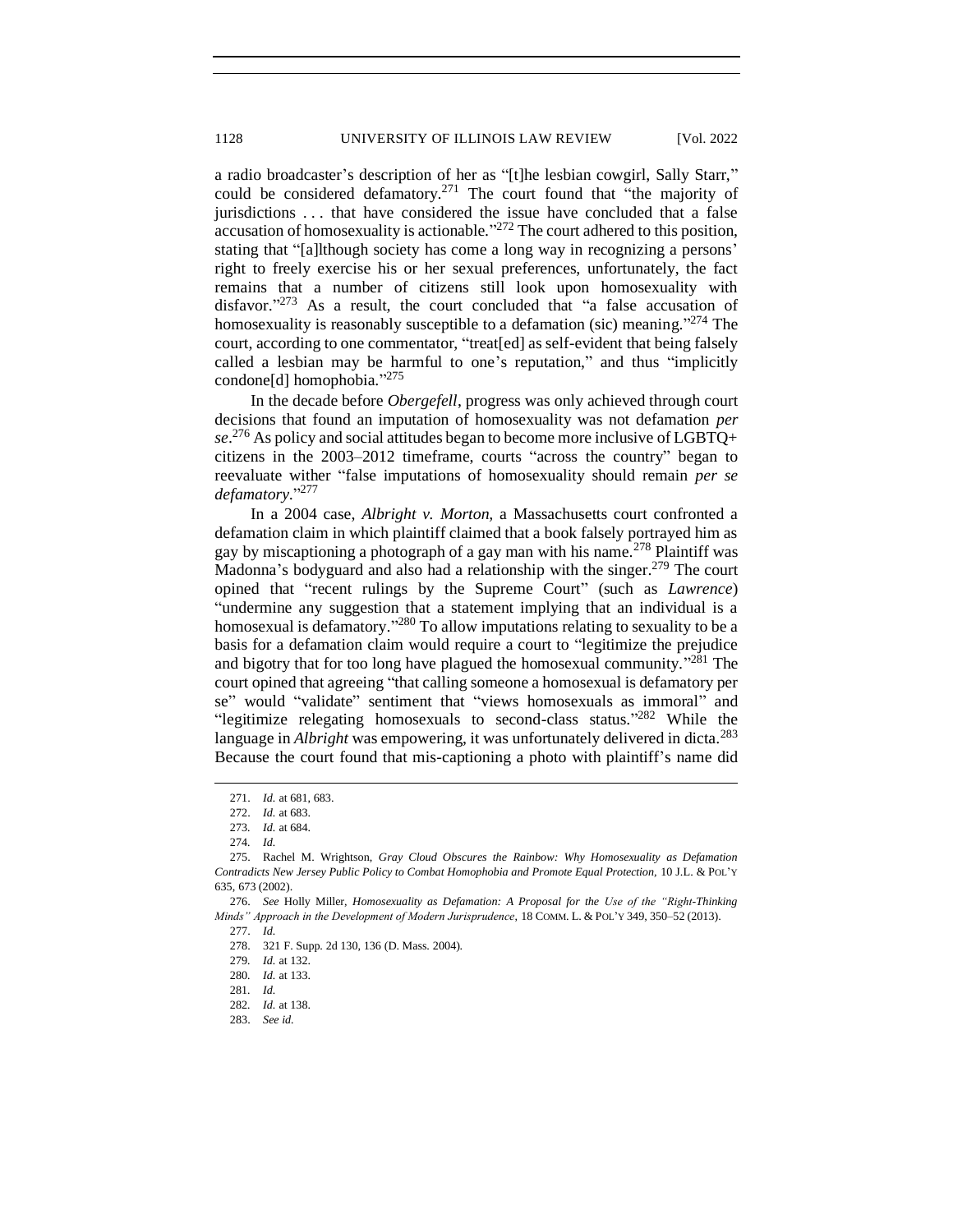a radio broadcaster's description of her as "[t]he lesbian cowgirl, Sally Starr," could be considered defamatory.[271] The court found that "the majority of jurisdictions . . . that have considered the issue have concluded that a false accusation of homosexuality is actionable."[272] The court adhered to this position, stating that "[a]lthough society has come a long way in recognizing a persons' right to freely exercise his or her sexual preferences, unfortunately, the fact remains that a number of citizens still look upon homosexuality with disfavor."[273] As a result, the court concluded that "a false accusation of homosexuality is reasonably susceptible to a defamation (sic) meaning."[274] The court, according to one commentator, "treat[ed] as self-evident that being falsely called a lesbian may be harmful to one's reputation," and thus "implicitly condone[d] homophobia."[275]

In the decade before *Obergefell*, progress was only achieved through court decisions that found an imputation of homosexuality was not defamation *per se*.[276] As policy and social attitudes began to become more inclusive of LGBTQ+ citizens in the 2003–2012 timeframe, courts "across the country" began to reevaluate wither "false imputations of homosexuality should remain *per se defamatory*."[277]

In a 2004 case, *Albright v. Morton*, a Massachusetts court confronted a defamation claim in which plaintiff claimed that a book falsely portrayed him as gay by miscaptioning a photograph of a gay man with his name.[278] Plaintiff was Madonna's bodyguard and also had a relationship with the singer.[279] The court opined that "recent rulings by the Supreme Court" (such as *Lawrence*) "undermine any suggestion that a statement implying that an individual is a homosexual is defamatory."[280] To allow imputations relating to sexuality to be a basis for a defamation claim would require a court to "legitimize the prejudice and bigotry that for too long have plagued the homosexual community."[281] The court opined that agreeing "that calling someone a homosexual is defamatory per se" would "validate" sentiment that "views homosexuals as immoral" and "legitimize relegating homosexuals to second-class status."[282] While the language in *Albright* was empowering, it was unfortunately delivered in dicta.[283] Because the court found that mis-captioning a photo with plaintiff's name did

---

271. *Id.* at 681, 683.

272. *Id.* at 683.

273. *Id.* at 684.

274. *Id.*

275. Rachel M. Wrightson, *Gray Cloud Obscures the Rainbow: Why Homosexuality as Defamation Contradicts New Jersey Public Policy to Combat Homophobia and Promote Equal Protection*, 10 J.L. & POL'Y 635, 673 (2002).

276. *See* Holly Miller, *Homosexuality as Defamation: A Proposal for the Use of the "Right-Thinking Minds" Approach in the Development of Modern Jurisprudence*, 18 COMM. L. & POL'Y 349, 350–52 (2013).

277. *Id.*

278. 321 F. Supp. 2d 130, 136 (D. Mass. 2004).

279. *Id.* at 132.

280. *Id.* at 133.

281. *Id.*

282. *Id.* at 138.

283. *See id.*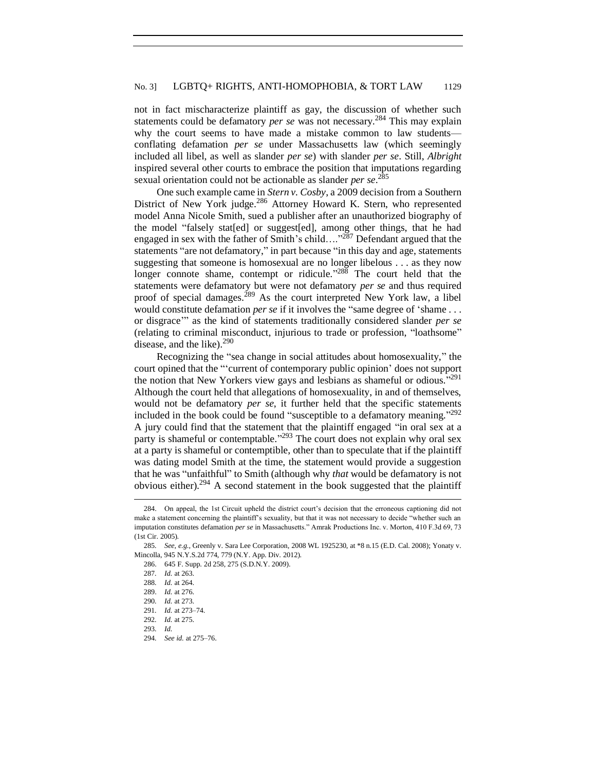not in fact mischaracterize plaintiff as gay, the discussion of whether such statements could be defamatory *per se* was not necessary.[284] This may explain why the court seems to have made a mistake common to law students—conflating defamation *per se* under Massachusetts law (which seemingly included all libel, as well as slander *per se*) with slander *per se*. Still, *Albright* inspired several other courts to embrace the position that imputations regarding sexual orientation could not be actionable as slander *per se*.[285]

One such example came in *Stern v. Cosby*, a 2009 decision from a Southern District of New York judge.[286] Attorney Howard K. Stern, who represented model Anna Nicole Smith, sued a publisher after an unauthorized biography of the model "falsely stat[ed] or suggest[ed], among other things, that he had engaged in sex with the father of Smith's child…."[287] Defendant argued that the statements "are not defamatory," in part because "in this day and age, statements suggesting that someone is homosexual are no longer libelous . . . as they now longer connote shame, contempt or ridicule."[288] The court held that the statements were defamatory but were not defamatory *per se* and thus required proof of special damages.[289] As the court interpreted New York law, a libel would constitute defamation *per se* if it involves the "same degree of 'shame . . . or disgrace'" as the kind of statements traditionally considered slander *per se* (relating to criminal misconduct, injurious to trade or profession, "loathsome" disease, and the like).[290]

Recognizing the "sea change in social attitudes about homosexuality," the court opined that the "'current of contemporary public opinion' does not support the notion that New Yorkers view gays and lesbians as shameful or odious."[291] Although the court held that allegations of homosexuality, in and of themselves, would not be defamatory *per se*, it further held that the specific statements included in the book could be found "susceptible to a defamatory meaning."[292] A jury could find that the statement that the plaintiff engaged "in oral sex at a party is shameful or contemptable."[293] The court does not explain why oral sex at a party is shameful or contemptible, other than to speculate that if the plaintiff was dating model Smith at the time, the statement would provide a suggestion that he was "unfaithful" to Smith (although why *that* would be defamatory is not obvious either).[294] A second statement in the book suggested that the plaintiff

---

284. On appeal, the 1st Circuit upheld the district court's decision that the erroneous captioning did not make a statement concerning the plaintiff's sexuality, but that it was not necessary to decide "whether such an imputation constitutes defamation *per se* in Massachusetts." Amrak Productions Inc. v. Morton, 410 F.3d 69, 73 (1st Cir. 2005).

285. *See, e.g.*, Greenly v. Sara Lee Corporation, 2008 WL 1925230, at *8 n.15 (E.D. Cal. 2008); Yonaty v. Mincolla, 945 N.Y.S.2d 774, 779 (N.Y. App. Div. 2012).

286. 645 F. Supp. 2d 258, 275 (S.D.N.Y. 2009).

287. *Id.* at 263.

288. *Id.* at 264.

289. *Id.* at 276.

290. *Id.* at 273.

291. *Id.* at 273–74.

292. *Id.* at 275.

293. *Id.*

294. *See id.* at 275–76.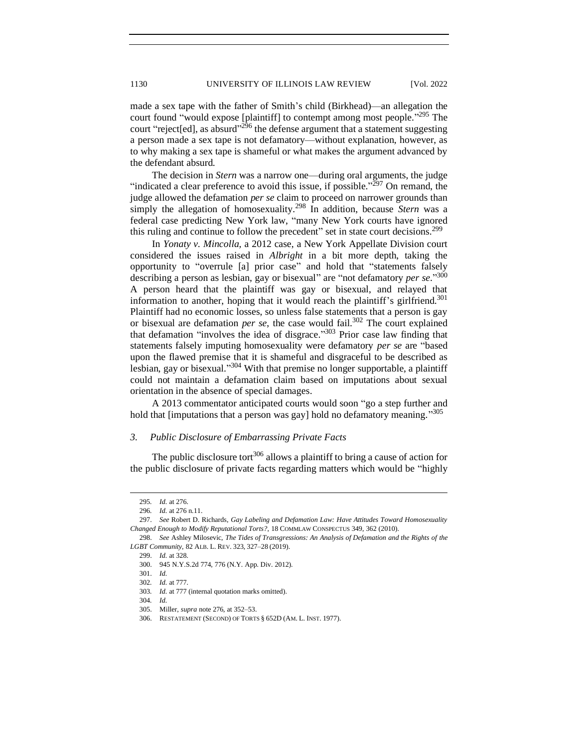made a sex tape with the father of Smith's child (Birkhead)—an allegation the court found "would expose [plaintiff] to contempt among most people."[295] The court "reject[ed], as absurd"[296] the defense argument that a statement suggesting a person made a sex tape is not defamatory—without explanation, however, as to why making a sex tape is shameful or what makes the argument advanced by the defendant absurd.

The decision in *Stern* was a narrow one—during oral arguments, the judge "indicated a clear preference to avoid this issue, if possible."[297] On remand, the judge allowed the defamation *per se* claim to proceed on narrower grounds than simply the allegation of homosexuality.[298] In addition, because *Stern* was a federal case predicting New York law, "many New York courts have ignored this ruling and continue to follow the precedent" set in state court decisions.[299]

In *Yonaty v. Mincolla,* a 2012 case, a New York Appellate Division court considered the issues raised in *Albright* in a bit more depth, taking the opportunity to "overrule [a] prior case" and hold that "statements falsely describing a person as lesbian, gay or bisexual" are "not defamatory *per se*."[300] A person heard that the plaintiff was gay or bisexual, and relayed that information to another, hoping that it would reach the plaintiff's girlfriend.[301] Plaintiff had no economic losses, so unless false statements that a person is gay or bisexual are defamation *per se*, the case would fail.[302] The court explained that defamation "involves the idea of disgrace."[303] Prior case law finding that statements falsely imputing homosexuality were defamatory *per se* are "based upon the flawed premise that it is shameful and disgraceful to be described as lesbian, gay or bisexual."[304] With that premise no longer supportable, a plaintiff could not maintain a defamation claim based on imputations about sexual orientation in the absence of special damages.

A 2013 commentator anticipated courts would soon "go a step further and hold that [imputations that a person was gay] hold no defamatory meaning."[305]

### 3. *Public Disclosure of Embarrassing Private Facts*

The public disclosure tort[306] allows a plaintiff to bring a cause of action for the public disclosure of private facts regarding matters which would be "highly

---

295. *Id.* at 276.

296. *Id.* at 276 n.11.

297. *See* Robert D. Richards, *Gay Labeling and Defamation Law: Have Attitudes Toward Homosexuality Changed Enough to Modify Reputational Torts?*, 18 COMMLAW CONSPECTUS 349, 362 (2010).

298. *See* Ashley Milosevic, *The Tides of Transgressions: An Analysis of Defamation and the Rights of the LGBT Community*, 82 ALB. L. REV. 323, 327–28 (2019).

299. *Id.* at 328.

300. 945 N.Y.S.2d 774, 776 (N.Y. App. Div. 2012).

301. *Id.*

302. *Id.* at 777.

303. *Id.* at 777 (internal quotation marks omitted).

304. *Id.*

305. Miller, *supra* note 276, at 352–53.

306. RESTATEMENT (SECOND) OF TORTS § 652D (AM. L. INST. 1977).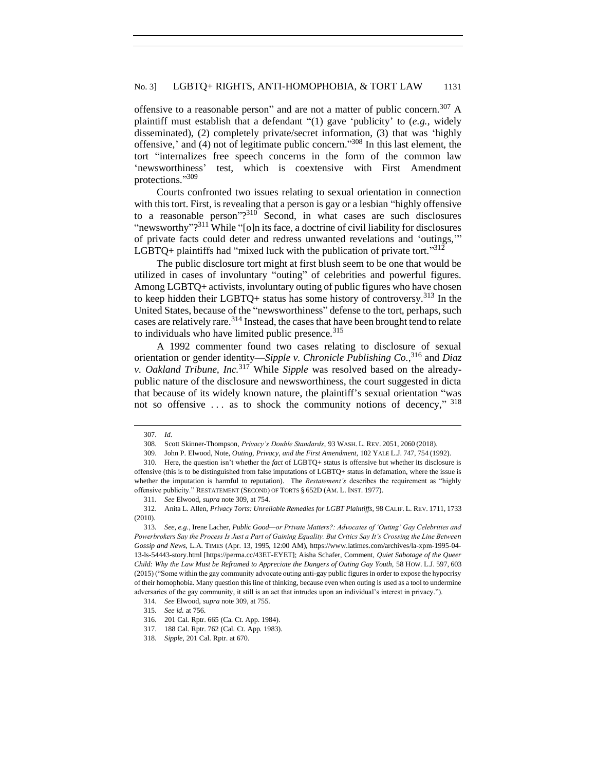offensive to a reasonable person" and are not a matter of public concern.[307] A plaintiff must establish that a defendant "(1) gave 'publicity' to (*e.g.*, widely disseminated), (2) completely private/secret information, (3) that was 'highly offensive,' and (4) not of legitimate public concern."[308] In this last element, the tort "internalizes free speech concerns in the form of the common law 'newsworthiness' test, which is coextensive with First Amendment protections."[309]

Courts confronted two issues relating to sexual orientation in connection with this tort. First, is revealing that a person is gay or a lesbian "highly offensive to a reasonable person"?[310] Second, in what cases are such disclosures "newsworthy"?[311] While "[o]n its face, a doctrine of civil liability for disclosures of private facts could deter and redress unwanted revelations and 'outings,'" LGBTQ+ plaintiffs had "mixed luck with the publication of private tort."[312]

The public disclosure tort might at first blush seem to be one that would be utilized in cases of involuntary "outing" of celebrities and powerful figures. Among LGBTQ+ activists, involuntary outing of public figures who have chosen to keep hidden their LGBTQ+ status has some history of controversy.[313] In the United States, because of the "newsworthiness" defense to the tort, perhaps, such cases are relatively rare.[314] Instead, the cases that have been brought tend to relate to individuals who have limited public presence.[315]

A 1992 commenter found two cases relating to disclosure of sexual orientation or gender identity—*Sipple v. Chronicle Publishing Co.*,[316] and *Diaz v. Oakland Tribune, Inc.*[317] While *Sipple* was resolved based on the already-public nature of the disclosure and newsworthiness, the court suggested in dicta that because of its widely known nature, the plaintiff's sexual orientation "was not so offensive . . . as to shock the community notions of decency," [318]

---

307. *Id.*

308. Scott Skinner-Thompson, *Privacy's Double Standards*, 93 WASH. L. REV. 2051, 2060 (2018).

309. John P. Elwood, Note, *Outing, Privacy, and the First Amendment*, 102 YALE L.J. 747, 754 (1992).

310. Here, the question isn't whether the *fact* of LGBTQ+ status is offensive but whether its disclosure is offensive (this is to be distinguished from false imputations of LGBTQ+ status in defamation, where the issue is whether the imputation is harmful to reputation). The *Restatement's* describes the requirement as "highly offensive publicity." RESTATEMENT (SECOND) OF TORTS § 652D (AM. L. INST. 1977).

311. *See* Elwood, *supra* note 309, at 754.

312. Anita L. Allen, *Privacy Torts: Unreliable Remedies for LGBT Plaintiffs*, 98 CALIF. L. REV. 1711, 1733 (2010).

313. *See, e.g.*, Irene Lacher, *Public Good—or Private Matters?: Advocates of 'Outing' Gay Celebrities and Powerbrokers Say the Process Is Just a Part of Gaining Equality. But Critics Say It's Crossing the Line Between Gossip and News*, L.A. TIMES (Apr. 13, 1995, 12:00 AM), https://www.latimes.com/archives/la-xpm-1995-04-13-ls-54443-story.html [https://perma.cc/43ET-EYET]; Aisha Schafer, Comment, *Quiet Sabotage of the Queer Child: Why the Law Must be Reframed to Appreciate the Dangers of Outing Gay Youth*, 58 HOW. L.J. 597, 603 (2015) ("Some within the gay community advocate outing anti-gay public figures in order to expose the hypocrisy of their homophobia. Many question this line of thinking, because even when outing is used as a tool to undermine adversaries of the gay community, it still is an act that intrudes upon an individual's interest in privacy.").

314. *See* Elwood, *supra* note 309, at 755.

315. *See id.* at 756.

316. 201 Cal. Rptr. 665 (Ca. Ct. App. 1984).

317. 188 Cal. Rptr. 762 (Cal. Ct. App. 1983).

318. *Sipple*, 201 Cal. Rptr. at 670.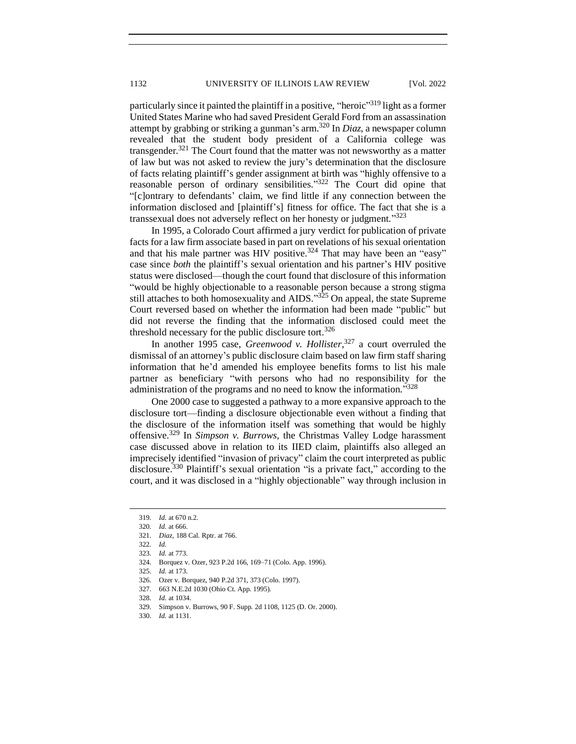particularly since it painted the plaintiff in a positive, "heroic"[319] light as a former United States Marine who had saved President Gerald Ford from an assassination attempt by grabbing or striking a gunman's arm.[320] In *Diaz*, a newspaper column revealed that the student body president of a California college was transgender.[321] The Court found that the matter was not newsworthy as a matter of law but was not asked to review the jury's determination that the disclosure of facts relating plaintiff's gender assignment at birth was "highly offensive to a reasonable person of ordinary sensibilities."[322] The Court did opine that "[c]ontrary to defendants' claim, we find little if any connection between the information disclosed and [plaintiff's] fitness for office. The fact that she is a transsexual does not adversely reflect on her honesty or judgment."[323]

In 1995, a Colorado Court affirmed a jury verdict for publication of private facts for a law firm associate based in part on revelations of his sexual orientation and that his male partner was HIV positive.[324] That may have been an "easy" case since *both* the plaintiff's sexual orientation and his partner's HIV positive status were disclosed—though the court found that disclosure of this information "would be highly objectionable to a reasonable person because a strong stigma still attaches to both homosexuality and AIDS."[325] On appeal, the state Supreme Court reversed based on whether the information had been made "public" but did not reverse the finding that the information disclosed could meet the threshold necessary for the public disclosure tort.[326]

In another 1995 case, *Greenwood v. Hollister*,[327] a court overruled the dismissal of an attorney's public disclosure claim based on law firm staff sharing information that he'd amended his employee benefits forms to list his male partner as beneficiary "with persons who had no responsibility for the administration of the programs and no need to know the information."[328]

One 2000 case to suggested a pathway to a more expansive approach to the disclosure tort—finding a disclosure objectionable even without a finding that the disclosure of the information itself was something that would be highly offensive.[329] In *Simpson v. Burrows*, the Christmas Valley Lodge harassment case discussed above in relation to its IIED claim, plaintiffs also alleged an imprecisely identified "invasion of privacy" claim the court interpreted as public disclosure.[330] Plaintiff's sexual orientation "is a private fact," according to the court, and it was disclosed in a "highly objectionable" way through inclusion in

---

319. *Id.* at 670 n.2.
320. *Id.* at 666.
321. *Diaz*, 188 Cal. Rptr. at 766.
322. *Id.*
323. *Id.* at 773.
324. Borquez v. Ozer, 923 P.2d 166, 169–71 (Colo. App. 1996).
325. *Id.* at 173.
326. Ozer v. Borquez, 940 P.2d 371, 373 (Colo. 1997).
327. 663 N.E.2d 1030 (Ohio Ct. App. 1995).
328. *Id.* at 1034.
329. Simpson v. Burrows, 90 F. Supp. 2d 1108, 1125 (D. Or. 2000).
330. *Id.* at 1131.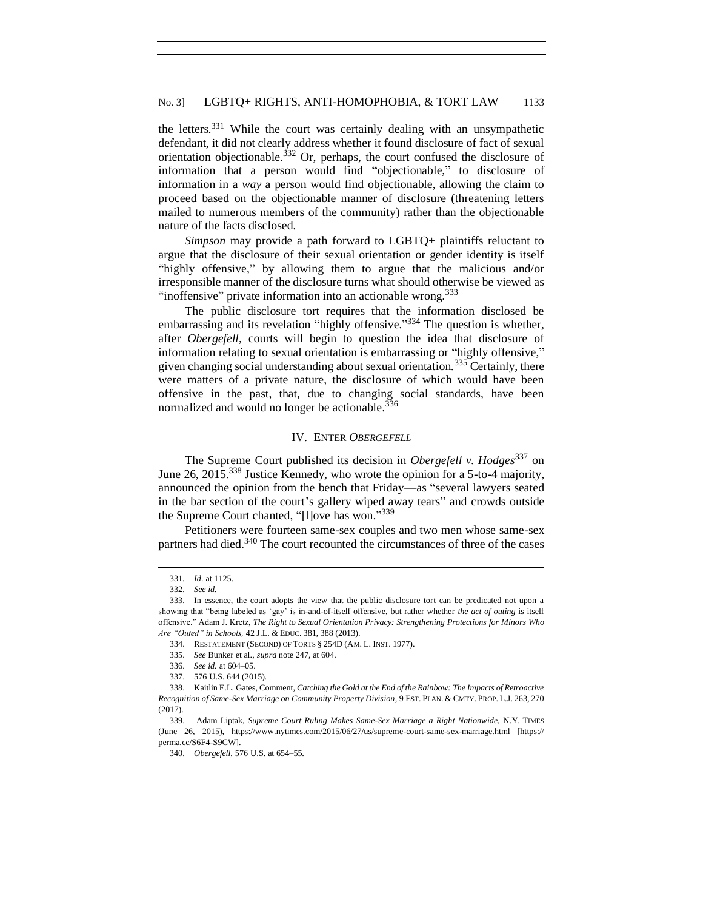the letters.[331] While the court was certainly dealing with an unsympathetic defendant, it did not clearly address whether it found disclosure of fact of sexual orientation objectionable.[332] Or, perhaps, the court confused the disclosure of information that a person would find "objectionable," to disclosure of information in a *way* a person would find objectionable, allowing the claim to proceed based on the objectionable manner of disclosure (threatening letters mailed to numerous members of the community) rather than the objectionable nature of the facts disclosed.

*Simpson* may provide a path forward to LGBTQ+ plaintiffs reluctant to argue that the disclosure of their sexual orientation or gender identity is itself "highly offensive," by allowing them to argue that the malicious and/or irresponsible manner of the disclosure turns what should otherwise be viewed as "inoffensive" private information into an actionable wrong.[333]

The public disclosure tort requires that the information disclosed be embarrassing and its revelation "highly offensive."[334] The question is whether, after *Obergefell*, courts will begin to question the idea that disclosure of information relating to sexual orientation is embarrassing or "highly offensive," given changing social understanding about sexual orientation.[335] Certainly, there were matters of a private nature, the disclosure of which would have been offensive in the past, that, due to changing social standards, have been normalized and would no longer be actionable.[336]

## IV. ENTER *OBERGEFELL*

The Supreme Court published its decision in *Obergefell v. Hodges*[337] on June 26, 2015.[338] Justice Kennedy, who wrote the opinion for a 5-to-4 majority, announced the opinion from the bench that Friday—as "several lawyers seated in the bar section of the court's gallery wiped away tears" and crowds outside the Supreme Court chanted, "[l]ove has won."[339]

Petitioners were fourteen same-sex couples and two men whose same-sex partners had died.[340] The court recounted the circumstances of three of the cases

---

331. *Id*. at 1125.

332. *See id.*

333. In essence, the court adopts the view that the public disclosure tort can be predicated not upon a showing that "being labeled as 'gay' is in-and-of-itself offensive, but rather whether *the act of outing* is itself offensive." Adam J. Kretz, *The Right to Sexual Orientation Privacy: Strengthening Protections for Minors Who Are "Outed" in Schools,* 42 J.L. & EDUC. 381, 388 (2013).

334. RESTATEMENT (SECOND) OF TORTS § 254D (AM. L. INST. 1977).

335. *See* Bunker et al., *supra* note 247, at 604.

336. *See id.* at 604–05.

337. 576 U.S. 644 (2015).

338. Kaitlin E.L. Gates, Comment, *Catching the Gold at the End of the Rainbow: The Impacts of Retroactive Recognition of Same-Sex Marriage on Community Property Division*, 9 EST. PLAN. & CMTY. PROP. L.J. 263, 270 (2017).

339. Adam Liptak, *Supreme Court Ruling Makes Same-Sex Marriage a Right Nationwide*, N.Y. TIMES (June 26, 2015), https://www.nytimes.com/2015/06/27/us/supreme-court-same-sex-marriage.html [https://perma.cc/S6F4-S9CW].

340. *Obergefell*, 576 U.S. at 654–55.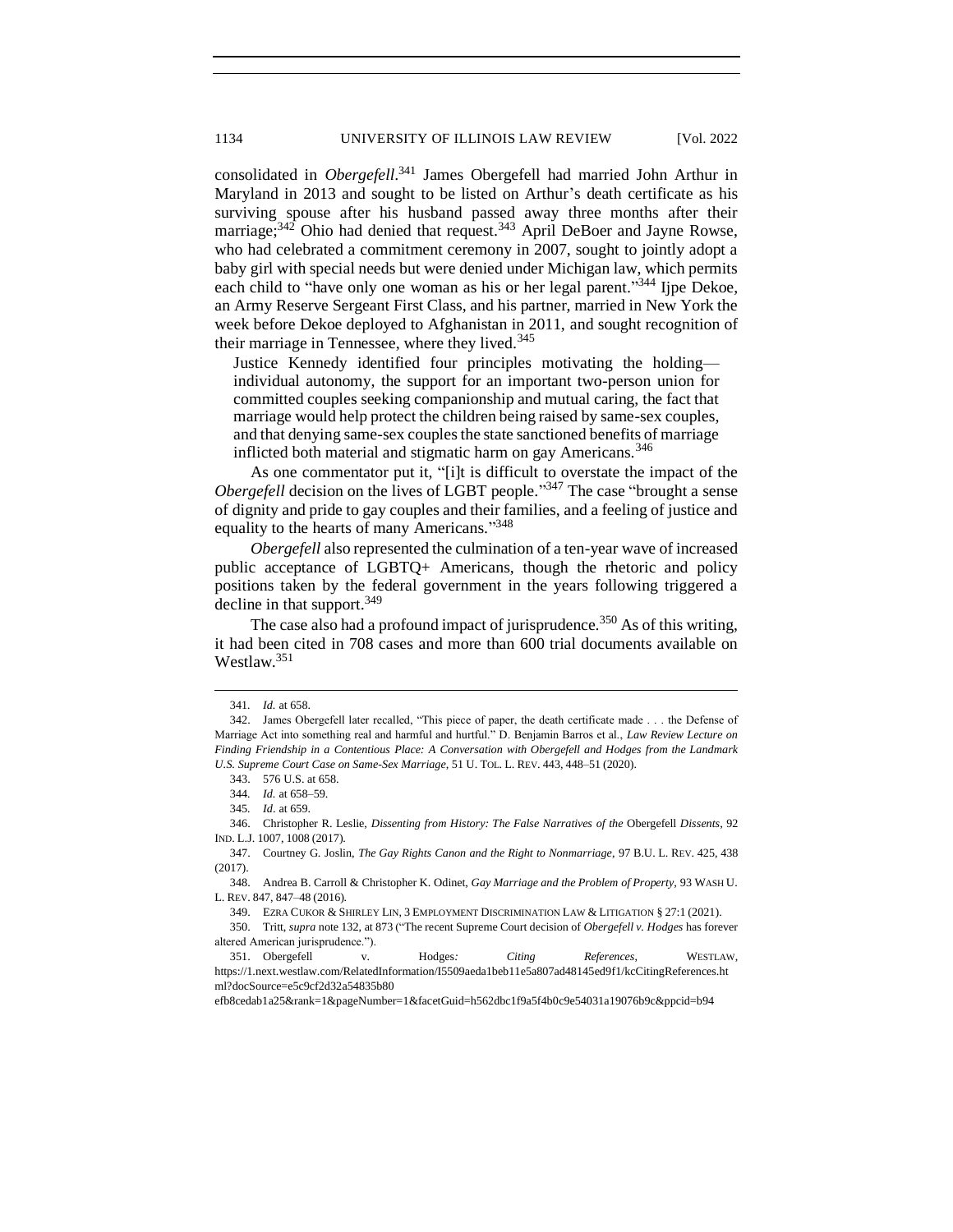consolidated in *Obergefell*.[341] James Obergefell had married John Arthur in Maryland in 2013 and sought to be listed on Arthur's death certificate as his surviving spouse after his husband passed away three months after their marriage;[342] Ohio had denied that request.[343] April DeBoer and Jayne Rowse, who had celebrated a commitment ceremony in 2007, sought to jointly adopt a baby girl with special needs but were denied under Michigan law, which permits each child to "have only one woman as his or her legal parent."[344] Ijpe Dekoe, an Army Reserve Sergeant First Class, and his partner, married in New York the week before Dekoe deployed to Afghanistan in 2011, and sought recognition of their marriage in Tennessee, where they lived.[345]

> Justice Kennedy identified four principles motivating the holding—individual autonomy, the support for an important two-person union for committed couples seeking companionship and mutual caring, the fact that marriage would help protect the children being raised by same-sex couples, and that denying same-sex couples the state sanctioned benefits of marriage inflicted both material and stigmatic harm on gay Americans.[346]

As one commentator put it, "[i]t is difficult to overstate the impact of the *Obergefell* decision on the lives of LGBT people."[347] The case "brought a sense of dignity and pride to gay couples and their families, and a feeling of justice and equality to the hearts of many Americans."[348]

*Obergefell* also represented the culmination of a ten-year wave of increased public acceptance of LGBTQ+ Americans, though the rhetoric and policy positions taken by the federal government in the years following triggered a decline in that support.[349]

The case also had a profound impact of jurisprudence.[350] As of this writing, it had been cited in 708 cases and more than 600 trial documents available on Westlaw.[351]

---

341. *Id.* at 658.

342. James Obergefell later recalled, "This piece of paper, the death certificate made . . . the Defense of Marriage Act into something real and harmful and hurtful." D. Benjamin Barros et al., *Law Review Lecture on Finding Friendship in a Contentious Place: A Conversation with Obergefell and Hodges from the Landmark U.S. Supreme Court Case on Same-Sex Marriage*, 51 U. TOL. L. REV. 443, 448–51 (2020).

343. 576 U.S. at 658.

344. *Id.* at 658–59.

345. *Id*. at 659.

346. Christopher R. Leslie, *Dissenting from History: The False Narratives of the* Obergefell *Dissents*, 92 IND. L.J. 1007, 1008 (2017).

347. Courtney G. Joslin, *The Gay Rights Canon and the Right to Nonmarriage*, 97 B.U. L. REV. 425, 438 (2017).

348. Andrea B. Carroll & Christopher K. Odinet, *Gay Marriage and the Problem of Property*, 93 WASH U. L. REV. 847, 847–48 (2016).

349. EZRA CUKOR & SHIRLEY LIN, 3 EMPLOYMENT DISCRIMINATION LAW & LITIGATION § 27:1 (2021).

350. Tritt, *supra* note 132, at 873 ("The recent Supreme Court decision of *Obergefell v. Hodges* has forever altered American jurisprudence.").

351. Obergefell v. Hodges*: Citing References*, WESTLAW, https://1.next.westlaw.com/RelatedInformation/I5509aeda1beb11e5a807ad48145ed9f1/kcCitingReferences.html?docSource=e5c9cf2d32a54835b80efb8cedab1a25&rank=1&pageNumber=1&facetGuid=h562dbc1f9a5f4b0c9e54031a19076b9c&ppcid=b94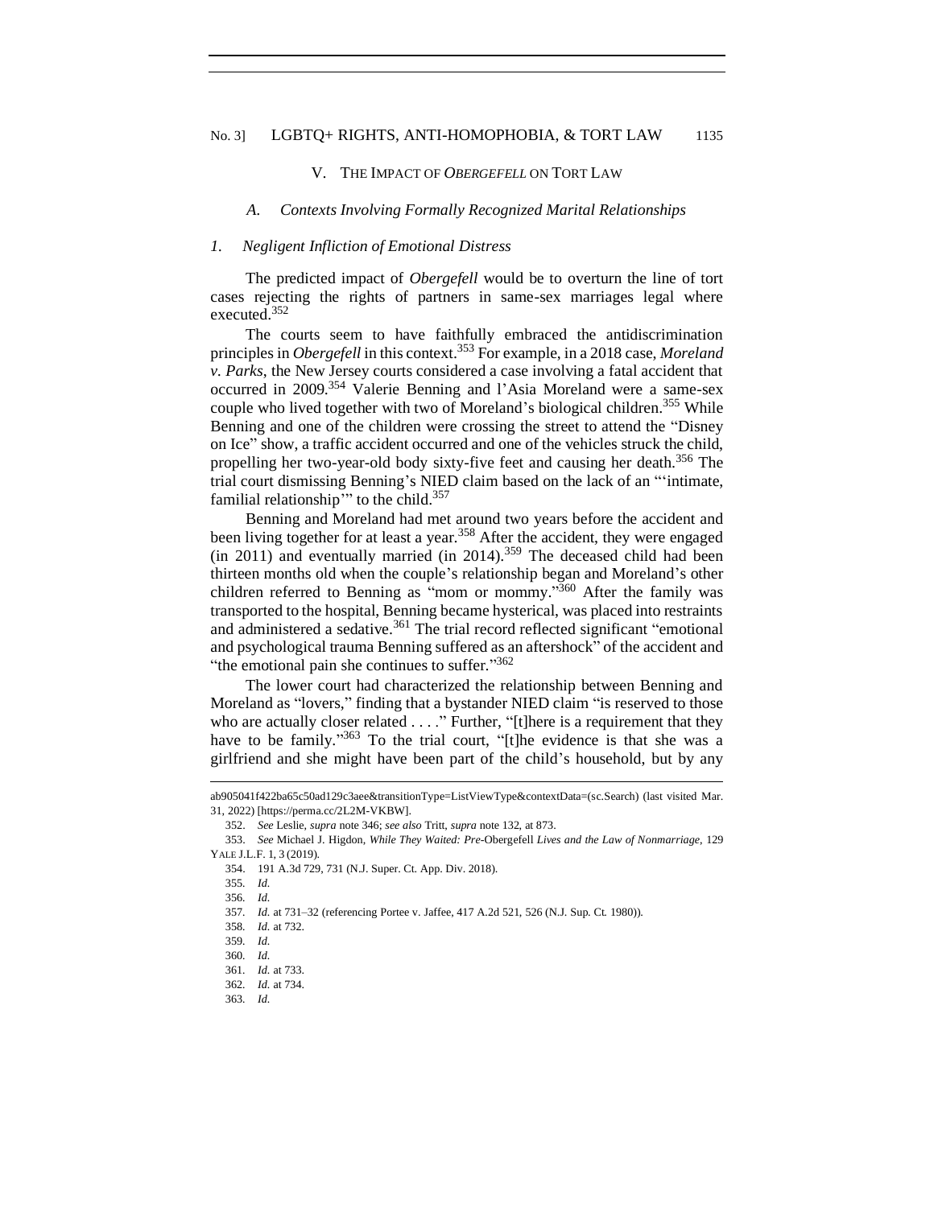## V. The Impact of *Obergefell* on Tort Law

### *A. Contexts Involving Formally Recognized Marital Relationships*

#### *1. Negligent Infliction of Emotional Distress*

The predicted impact of *Obergefell* would be to overturn the line of tort cases rejecting the rights of partners in same-sex marriages legal where executed.[352]

The courts seem to have faithfully embraced the antidiscrimination principles in *Obergefell* in this context.[353] For example, in a 2018 case, *Moreland v. Parks*, the New Jersey courts considered a case involving a fatal accident that occurred in 2009.[354] Valerie Benning and l'Asia Moreland were a same-sex couple who lived together with two of Moreland's biological children.[355] While Benning and one of the children were crossing the street to attend the "Disney on Ice" show, a traffic accident occurred and one of the vehicles struck the child, propelling her two-year-old body sixty-five feet and causing her death.[356] The trial court dismissing Benning's NIED claim based on the lack of an "'intimate, familial relationship'" to the child.[357]

Benning and Moreland had met around two years before the accident and been living together for at least a year.[358] After the accident, they were engaged (in 2011) and eventually married (in 2014).[359] The deceased child had been thirteen months old when the couple's relationship began and Moreland's other children referred to Benning as "mom or mommy."[360] After the family was transported to the hospital, Benning became hysterical, was placed into restraints and administered a sedative.[361] The trial record reflected significant "emotional and psychological trauma Benning suffered as an aftershock" of the accident and "the emotional pain she continues to suffer."[362]

The lower court had characterized the relationship between Benning and Moreland as "lovers," finding that a bystander NIED claim "is reserved to those who are actually closer related . . . ." Further, "[t]here is a requirement that they have to be family."[363] To the trial court, "[t]he evidence is that she was a girlfriend and she might have been part of the child's household, but by any

---

ab905041f422ba65c50ad129c3aee&transitionType=ListViewType&contextData=(sc.Search) (last visited Mar. 31, 2022) [https://perma.cc/2L2M-VKBW].

352. *See* Leslie, *supra* note 346; *see also* Tritt, *supra* note 132, at 873.

353. *See* Michael J. Higdon, *While They Waited: Pre-*Obergefell *Lives and the Law of Nonmarriage*, 129 YALE J.L.F. 1, 3 (2019).

354. 191 A.3d 729, 731 (N.J. Super. Ct. App. Div. 2018).

355. *Id.*

356. *Id.*

357. *Id.* at 731–32 (referencing Portee v. Jaffee, 417 A.2d 521, 526 (N.J. Sup. Ct. 1980)).

358. *Id.* at 732.

359. *Id.*

360. *Id.*

361. *Id.* at 733.

362. *Id.* at 734.

363. *Id.*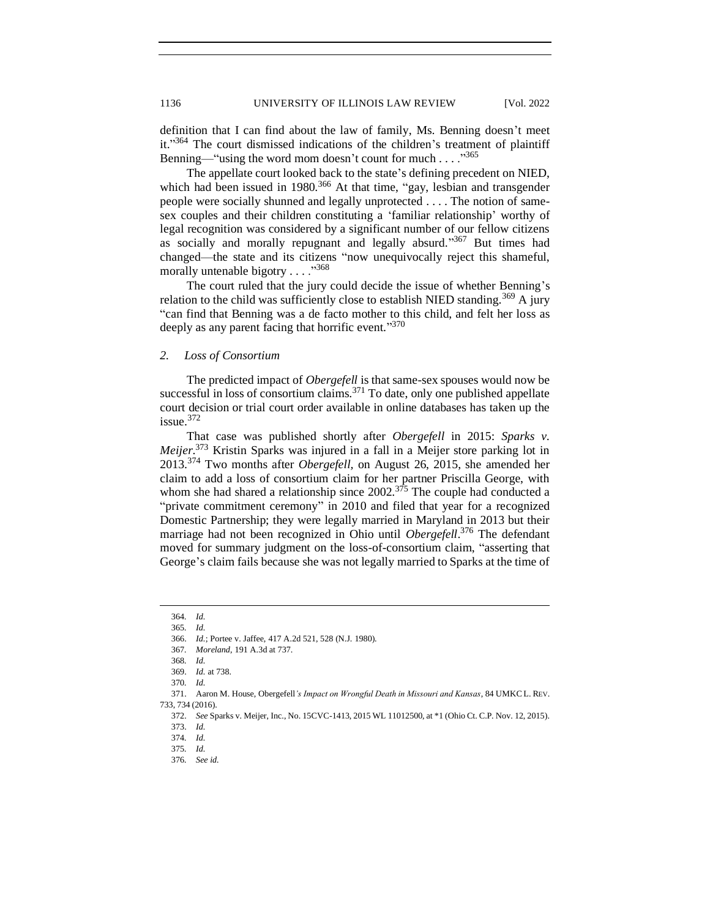definition that I can find about the law of family, Ms. Benning doesn't meet it."[364] The court dismissed indications of the children's treatment of plaintiff Benning—"using the word mom doesn't count for much . . . ."[365]

The appellate court looked back to the state's defining precedent on NIED, which had been issued in 1980.[366] At that time, "gay, lesbian and transgender people were socially shunned and legally unprotected . . . . The notion of same-sex couples and their children constituting a 'familiar relationship' worthy of legal recognition was considered by a significant number of our fellow citizens as socially and morally repugnant and legally absurd."[367] But times had changed—the state and its citizens "now unequivocally reject this shameful, morally untenable bigotry . . . ."[368]

The court ruled that the jury could decide the issue of whether Benning's relation to the child was sufficiently close to establish NIED standing.[369] A jury "can find that Benning was a de facto mother to this child, and felt her loss as deeply as any parent facing that horrific event."[370]

### *2. Loss of Consortium*

The predicted impact of *Obergefell* is that same-sex spouses would now be successful in loss of consortium claims.[371] To date, only one published appellate court decision or trial court order available in online databases has taken up the issue.[372]

That case was published shortly after *Obergefell* in 2015: *Sparks v. Meijer*.[373] Kristin Sparks was injured in a fall in a Meijer store parking lot in 2013.[374] Two months after *Obergefell*, on August 26, 2015, she amended her claim to add a loss of consortium claim for her partner Priscilla George, with whom she had shared a relationship since 2002.[375] The couple had conducted a "private commitment ceremony" in 2010 and filed that year for a recognized Domestic Partnership; they were legally married in Maryland in 2013 but their marriage had not been recognized in Ohio until *Obergefell*.[376] The defendant moved for summary judgment on the loss-of-consortium claim, "asserting that George's claim fails because she was not legally married to Sparks at the time of

---

364. *Id.*
365. *Id.*
366. *Id.*; Portee v. Jaffee, 417 A.2d 521, 528 (N.J. 1980).
367. *Moreland*, 191 A.3d at 737.
368. *Id.*
369. *Id.* at 738.
370. *Id.*
371. Aaron M. House, Obergefell*'s Impact on Wrongful Death in Missouri and Kansas*, 84 UMKC L. REV. 733, 734 (2016).
372. *See* Sparks v. Meijer, Inc., No. 15CVC-1413, 2015 WL 11012500, at *1 (Ohio Ct. C.P. Nov. 12, 2015).
373. *Id.*
374. *Id.*
375. *Id.*
376. *See id.*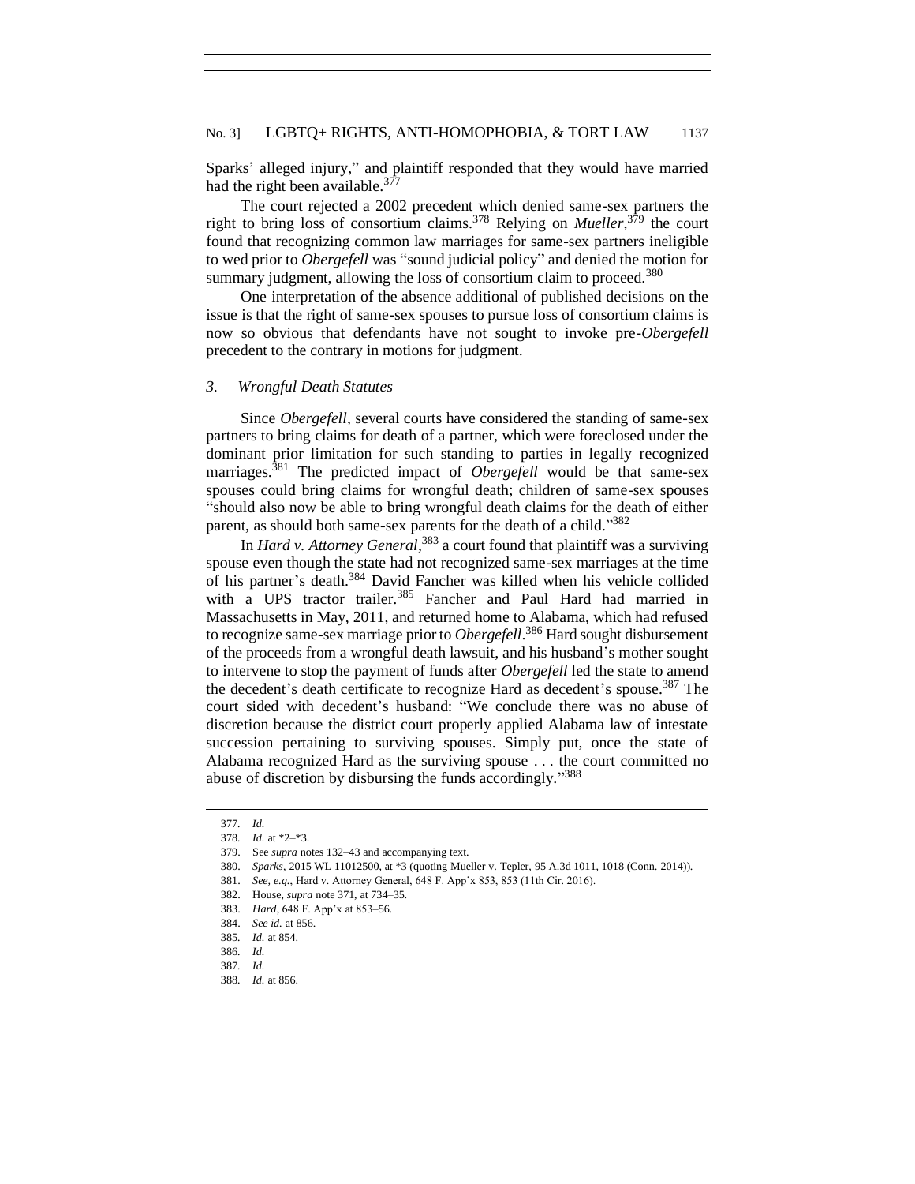Sparks' alleged injury," and plaintiff responded that they would have married had the right been available.[377]

The court rejected a 2002 precedent which denied same-sex partners the right to bring loss of consortium claims.[378] Relying on *Mueller*,[379] the court found that recognizing common law marriages for same-sex partners ineligible to wed prior to *Obergefell* was "sound judicial policy" and denied the motion for summary judgment, allowing the loss of consortium claim to proceed.[380]

One interpretation of the absence additional of published decisions on the issue is that the right of same-sex spouses to pursue loss of consortium claims is now so obvious that defendants have not sought to invoke pre-*Obergefell* precedent to the contrary in motions for judgment.

### *3. Wrongful Death Statutes*

Since *Obergefell*, several courts have considered the standing of same-sex partners to bring claims for death of a partner, which were foreclosed under the dominant prior limitation for such standing to parties in legally recognized marriages.[381] The predicted impact of *Obergefell* would be that same-sex spouses could bring claims for wrongful death; children of same-sex spouses "should also now be able to bring wrongful death claims for the death of either parent, as should both same-sex parents for the death of a child."[382]

In *Hard v. Attorney General*,[383] a court found that plaintiff was a surviving spouse even though the state had not recognized same-sex marriages at the time of his partner's death.[384] David Fancher was killed when his vehicle collided with a UPS tractor trailer.[385] Fancher and Paul Hard had married in Massachusetts in May, 2011, and returned home to Alabama, which had refused to recognize same-sex marriage prior to *Obergefell*.[386] Hard sought disbursement of the proceeds from a wrongful death lawsuit, and his husband's mother sought to intervene to stop the payment of funds after *Obergefell* led the state to amend the decedent's death certificate to recognize Hard as decedent's spouse.[387] The court sided with decedent's husband: "We conclude there was no abuse of discretion because the district court properly applied Alabama law of intestate succession pertaining to surviving spouses. Simply put, once the state of Alabama recognized Hard as the surviving spouse . . . the court committed no abuse of discretion by disbursing the funds accordingly."[388]

---

377. *Id.*

378. *Id.* at *2–*3.

379. See *supra* notes 132–43 and accompanying text.

380. *Sparks*, 2015 WL 11012500, at *3 (quoting Mueller v. Tepler, 95 A.3d 1011, 1018 (Conn. 2014)).

381. *See, e.g.*, Hard v. Attorney General, 648 F. App'x 853, 853 (11th Cir. 2016).

382. House, *supra* note 371, at 734–35.

383. *Hard*, 648 F. App'x at 853–56.

384. *See id.* at 856.

385. *Id.* at 854.

386. *Id.*

387. *Id.*

388. *Id.* at 856.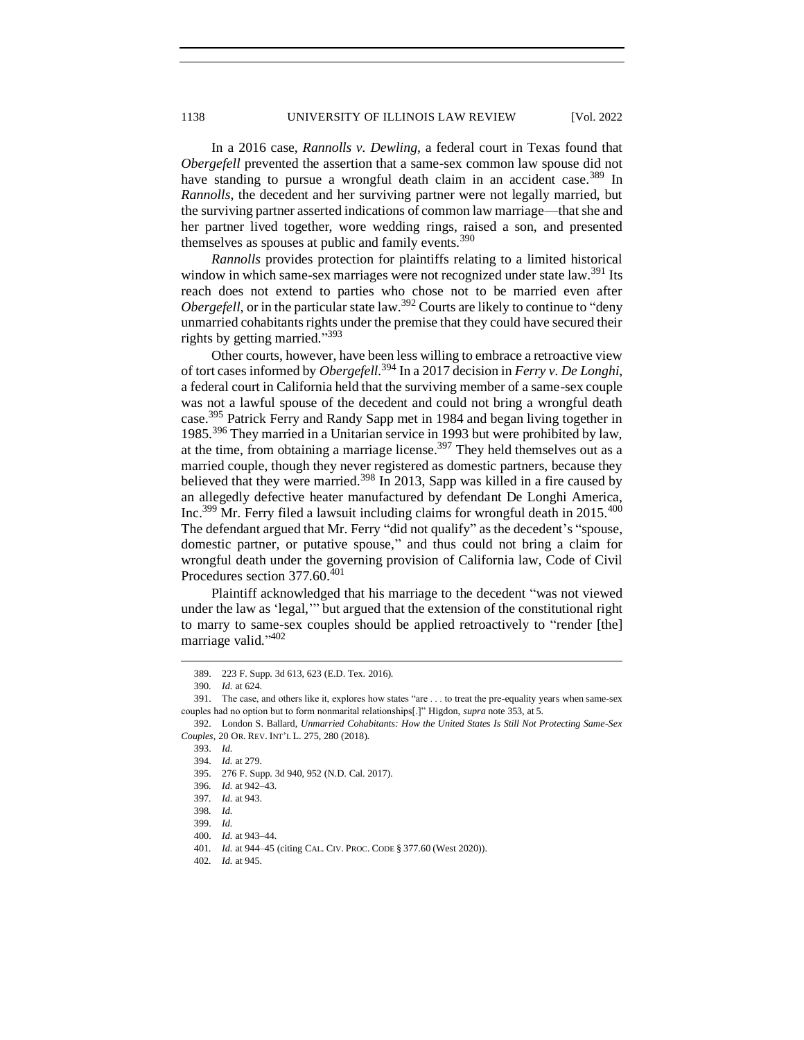In a 2016 case, *Rannolls v. Dewling*, a federal court in Texas found that *Obergefell* prevented the assertion that a same-sex common law spouse did not have standing to pursue a wrongful death claim in an accident case.[389] In *Rannolls*, the decedent and her surviving partner were not legally married, but the surviving partner asserted indications of common law marriage—that she and her partner lived together, wore wedding rings, raised a son, and presented themselves as spouses at public and family events.[390]

*Rannolls* provides protection for plaintiffs relating to a limited historical window in which same-sex marriages were not recognized under state law.[391] Its reach does not extend to parties who chose not to be married even after *Obergefell*, or in the particular state law.[392] Courts are likely to continue to "deny unmarried cohabitants rights under the premise that they could have secured their rights by getting married."[393]

Other courts, however, have been less willing to embrace a retroactive view of tort cases informed by *Obergefell*.[394] In a 2017 decision in *Ferry v. De Longhi*, a federal court in California held that the surviving member of a same-sex couple was not a lawful spouse of the decedent and could not bring a wrongful death case.[395] Patrick Ferry and Randy Sapp met in 1984 and began living together in 1985.[396] They married in a Unitarian service in 1993 but were prohibited by law, at the time, from obtaining a marriage license.[397] They held themselves out as a married couple, though they never registered as domestic partners, because they believed that they were married.[398] In 2013, Sapp was killed in a fire caused by an allegedly defective heater manufactured by defendant De Longhi America, Inc.[399] Mr. Ferry filed a lawsuit including claims for wrongful death in 2015.[400] The defendant argued that Mr. Ferry "did not qualify" as the decedent's "spouse, domestic partner, or putative spouse," and thus could not bring a claim for wrongful death under the governing provision of California law, Code of Civil Procedures section 377.60.[401]

Plaintiff acknowledged that his marriage to the decedent "was not viewed under the law as 'legal,'" but argued that the extension of the constitutional right to marry to same-sex couples should be applied retroactively to "render [the] marriage valid."[402]

---

389. 223 F. Supp. 3d 613, 623 (E.D. Tex. 2016).

390. *Id.* at 624.

391. The case, and others like it, explores how states "are . . . to treat the pre-equality years when same-sex couples had no option but to form nonmarital relationships[.]" Higdon, *supra* note 353, at 5.

392. London S. Ballard, *Unmarried Cohabitants: How the United States Is Still Not Protecting Same-Sex Couples*, 20 OR. REV. INT'L L. 275, 280 (2018).

393. *Id.*

394. *Id.* at 279.

395. 276 F. Supp. 3d 940, 952 (N.D. Cal. 2017).

396. *Id.* at 942–43.

397. *Id.* at 943.

398. *Id.*

399. *Id.*

400. *Id.* at 943–44.

401. *Id.* at 944–45 (citing CAL. CIV. PROC. CODE § 377.60 (West 2020)).

402. *Id.* at 945.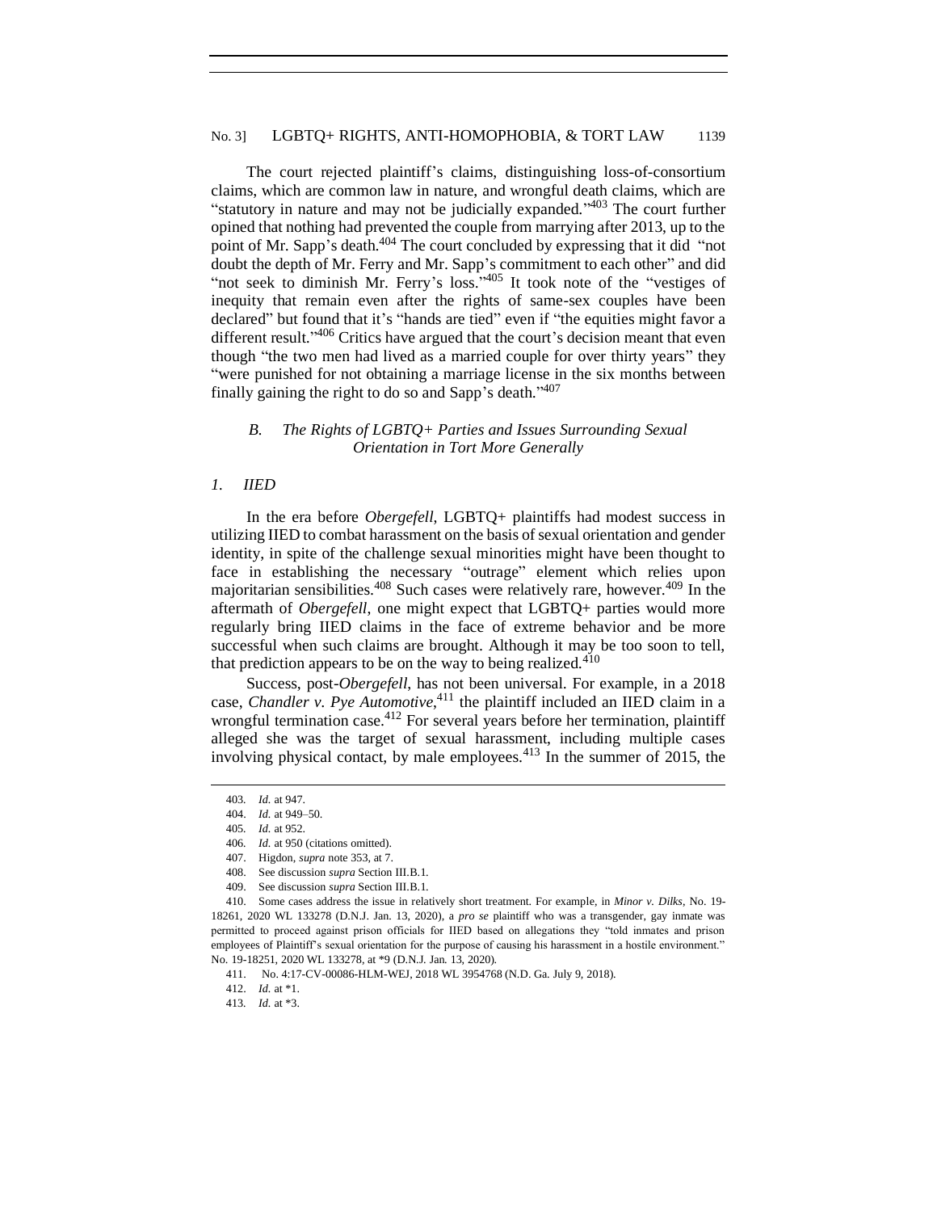The court rejected plaintiff's claims, distinguishing loss-of-consortium claims, which are common law in nature, and wrongful death claims, which are "statutory in nature and may not be judicially expanded."[403] The court further opined that nothing had prevented the couple from marrying after 2013, up to the point of Mr. Sapp's death.[404] The court concluded by expressing that it did "not doubt the depth of Mr. Ferry and Mr. Sapp's commitment to each other" and did "not seek to diminish Mr. Ferry's loss."[405] It took note of the "vestiges of inequity that remain even after the rights of same-sex couples have been declared" but found that it's "hands are tied" even if "the equities might favor a different result."[406] Critics have argued that the court's decision meant that even though "the two men had lived as a married couple for over thirty years" they "were punished for not obtaining a marriage license in the six months between finally gaining the right to do so and Sapp's death."[407]

### *B. The Rights of LGBTQ+ Parties and Issues Surrounding Sexual Orientation in Tort More Generally*

#### *1. IIED*

In the era before *Obergefell*, LGBTQ+ plaintiffs had modest success in utilizing IIED to combat harassment on the basis of sexual orientation and gender identity, in spite of the challenge sexual minorities might have been thought to face in establishing the necessary "outrage" element which relies upon majoritarian sensibilities.[408] Such cases were relatively rare, however.[409] In the aftermath of *Obergefell*, one might expect that LGBTQ+ parties would more regularly bring IIED claims in the face of extreme behavior and be more successful when such claims are brought. Although it may be too soon to tell, that prediction appears to be on the way to being realized.[410]

Success, post-*Obergefell*, has not been universal. For example, in a 2018 case, *Chandler v. Pye Automotive*,[411] the plaintiff included an IIED claim in a wrongful termination case.[412] For several years before her termination, plaintiff alleged she was the target of sexual harassment, including multiple cases involving physical contact, by male employees.[413] In the summer of 2015, the

---

403. *Id.* at 947.

404. *Id.* at 949–50.

405. *Id.* at 952.

406. *Id.* at 950 (citations omitted).

407. Higdon, *supra* note 353, at 7.

408. See discussion *supra* Section III.B.1.

409. See discussion *supra* Section III.B.1.

410. Some cases address the issue in relatively short treatment. For example, in *Minor v. Dilks*, No. 19-18261, 2020 WL 133278 (D.N.J. Jan. 13, 2020), a *pro se* plaintiff who was a transgender, gay inmate was permitted to proceed against prison officials for IIED based on allegations they "told inmates and prison employees of Plaintiff's sexual orientation for the purpose of causing his harassment in a hostile environment." No. 19-18251, 2020 WL 133278, at *9 (D.N.J. Jan. 13, 2020).

411. No. 4:17-CV-00086-HLM-WEJ, 2018 WL 3954768 (N.D. Ga. July 9, 2018).

412. *Id.* at *1.

413. *Id.* at *3.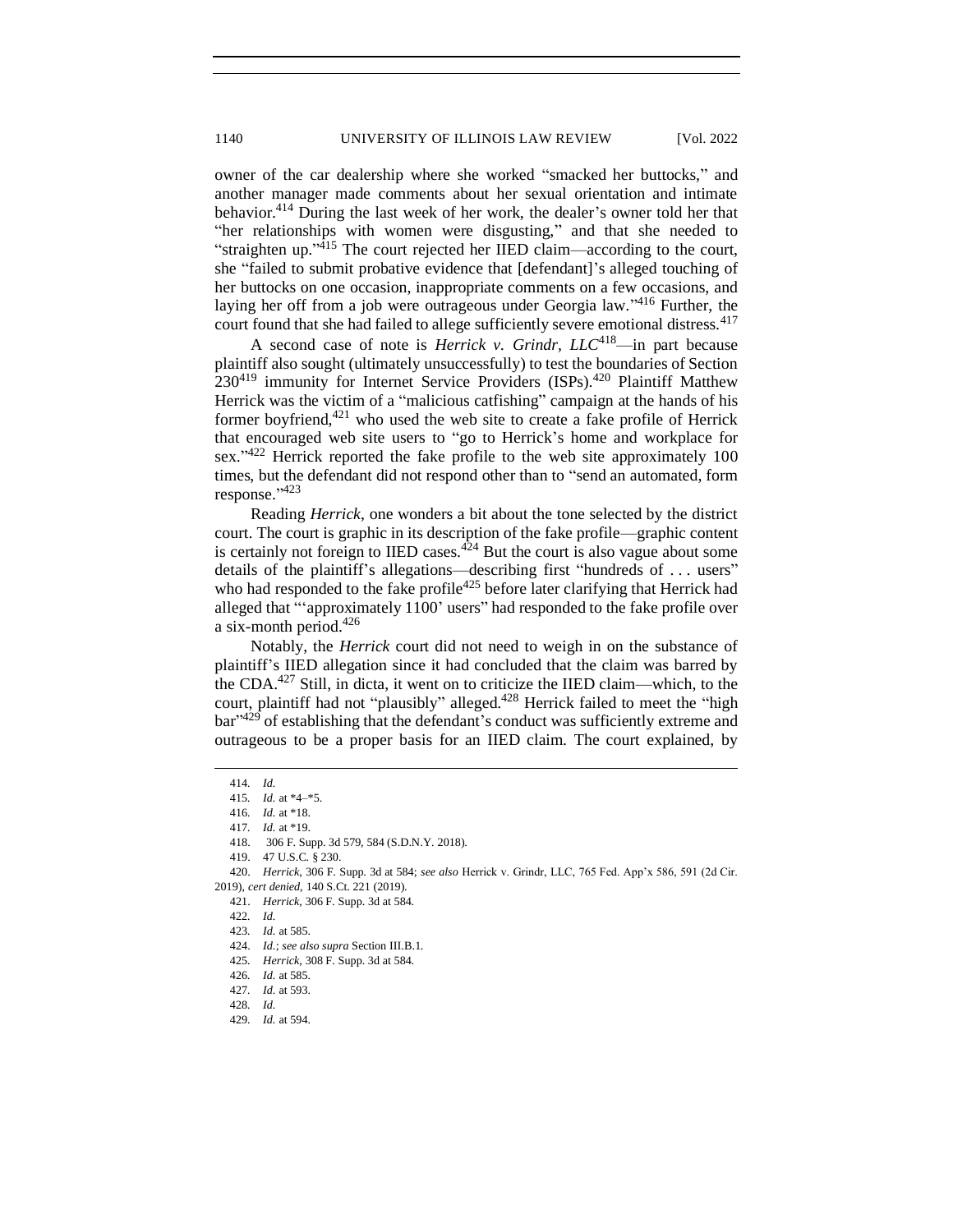owner of the car dealership where she worked "smacked her buttocks," and another manager made comments about her sexual orientation and intimate behavior.[414] During the last week of her work, the dealer's owner told her that "her relationships with women were disgusting," and that she needed to "straighten up."[415] The court rejected her IIED claim—according to the court, she "failed to submit probative evidence that [defendant]'s alleged touching of her buttocks on one occasion, inappropriate comments on a few occasions, and laying her off from a job were outrageous under Georgia law."[416] Further, the court found that she had failed to allege sufficiently severe emotional distress.[417]

A second case of note is *Herrick v. Grindr, LLC*[418]—in part because plaintiff also sought (ultimately unsuccessfully) to test the boundaries of Section 230[419] immunity for Internet Service Providers (ISPs).[420] Plaintiff Matthew Herrick was the victim of a "malicious catfishing" campaign at the hands of his former boyfriend,[421] who used the web site to create a fake profile of Herrick that encouraged web site users to "go to Herrick's home and workplace for sex."[422] Herrick reported the fake profile to the web site approximately 100 times, but the defendant did not respond other than to "send an automated, form response."[423]

Reading *Herrick*, one wonders a bit about the tone selected by the district court. The court is graphic in its description of the fake profile—graphic content is certainly not foreign to IIED cases.[424] But the court is also vague about some details of the plaintiff's allegations—describing first "hundreds of . . . users" who had responded to the fake profile[425] before later clarifying that Herrick had alleged that "'approximately 1100' users" had responded to the fake profile over a six-month period.[426]

Notably, the *Herrick* court did not need to weigh in on the substance of plaintiff's IIED allegation since it had concluded that the claim was barred by the CDA.[427] Still, in dicta, it went on to criticize the IIED claim—which, to the court, plaintiff had not "plausibly" alleged.[428] Herrick failed to meet the "high bar"[429] of establishing that the defendant's conduct was sufficiently extreme and outrageous to be a proper basis for an IIED claim. The court explained, by

---

414. *Id.*

415. *Id.* at *4–*5.

416. *Id.* at *18.

417. *Id.* at *19.

418. 306 F. Supp. 3d 579, 584 (S.D.N.Y. 2018).

419. 47 U.S.C. § 230.

420. *Herrick*, 306 F. Supp. 3d at 584; *see also* Herrick v. Grindr, LLC, 765 Fed. App'x 586, 591 (2d Cir. 2019), *cert denied*, 140 S.Ct. 221 (2019).

421. *Herrick*, 306 F. Supp. 3d at 584.

422. *Id.*

423. *Id.* at 585.

424. *Id.*; *see also supra* Section III.B.1.

425. *Herrick*, 308 F. Supp. 3d at 584.

426. *Id.* at 585.

427. *Id.* at 593.

428. *Id.*

429. *Id.* at 594.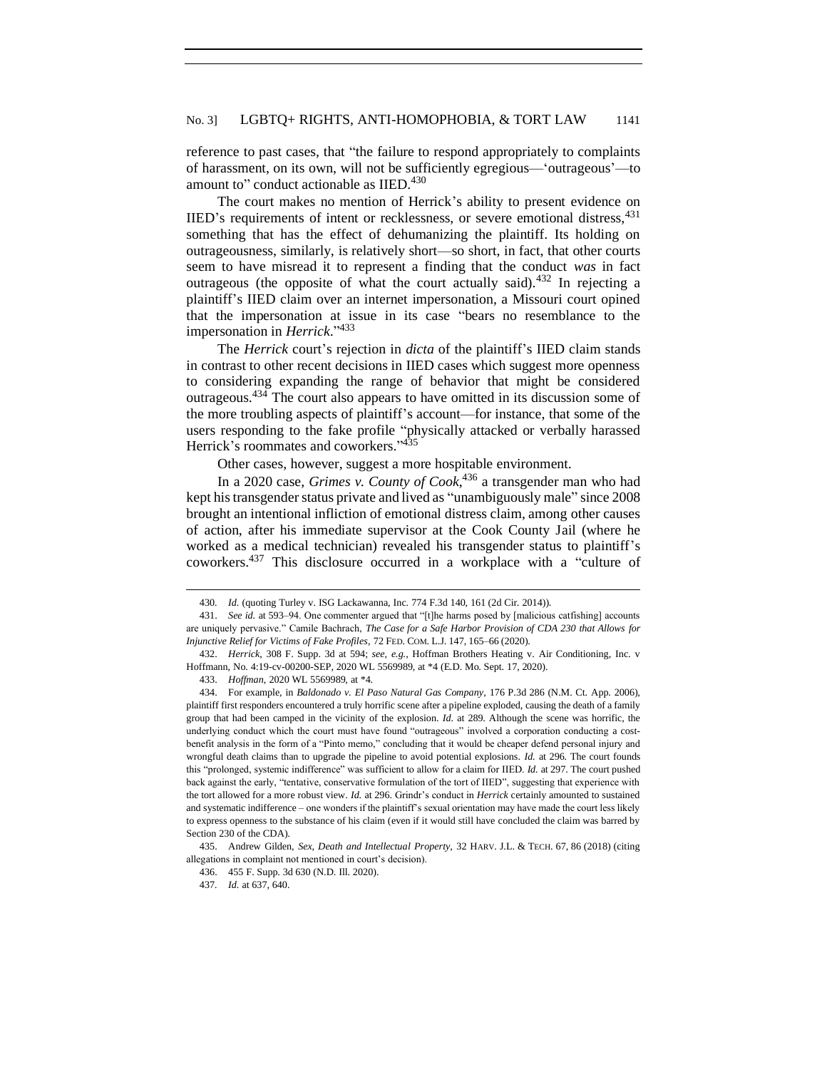reference to past cases, that "the failure to respond appropriately to complaints of harassment, on its own, will not be sufficiently egregious—'outrageous'—to amount to" conduct actionable as IIED.[430]

The court makes no mention of Herrick's ability to present evidence on IIED's requirements of intent or recklessness, or severe emotional distress,[431] something that has the effect of dehumanizing the plaintiff. Its holding on outrageousness, similarly, is relatively short—so short, in fact, that other courts seem to have misread it to represent a finding that the conduct *was* in fact outrageous (the opposite of what the court actually said).[432] In rejecting a plaintiff's IIED claim over an internet impersonation, a Missouri court opined that the impersonation at issue in its case "bears no resemblance to the impersonation in *Herrick*."[433]

The *Herrick* court's rejection in *dicta* of the plaintiff's IIED claim stands in contrast to other recent decisions in IIED cases which suggest more openness to considering expanding the range of behavior that might be considered outrageous.[434] The court also appears to have omitted in its discussion some of the more troubling aspects of plaintiff's account—for instance, that some of the users responding to the fake profile "physically attacked or verbally harassed Herrick's roommates and coworkers."[435]

Other cases, however, suggest a more hospitable environment.

In a 2020 case, *Grimes v. County of Cook*,[436] a transgender man who had kept his transgender status private and lived as "unambiguously male" since 2008 brought an intentional infliction of emotional distress claim, among other causes of action, after his immediate supervisor at the Cook County Jail (where he worked as a medical technician) revealed his transgender status to plaintiff's coworkers.[437] This disclosure occurred in a workplace with a "culture of

---

430. *Id.* (quoting Turley v. ISG Lackawanna, Inc. 774 F.3d 140, 161 (2d Cir. 2014)).

431. *See id.* at 593–94. One commenter argued that "[t]he harms posed by [malicious catfishing] accounts are uniquely pervasive." Camile Bachrach, *The Case for a Safe Harbor Provision of CDA 230 that Allows for Injunctive Relief for Victims of Fake Profiles*, 72 FED. COM. L.J. 147, 165–66 (2020).

432. *Herrick*, 308 F. Supp. 3d at 594; *see, e.g.*, Hoffman Brothers Heating v. Air Conditioning, Inc. v Hoffmann, No. 4:19-cv-00200-SEP, 2020 WL 5569989, at *4 (E.D. Mo. Sept. 17, 2020).

433. *Hoffman*, 2020 WL 5569989, at *4.

434. For example, in *Baldonado v. El Paso Natural Gas Company*, 176 P.3d 286 (N.M. Ct. App. 2006), plaintiff first responders encountered a truly horrific scene after a pipeline exploded, causing the death of a family group that had been camped in the vicinity of the explosion. *Id.* at 289. Although the scene was horrific, the underlying conduct which the court must have found "outrageous" involved a corporation conducting a cost-benefit analysis in the form of a "Pinto memo," concluding that it would be cheaper defend personal injury and wrongful death claims than to upgrade the pipeline to avoid potential explosions. *Id.* at 296. The court founds this "prolonged, systemic indifference" was sufficient to allow for a claim for IIED. *Id.* at 297. The court pushed back against the early, "tentative, conservative formulation of the tort of IIED", suggesting that experience with the tort allowed for a more robust view. *Id.* at 296. Grindr's conduct in *Herrick* certainly amounted to sustained and systematic indifference – one wonders if the plaintiff's sexual orientation may have made the court less likely to express openness to the substance of his claim (even if it would still have concluded the claim was barred by Section 230 of the CDA).

435. Andrew Gilden, *Sex, Death and Intellectual Property*, 32 HARV. J.L. & TECH. 67, 86 (2018) (citing allegations in complaint not mentioned in court's decision).

436. 455 F. Supp. 3d 630 (N.D. Ill. 2020).

437. *Id.* at 637, 640.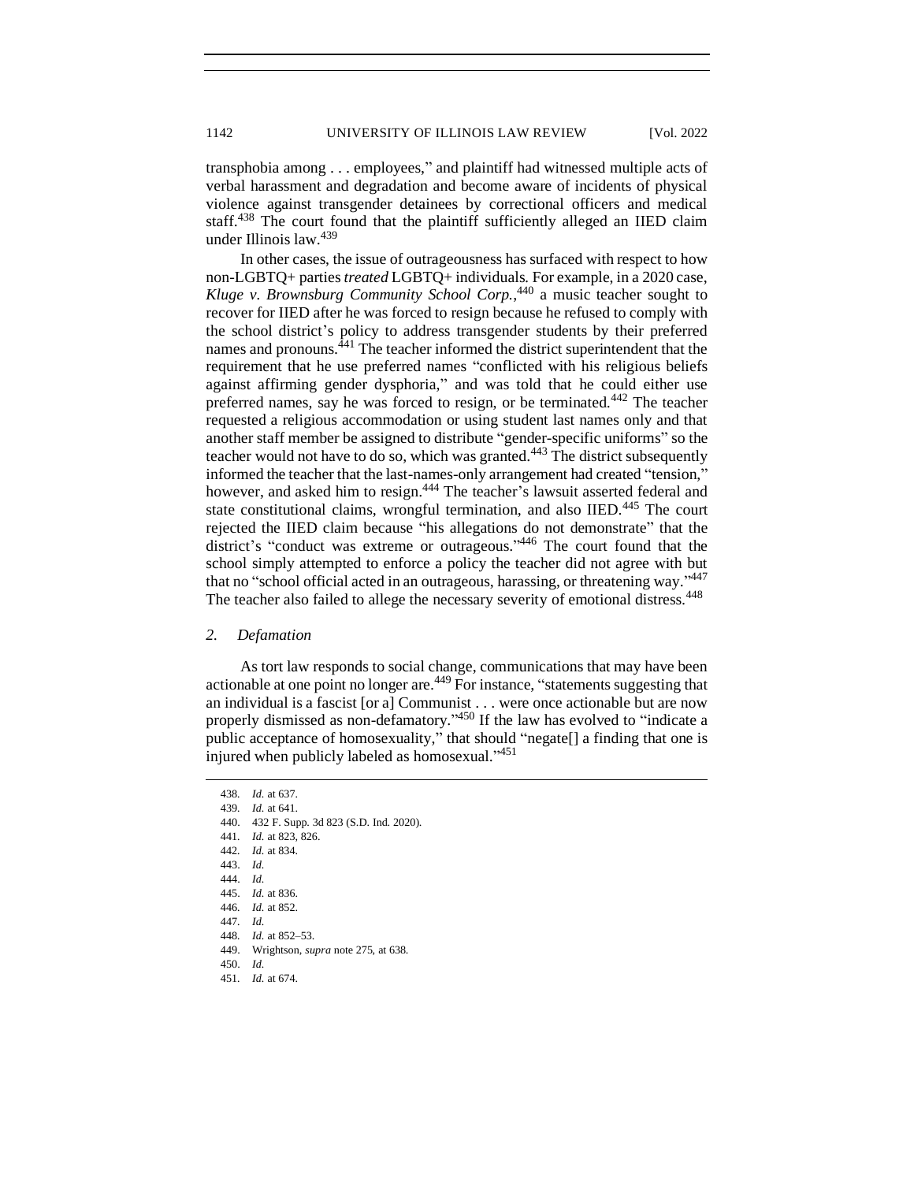transphobia among . . . employees," and plaintiff had witnessed multiple acts of verbal harassment and degradation and become aware of incidents of physical violence against transgender detainees by correctional officers and medical staff.[438] The court found that the plaintiff sufficiently alleged an IIED claim under Illinois law.[439]

In other cases, the issue of outrageousness has surfaced with respect to how non-LGBTQ+ parties *treated* LGBTQ+ individuals. For example, in a 2020 case, *Kluge v. Brownsburg Community School Corp.*,[440] a music teacher sought to recover for IIED after he was forced to resign because he refused to comply with the school district's policy to address transgender students by their preferred names and pronouns.[441] The teacher informed the district superintendent that the requirement that he use preferred names "conflicted with his religious beliefs against affirming gender dysphoria," and was told that he could either use preferred names, say he was forced to resign, or be terminated.[442] The teacher requested a religious accommodation or using student last names only and that another staff member be assigned to distribute "gender-specific uniforms" so the teacher would not have to do so, which was granted.[443] The district subsequently informed the teacher that the last-names-only arrangement had created "tension," however, and asked him to resign.[444] The teacher's lawsuit asserted federal and state constitutional claims, wrongful termination, and also IIED.[445] The court rejected the IIED claim because "his allegations do not demonstrate" that the district's "conduct was extreme or outrageous."[446] The court found that the school simply attempted to enforce a policy the teacher did not agree with but that no "school official acted in an outrageous, harassing, or threatening way."[447] The teacher also failed to allege the necessary severity of emotional distress.[448]

### *2. Defamation*

As tort law responds to social change, communications that may have been actionable at one point no longer are.[449] For instance, "statements suggesting that an individual is a fascist [or a] Communist . . . were once actionable but are now properly dismissed as non-defamatory."[450] If the law has evolved to "indicate a public acceptance of homosexuality," that should "negate[] a finding that one is injured when publicly labeled as homosexual."[451]

---

438. *Id.* at 637.
439. *Id.* at 641.
440. 432 F. Supp. 3d 823 (S.D. Ind. 2020).
441. *Id.* at 823, 826.
442. *Id.* at 834.
443. *Id.*
444. *Id.*
445. *Id.* at 836.
446. *Id.* at 852.
447. *Id.*
448. *Id.* at 852–53.
449. Wrightson, *supra* note 275, at 638.
450. *Id.*
451. *Id.* at 674.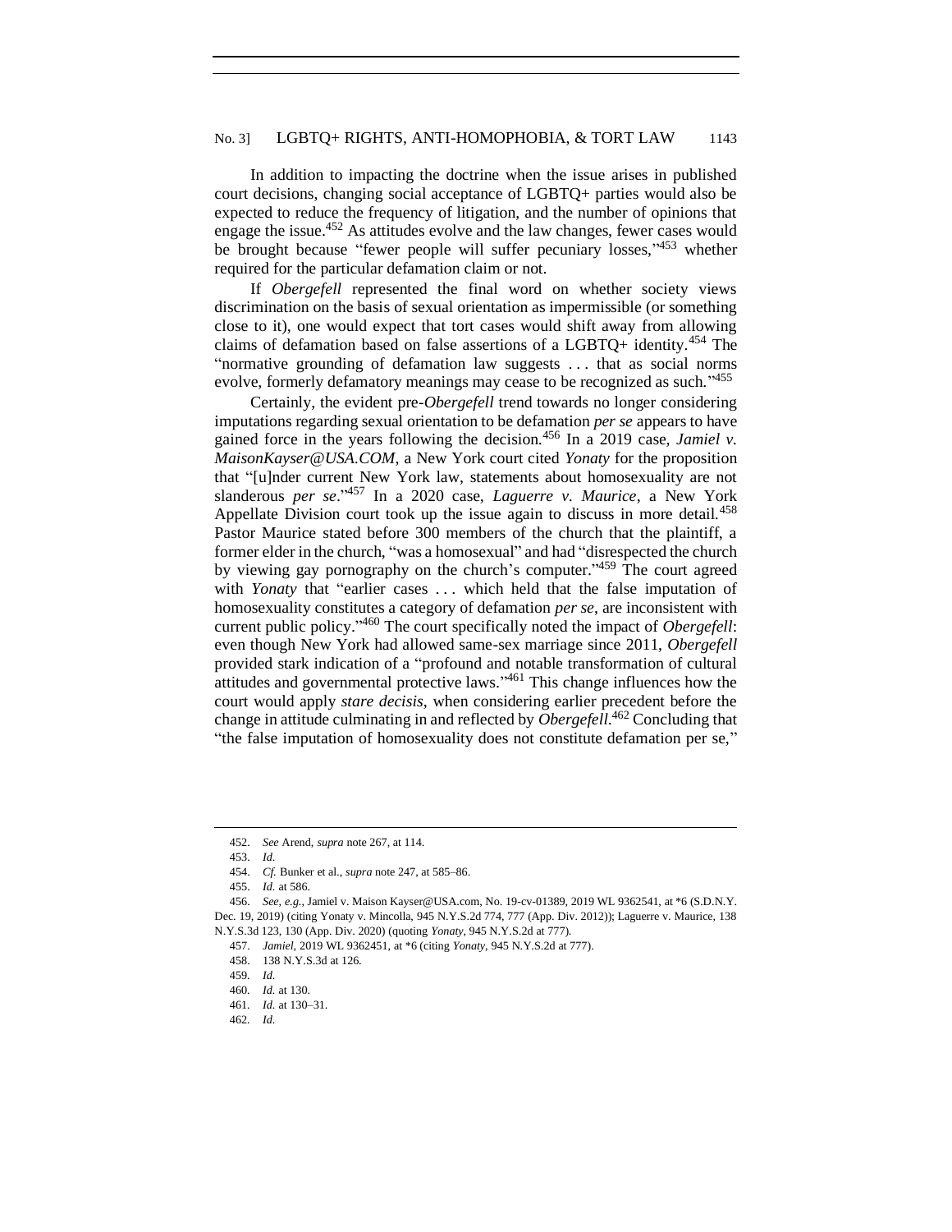In addition to impacting the doctrine when the issue arises in published court decisions, changing social acceptance of LGBTQ+ parties would also be expected to reduce the frequency of litigation, and the number of opinions that engage the issue.[452] As attitudes evolve and the law changes, fewer cases would be brought because "fewer people will suffer pecuniary losses,"[453] whether required for the particular defamation claim or not.

If *Obergefell* represented the final word on whether society views discrimination on the basis of sexual orientation as impermissible (or something close to it), one would expect that tort cases would shift away from allowing claims of defamation based on false assertions of a LGBTQ+ identity.[454] The "normative grounding of defamation law suggests . . . that as social norms evolve, formerly defamatory meanings may cease to be recognized as such."[455]

Certainly, the evident pre-*Obergefell* trend towards no longer considering imputations regarding sexual orientation to be defamation *per se* appears to have gained force in the years following the decision.[456] In a 2019 case, *Jamiel v. MaisonKayser@USA.COM*, a New York court cited *Yonaty* for the proposition that "[u]nder current New York law, statements about homosexuality are not slanderous *per se*."[457] In a 2020 case, *Laguerre v. Maurice*, a New York Appellate Division court took up the issue again to discuss in more detail.[458] Pastor Maurice stated before 300 members of the church that the plaintiff, a former elder in the church, "was a homosexual" and had "disrespected the church by viewing gay pornography on the church's computer."[459] The court agreed with *Yonaty* that "earlier cases . . . which held that the false imputation of homosexuality constitutes a category of defamation *per se*, are inconsistent with current public policy."[460] The court specifically noted the impact of *Obergefell*: even though New York had allowed same-sex marriage since 2011, *Obergefell* provided stark indication of a "profound and notable transformation of cultural attitudes and governmental protective laws."[461] This change influences how the court would apply *stare decisis*, when considering earlier precedent before the change in attitude culminating in and reflected by *Obergefell*.[462] Concluding that "the false imputation of homosexuality does not constitute defamation per se,"

---

452. *See* Arend, *supra* note 267, at 114.

453. *Id.*

454. *Cf.* Bunker et al., *supra* note 247, at 585–86.

455. *Id.* at 586.

456. *See, e.g.*, Jamiel v. Maison Kayser@USA.com, No. 19-cv-01389, 2019 WL 9362541, at *6 (S.D.N.Y. Dec. 19, 2019) (citing Yonaty v. Mincolla, 945 N.Y.S.2d 774, 777 (App. Div. 2012)); Laguerre v. Maurice, 138 N.Y.S.3d 123, 130 (App. Div. 2020) (quoting *Yonaty*, 945 N.Y.S.2d at 777).

457. *Jamiel*, 2019 WL 9362451, at *6 (citing *Yonaty*, 945 N.Y.S.2d at 777).

458. 138 N.Y.S.3d at 126.

459. *Id.*

460. *Id.* at 130.

461. *Id.* at 130–31.

462. *Id.*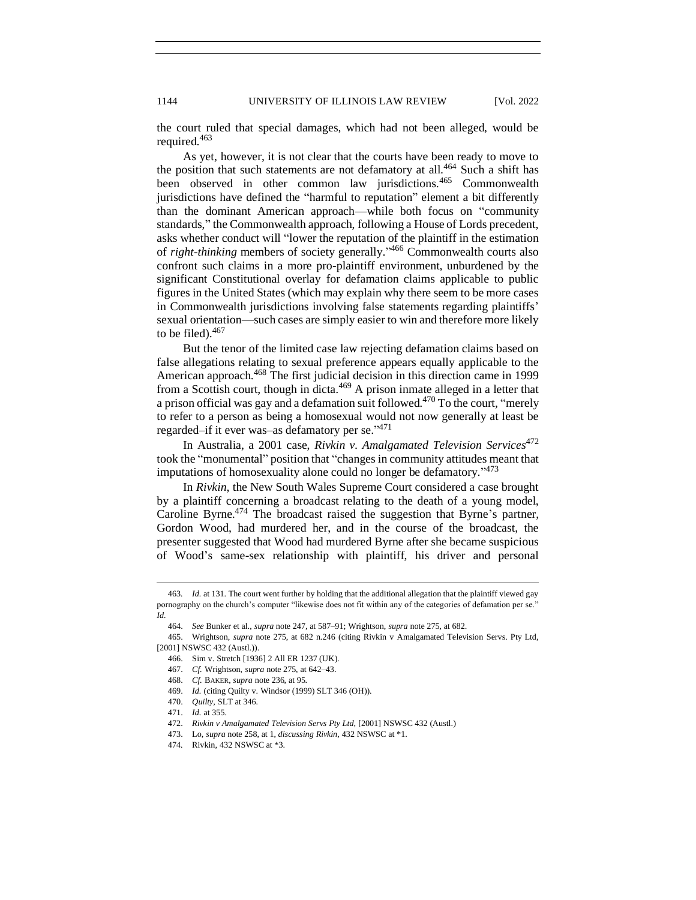the court ruled that special damages, which had not been alleged, would be required.[463]

As yet, however, it is not clear that the courts have been ready to move to the position that such statements are not defamatory at all.[464] Such a shift has been observed in other common law jurisdictions.[465] Commonwealth jurisdictions have defined the "harmful to reputation" element a bit differently than the dominant American approach—while both focus on "community standards," the Commonwealth approach, following a House of Lords precedent, asks whether conduct will "lower the reputation of the plaintiff in the estimation of *right-thinking* members of society generally."[466] Commonwealth courts also confront such claims in a more pro-plaintiff environment, unburdened by the significant Constitutional overlay for defamation claims applicable to public figures in the United States (which may explain why there seem to be more cases in Commonwealth jurisdictions involving false statements regarding plaintiffs' sexual orientation—such cases are simply easier to win and therefore more likely to be filed).[467]

But the tenor of the limited case law rejecting defamation claims based on false allegations relating to sexual preference appears equally applicable to the American approach.[468] The first judicial decision in this direction came in 1999 from a Scottish court, though in dicta.[469] A prison inmate alleged in a letter that a prison official was gay and a defamation suit followed.[470] To the court, "merely to refer to a person as being a homosexual would not now generally at least be regarded–if it ever was–as defamatory per se."[471]

In Australia, a 2001 case, *Rivkin v. Amalgamated Television Services*[472] took the "monumental" position that "changes in community attitudes meant that imputations of homosexuality alone could no longer be defamatory."[473]

In *Rivkin*, the New South Wales Supreme Court considered a case brought by a plaintiff concerning a broadcast relating to the death of a young model, Caroline Byrne.[474] The broadcast raised the suggestion that Byrne's partner, Gordon Wood, had murdered her, and in the course of the broadcast, the presenter suggested that Wood had murdered Byrne after she became suspicious of Wood's same-sex relationship with plaintiff, his driver and personal

---

463. *Id.* at 131. The court went further by holding that the additional allegation that the plaintiff viewed gay pornography on the church's computer "likewise does not fit within any of the categories of defamation per se." *Id.*

464. *See* Bunker et al., *supra* note 247, at 587–91; Wrightson, *supra* note 275, at 682.

465. Wrightson, *supra* note 275, at 682 n.246 (citing Rivkin v Amalgamated Television Servs. Pty Ltd, [2001] NSWSC 432 (Austl.)).

466. Sim v. Stretch [1936] 2 All ER 1237 (UK).

467. *Cf.* Wrightson, *supra* note 275, at 642–43.

468. *Cf.* BAKER, *supra* note 236, at 95.

469. *Id.* (citing Quilty v. Windsor (1999) SLT 346 (OH)).

470. *Quilty*, SLT at 346.

471. *Id.* at 355.

472. *Rivkin v Amalgamated Television Servs Pty Ltd*, [2001] NSWSC 432 (Austl.)

473. Lo, *supra* note 258, at 1, *discussing Rivkin*, 432 NSWSC at *1.

474. Rivkin, 432 NSWSC at *3.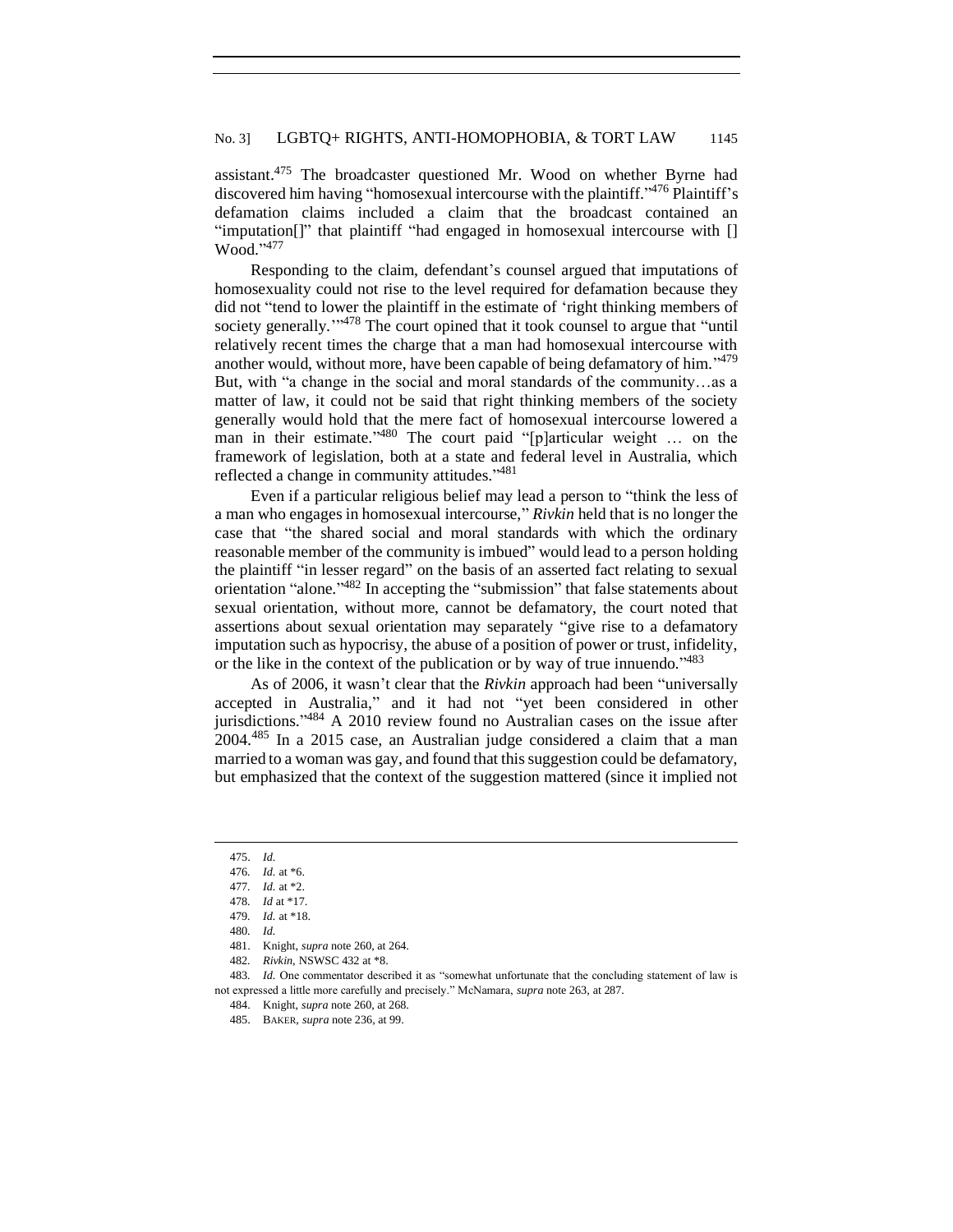assistant.[475] The broadcaster questioned Mr. Wood on whether Byrne had discovered him having "homosexual intercourse with the plaintiff."[476] Plaintiff's defamation claims included a claim that the broadcast contained an "imputation[]" that plaintiff "had engaged in homosexual intercourse with [] Wood."[477]

Responding to the claim, defendant's counsel argued that imputations of homosexuality could not rise to the level required for defamation because they did not "tend to lower the plaintiff in the estimate of 'right thinking members of society generally.'"[478] The court opined that it took counsel to argue that "until relatively recent times the charge that a man had homosexual intercourse with another would, without more, have been capable of being defamatory of him."[479] But, with "a change in the social and moral standards of the community…as a matter of law, it could not be said that right thinking members of the society generally would hold that the mere fact of homosexual intercourse lowered a man in their estimate."[480] The court paid "[p]articular weight … on the framework of legislation, both at a state and federal level in Australia, which reflected a change in community attitudes."[481]

Even if a particular religious belief may lead a person to "think the less of a man who engages in homosexual intercourse," *Rivkin* held that is no longer the case that "the shared social and moral standards with which the ordinary reasonable member of the community is imbued" would lead to a person holding the plaintiff "in lesser regard" on the basis of an asserted fact relating to sexual orientation "alone."[482] In accepting the "submission" that false statements about sexual orientation, without more, cannot be defamatory, the court noted that assertions about sexual orientation may separately "give rise to a defamatory imputation such as hypocrisy, the abuse of a position of power or trust, infidelity, or the like in the context of the publication or by way of true innuendo."[483]

As of 2006, it wasn't clear that the *Rivkin* approach had been "universally accepted in Australia," and it had not "yet been considered in other jurisdictions."[484] A 2010 review found no Australian cases on the issue after 2004.[485] In a 2015 case, an Australian judge considered a claim that a man married to a woman was gay, and found that this suggestion could be defamatory, but emphasized that the context of the suggestion mattered (since it implied not

---

475. *Id.*

476. *Id.* at *6.

477. *Id.* at *2.

478. *Id* at *17.

479. *Id.* at *18.

480. *Id.*

481. Knight, *supra* note 260, at 264.

482. *Rivkin*, NSWSC 432 at *8.

483. *Id.* One commentator described it as "somewhat unfortunate that the concluding statement of law is not expressed a little more carefully and precisely." McNamara, *supra* note 263, at 287.

484. Knight, *supra* note 260, at 268.

485. BAKER, *supra* note 236, at 99.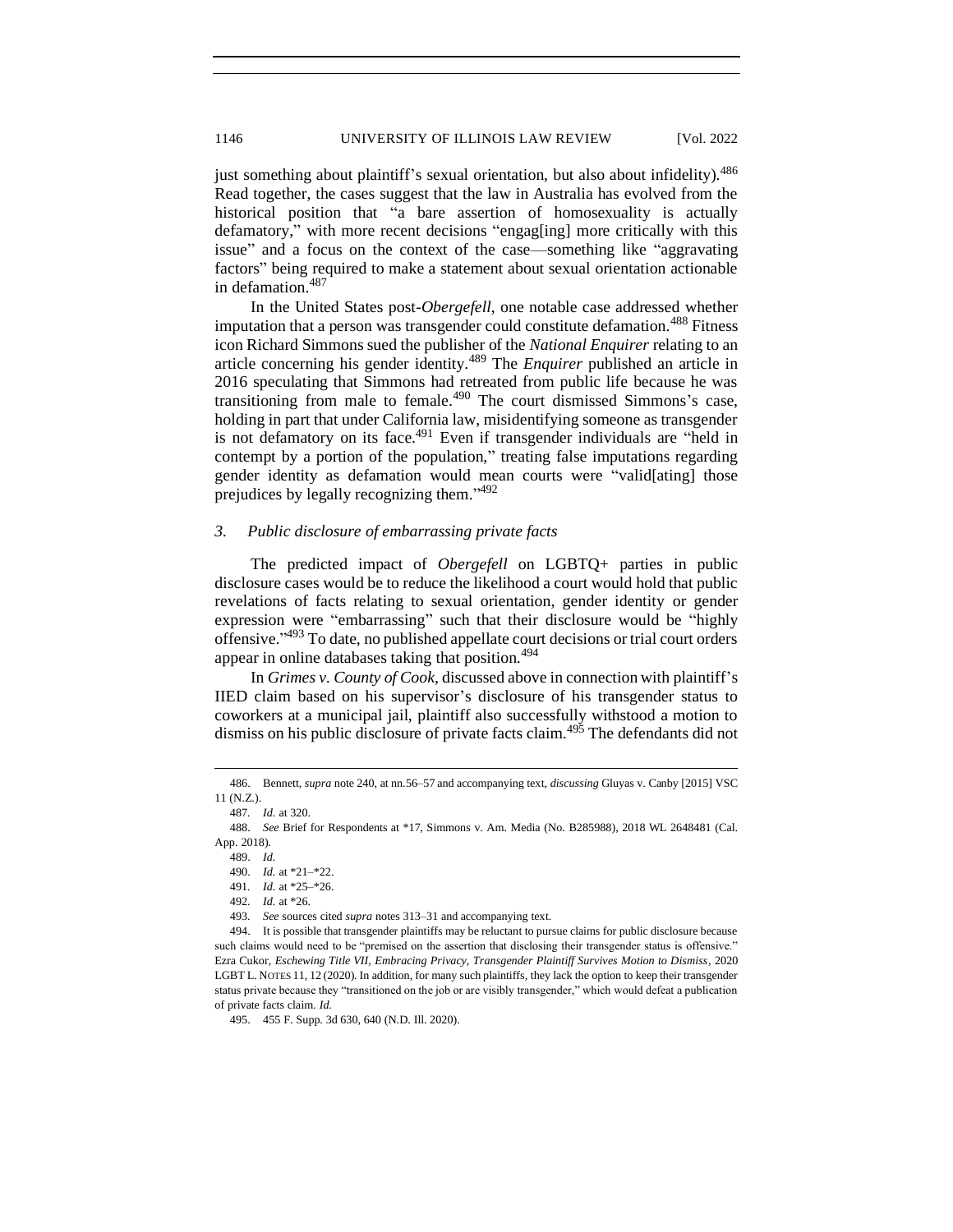just something about plaintiff's sexual orientation, but also about infidelity).[486] Read together, the cases suggest that the law in Australia has evolved from the historical position that "a bare assertion of homosexuality is actually defamatory," with more recent decisions "engag[ing] more critically with this issue" and a focus on the context of the case—something like "aggravating factors" being required to make a statement about sexual orientation actionable in defamation.[487]

In the United States post-*Obergefell*, one notable case addressed whether imputation that a person was transgender could constitute defamation.[488] Fitness icon Richard Simmons sued the publisher of the *National Enquirer* relating to an article concerning his gender identity.[489] The *Enquirer* published an article in 2016 speculating that Simmons had retreated from public life because he was transitioning from male to female.[490] The court dismissed Simmons's case, holding in part that under California law, misidentifying someone as transgender is not defamatory on its face.[491] Even if transgender individuals are "held in contempt by a portion of the population," treating false imputations regarding gender identity as defamation would mean courts were "valid[ating] those prejudices by legally recognizing them."[492]

### *3. Public disclosure of embarrassing private facts*

The predicted impact of *Obergefell* on LGBTQ+ parties in public disclosure cases would be to reduce the likelihood a court would hold that public revelations of facts relating to sexual orientation, gender identity or gender expression were "embarrassing" such that their disclosure would be "highly offensive."[493] To date, no published appellate court decisions or trial court orders appear in online databases taking that position.[494]

In *Grimes v. County of Cook*, discussed above in connection with plaintiff's IIED claim based on his supervisor's disclosure of his transgender status to coworkers at a municipal jail, plaintiff also successfully withstood a motion to dismiss on his public disclosure of private facts claim.[495] The defendants did not

---

486. Bennett, *supra* note 240, at nn.56–57 and accompanying text, *discussing* Gluyas v. Canby [2015] VSC 11 (N.Z.).

487. *Id.* at 320.

488. *See* Brief for Respondents at *17, Simmons v. Am. Media (No. B285988), 2018 WL 2648481 (Cal. App. 2018).

489. *Id.*

490. *Id.* at *21–*22.

491. *Id.* at *25–*26.

492. *Id.* at *26.

493. *See* sources cited *supra* notes 313–31 and accompanying text.

494. It is possible that transgender plaintiffs may be reluctant to pursue claims for public disclosure because such claims would need to be "premised on the assertion that disclosing their transgender status is offensive." Ezra Cukor, *Eschewing Title VII, Embracing Privacy, Transgender Plaintiff Survives Motion to Dismiss*, 2020 LGBT L. NOTES 11, 12 (2020). In addition, for many such plaintiffs, they lack the option to keep their transgender status private because they "transitioned on the job or are visibly transgender," which would defeat a publication of private facts claim. *Id.*

495. 455 F. Supp. 3d 630, 640 (N.D. Ill. 2020).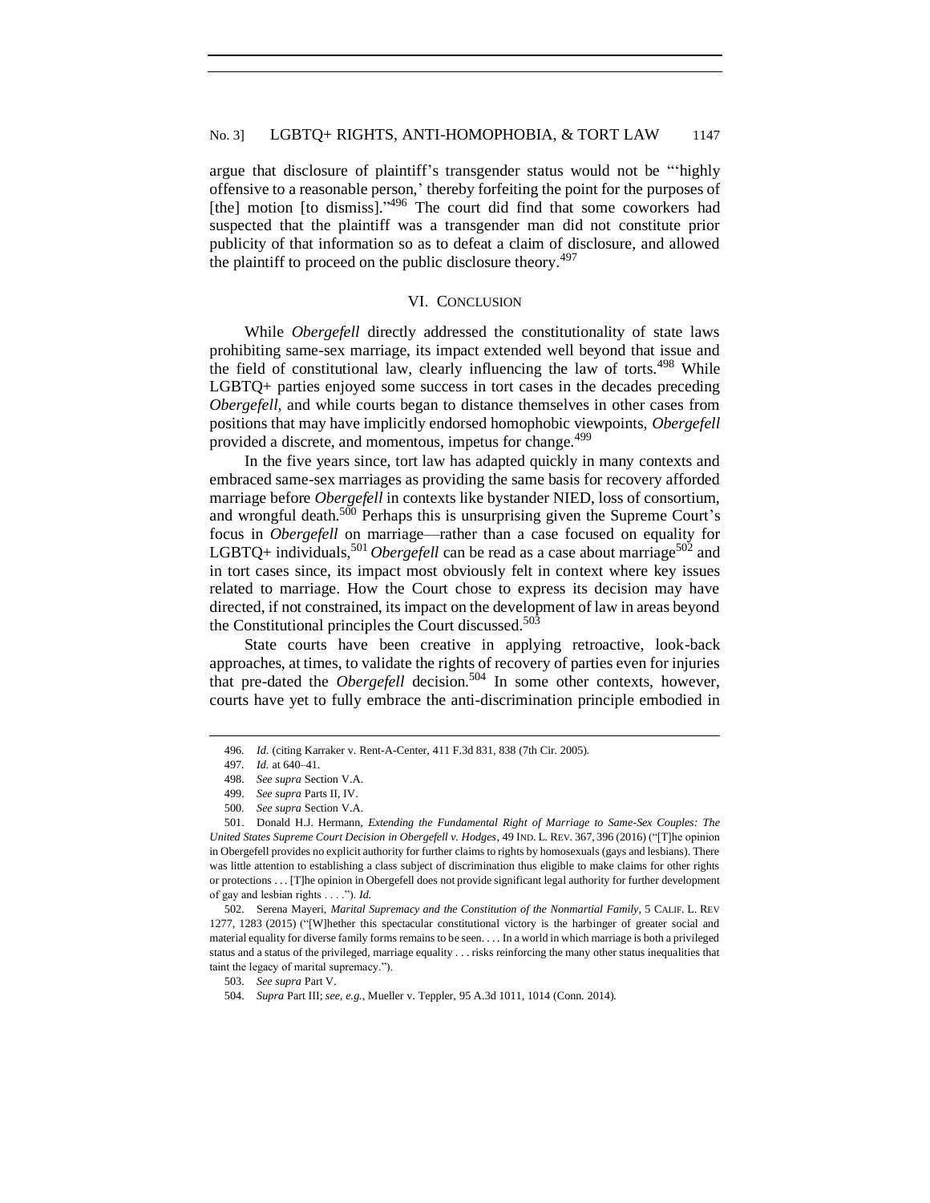argue that disclosure of plaintiff's transgender status would not be "'highly offensive to a reasonable person,' thereby forfeiting the point for the purposes of [the] motion [to dismiss]."[496] The court did find that some coworkers had suspected that the plaintiff was a transgender man did not constitute prior publicity of that information so as to defeat a claim of disclosure, and allowed the plaintiff to proceed on the public disclosure theory.[497]

## VI. Conclusion

While *Obergefell* directly addressed the constitutionality of state laws prohibiting same-sex marriage, its impact extended well beyond that issue and the field of constitutional law, clearly influencing the law of torts.[498] While LGBTQ+ parties enjoyed some success in tort cases in the decades preceding *Obergefell*, and while courts began to distance themselves in other cases from positions that may have implicitly endorsed homophobic viewpoints, *Obergefell* provided a discrete, and momentous, impetus for change.[499]

In the five years since, tort law has adapted quickly in many contexts and embraced same-sex marriages as providing the same basis for recovery afforded marriage before *Obergefell* in contexts like bystander NIED, loss of consortium, and wrongful death.[500] Perhaps this is unsurprising given the Supreme Court's focus in *Obergefell* on marriage—rather than a case focused on equality for LGBTQ+ individuals,[501] *Obergefell* can be read as a case about marriage[502] and in tort cases since, its impact most obviously felt in context where key issues related to marriage. How the Court chose to express its decision may have directed, if not constrained, its impact on the development of law in areas beyond the Constitutional principles the Court discussed.[503]

State courts have been creative in applying retroactive, look-back approaches, at times, to validate the rights of recovery of parties even for injuries that pre-dated the *Obergefell* decision.[504] In some other contexts, however, courts have yet to fully embrace the anti-discrimination principle embodied in

---

496. *Id.* (citing Karraker v. Rent-A-Center, 411 F.3d 831, 838 (7th Cir. 2005).

497. *Id.* at 640–41.

498. *See supra* Section V.A.

499. *See supra* Parts II, IV.

500. *See supra* Section V.A.

501. Donald H.J. Hermann, *Extending the Fundamental Right of Marriage to Same-Sex Couples: The United States Supreme Court Decision in Obergefell v. Hodges*, 49 IND. L. REV. 367, 396 (2016) ("[T]he opinion in Obergefell provides no explicit authority for further claims to rights by homosexuals (gays and lesbians). There was little attention to establishing a class subject of discrimination thus eligible to make claims for other rights or protections . . . [T]he opinion in Obergefell does not provide significant legal authority for further development of gay and lesbian rights . . . ."). *Id.*

502. Serena Mayeri, *Marital Supremacy and the Constitution of the Nonmartial Family*, 5 CALIF. L. REV 1277, 1283 (2015) ("[W]hether this spectacular constitutional victory is the harbinger of greater social and material equality for diverse family forms remains to be seen. . . . In a world in which marriage is both a privileged status and a status of the privileged, marriage equality . . . risks reinforcing the many other status inequalities that taint the legacy of marital supremacy.").

503. *See supra* Part V.

504. *Supra* Part III; *see, e.g.*, Mueller v. Teppler, 95 A.3d 1011, 1014 (Conn. 2014).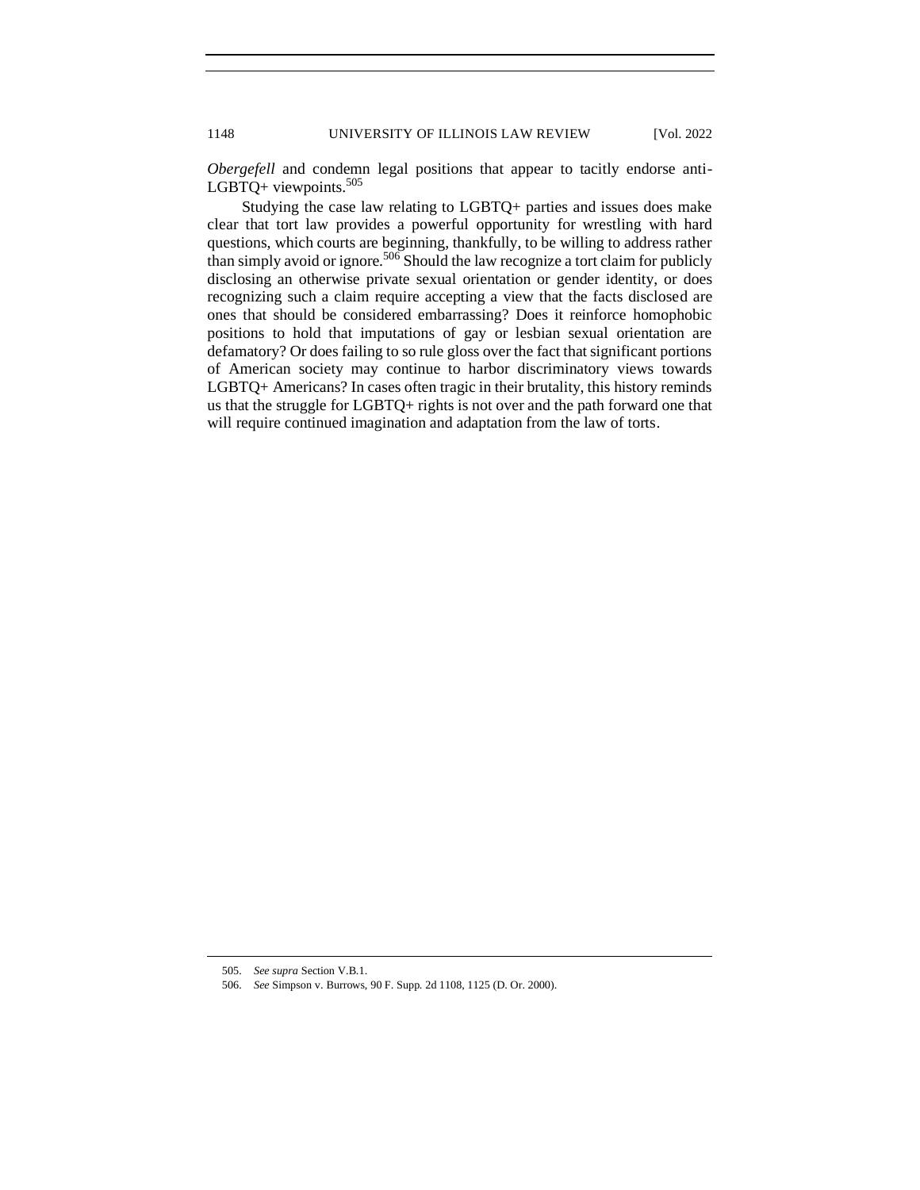*Obergefell* and condemn legal positions that appear to tacitly endorse anti-LGBTQ+ viewpoints.[505]

Studying the case law relating to LGBTQ+ parties and issues does make clear that tort law provides a powerful opportunity for wrestling with hard questions, which courts are beginning, thankfully, to be willing to address rather than simply avoid or ignore.[506] Should the law recognize a tort claim for publicly disclosing an otherwise private sexual orientation or gender identity, or does recognizing such a claim require accepting a view that the facts disclosed are ones that should be considered embarrassing? Does it reinforce homophobic positions to hold that imputations of gay or lesbian sexual orientation are defamatory? Or does failing to so rule gloss over the fact that significant portions of American society may continue to harbor discriminatory views towards LGBTQ+ Americans? In cases often tragic in their brutality, this history reminds us that the struggle for LGBTQ+ rights is not over and the path forward one that will require continued imagination and adaptation from the law of torts.

---

505. *See supra* Section V.B.1.

506. *See* Simpson v. Burrows, 90 F. Supp. 2d 1108, 1125 (D. Or. 2000).